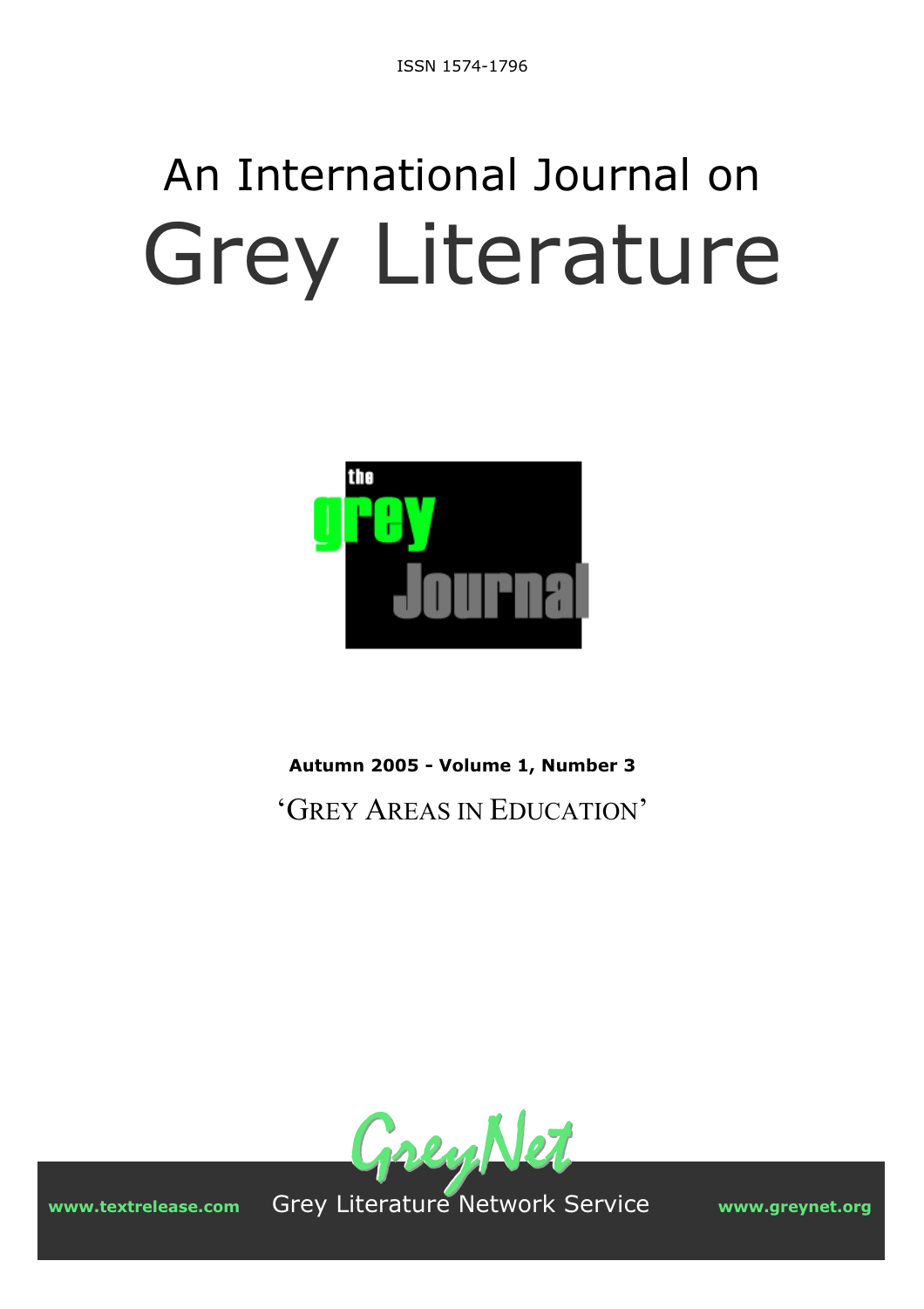ISSN 1574-1796

# An International Journal on Grey Literature

the grey Journal

**Autumn 2005 - Volume 1, Number 3**

'GREY AREAS IN EDUCATION'

GreyNet

**www.textrelease.com** Grey Literature Network Service **www.greynet.org**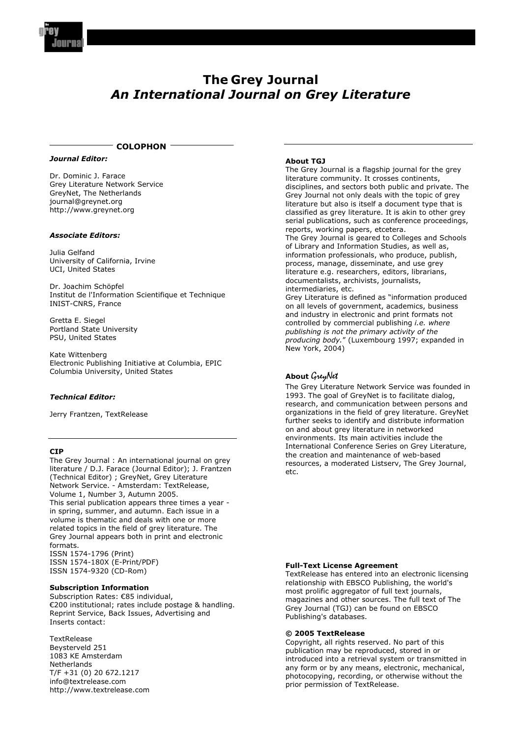# The Grey Journal
## *An International Journal on Grey Literature*

### COLOPHON

***Journal Editor:***

Dr. Dominic J. Farace
Grey Literature Network Service
GreyNet, The Netherlands
journal@greynet.org
http://www.greynet.org

***Associate Editors:***

Julia Gelfand
University of California, Irvine
UCI, United States

Dr. Joachim Schöpfel
Institut de l'Information Scientifique et Technique
INIST-CNRS, France

Gretta E. Siegel
Portland State University
PSU, United States

Kate Wittenberg
Electronic Publishing Initiative at Columbia, EPIC
Columbia University, United States

***Technical Editor:***

Jerry Frantzen, TextRelease

**CIP**

The Grey Journal : An international journal on grey literature / D.J. Farace (Journal Editor); J. Frantzen (Technical Editor) ; GreyNet, Grey Literature Network Service. - Amsterdam: TextRelease, Volume 1, Number 3, Autumn 2005.
This serial publication appears three times a year - in spring, summer, and autumn. Each issue in a volume is thematic and deals with one or more related topics in the field of grey literature. The Grey Journal appears both in print and electronic formats.
ISSN 1574-1796 (Print)
ISSN 1574-180X (E-Print/PDF)
ISSN 1574-9320 (CD-Rom)

**Subscription Information**

Subscription Rates: €85 individual, €200 institutional; rates include postage & handling.
Reprint Service, Back Issues, Advertising and Inserts contact:

TextRelease
Beysterveld 251
1083 KE Amsterdam
Netherlands
T/F +31 (0) 20 672.1217
info@textrelease.com
http://www.textrelease.com

**About TGJ**

The Grey Journal is a flagship journal for the grey literature community. It crosses continents, disciplines, and sectors both public and private. The Grey Journal not only deals with the topic of grey literature but also is itself a document type that is classified as grey literature. It is akin to other grey serial publications, such as conference proceedings, reports, working papers, etcetera.
The Grey Journal is geared to Colleges and Schools of Library and Information Studies, as well as, information professionals, who produce, publish, process, manage, disseminate, and use grey literature e.g. researchers, editors, librarians, documentalists, archivists, journalists, intermediaries, etc.
Grey Literature is defined as "information produced on all levels of government, academics, business and industry in electronic and print formats not controlled by commercial publishing *i.e. where publishing is not the primary activity of the producing body.*" (Luxembourg 1997; expanded in New York, 2004)

**About GreyNet**

The Grey Literature Network Service was founded in 1993. The goal of GreyNet is to facilitate dialog, research, and communication between persons and organizations in the field of grey literature. GreyNet further seeks to identify and distribute information on and about grey literature in networked environments. Its main activities include the International Conference Series on Grey Literature, the creation and maintenance of web-based resources, a moderated Listserv, The Grey Journal, etc.

**Full-Text License Agreement**

TextRelease has entered into an electronic licensing relationship with EBSCO Publishing, the world's most prolific aggregator of full text journals, magazines and other sources. The full text of The Grey Journal (TGJ) can be found on EBSCO Publishing's databases.

**© 2005 TextRelease**

Copyright, all rights reserved. No part of this publication may be reproduced, stored in or introduced into a retrieval system or transmitted in any form or by any means, electronic, mechanical, photocopying, recording, or otherwise without the prior permission of TextRelease.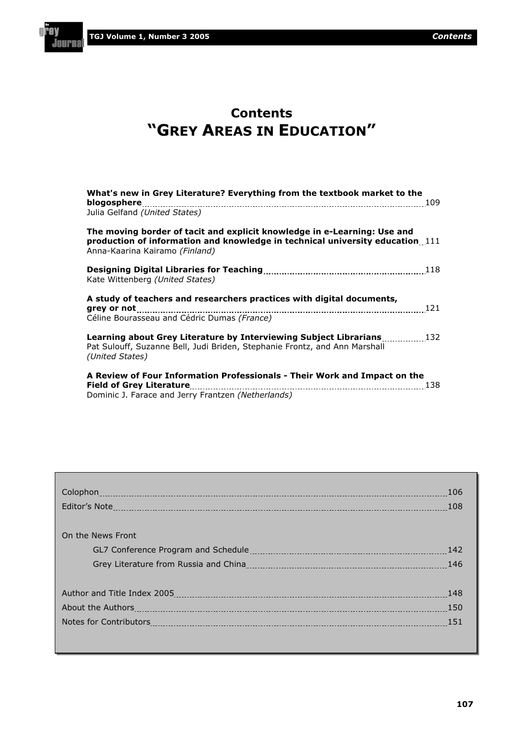# Contents
# "GREY AREAS IN EDUCATION"

**What's new in Grey Literature? Everything from the textbook market to the blogosphere** ........ 109
Julia Gelfand *(United States)*

**The moving border of tacit and explicit knowledge in e-Learning: Use and production of information and knowledge in technical university education** ........ 111
Anna-Kaarina Kairamo *(Finland)*

**Designing Digital Libraries for Teaching** ........ 118
Kate Wittenberg *(United States)*

**A study of teachers and researchers practices with digital documents, grey or not** ........ 121
Céline Bourasseau and Cédric Dumas *(France)*

**Learning about Grey Literature by Interviewing Subject Librarians** ........ 132
Pat Sulouff, Suzanne Bell, Judi Briden, Stephanie Frontz, and Ann Marshall *(United States)*

**A Review of Four Information Professionals - Their Work and Impact on the Field of Grey Literature** ........ 138
Dominic J. Farace and Jerry Frantzen *(Netherlands)*

---

Colophon ........ 106

Editor's Note ........ 108

On the News Front

- GL7 Conference Program and Schedule ........ 142
- Grey Literature from Russia and China ........ 146

Author and Title Index 2005 ........ 148

About the Authors ........ 150

Notes for Contributors ........ 151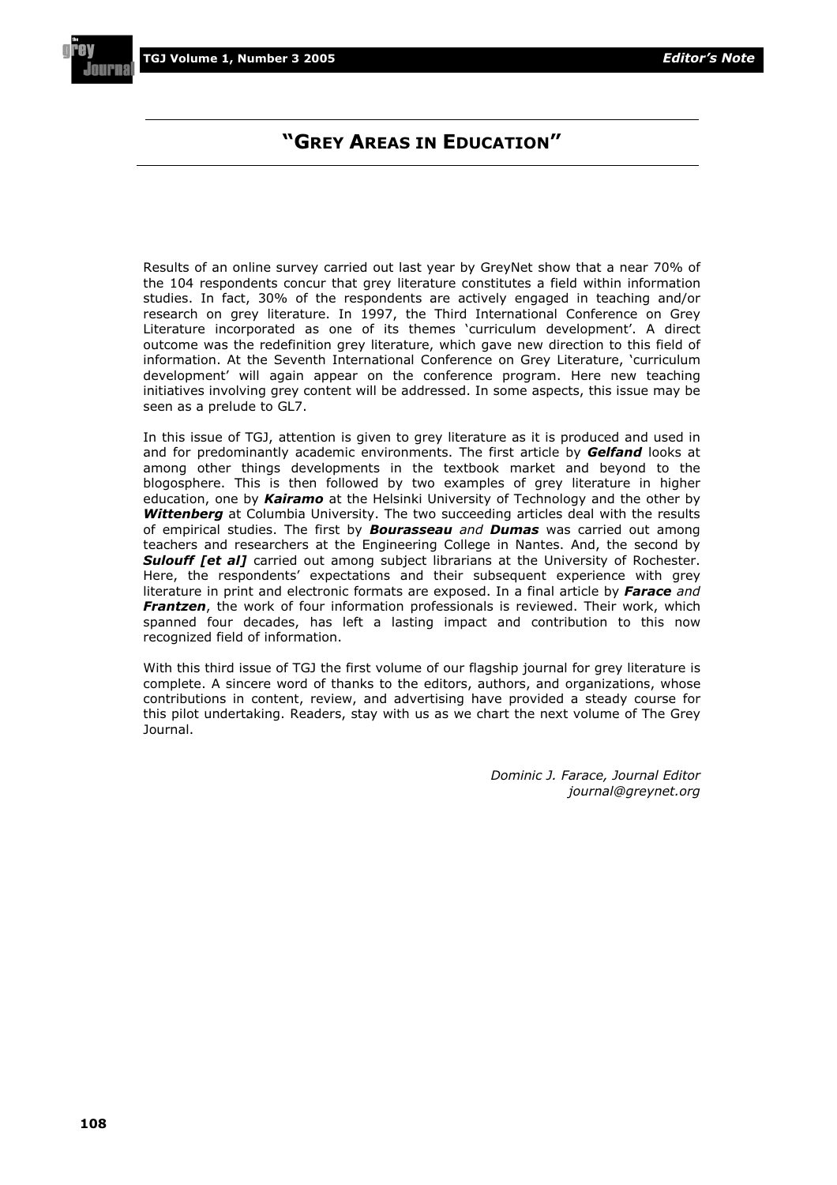# "GREY AREAS IN EDUCATION"

Results of an online survey carried out last year by GreyNet show that a near 70% of the 104 respondents concur that grey literature constitutes a field within information studies. In fact, 30% of the respondents are actively engaged in teaching and/or research on grey literature. In 1997, the Third International Conference on Grey Literature incorporated as one of its themes 'curriculum development'. A direct outcome was the redefinition grey literature, which gave new direction to this field of information. At the Seventh International Conference on Grey Literature, 'curriculum development' will again appear on the conference program. Here new teaching initiatives involving grey content will be addressed. In some aspects, this issue may be seen as a prelude to GL7.

In this issue of TGJ, attention is given to grey literature as it is produced and used in and for predominantly academic environments. The first article by ***Gelfand*** looks at among other things developments in the textbook market and beyond to the blogosphere. This is then followed by two examples of grey literature in higher education, one by ***Kairamo*** at the Helsinki University of Technology and the other by ***Wittenberg*** at Columbia University. The two succeeding articles deal with the results of empirical studies. The first by ***Bourasseau*** *and* ***Dumas*** was carried out among teachers and researchers at the Engineering College in Nantes. And, the second by ***Sulouff [et al]*** carried out among subject librarians at the University of Rochester. Here, the respondents' expectations and their subsequent experience with grey literature in print and electronic formats are exposed. In a final article by ***Farace*** *and* ***Frantzen***, the work of four information professionals is reviewed. Their work, which spanned four decades, has left a lasting impact and contribution to this now recognized field of information.

With this third issue of TGJ the first volume of our flagship journal for grey literature is complete. A sincere word of thanks to the editors, authors, and organizations, whose contributions in content, review, and advertising have provided a steady course for this pilot undertaking. Readers, stay with us as we chart the next volume of The Grey Journal.

*Dominic J. Farace, Journal Editor*
*journal@greynet.org*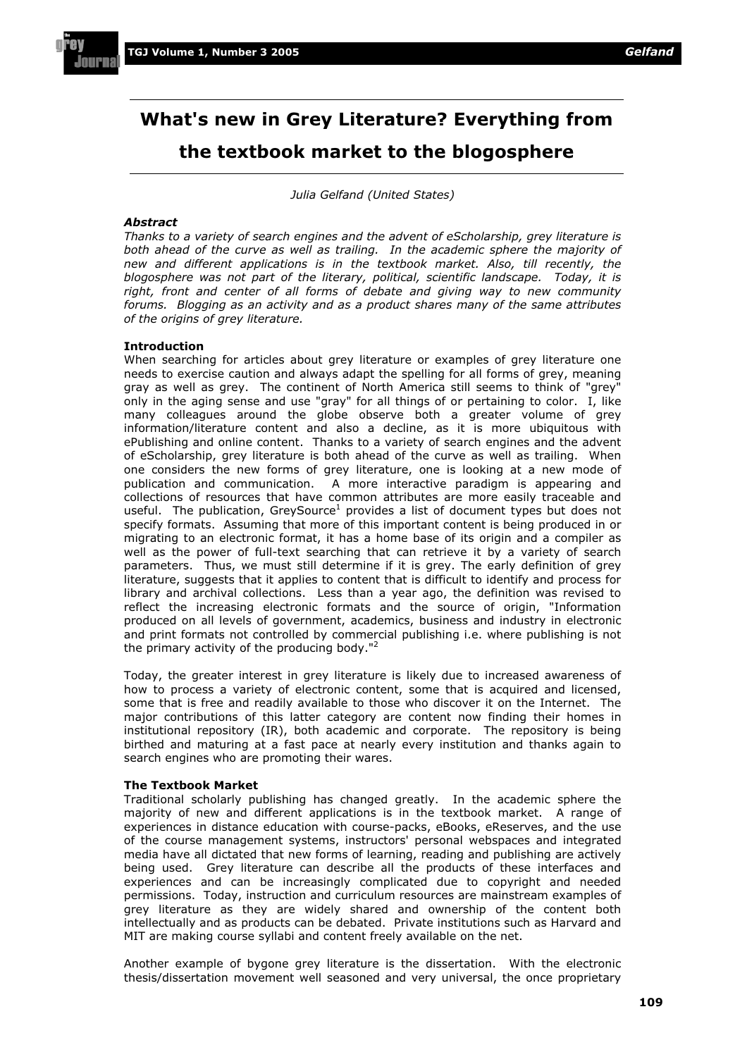# What's new in Grey Literature? Everything from the textbook market to the blogosphere

*Julia Gelfand (United States)*

***Abstract***

*Thanks to a variety of search engines and the advent of eScholarship, grey literature is both ahead of the curve as well as trailing. In the academic sphere the majority of new and different applications is in the textbook market. Also, till recently, the blogosphere was not part of the literary, political, scientific landscape. Today, it is right, front and center of all forms of debate and giving way to new community forums. Blogging as an activity and as a product shares many of the same attributes of the origins of grey literature.*

**Introduction**

When searching for articles about grey literature or examples of grey literature one needs to exercise caution and always adapt the spelling for all forms of grey, meaning gray as well as grey. The continent of North America still seems to think of "grey" only in the aging sense and use "gray" for all things of or pertaining to color. I, like many colleagues around the globe observe both a greater volume of grey information/literature content and also a decline, as it is more ubiquitous with ePublishing and online content. Thanks to a variety of search engines and the advent of eScholarship, grey literature is both ahead of the curve as well as trailing. When one considers the new forms of grey literature, one is looking at a new mode of publication and communication. A more interactive paradigm is appearing and collections of resources that have common attributes are more easily traceable and useful. The publication, GreySource[1] provides a list of document types but does not specify formats. Assuming that more of this important content is being produced in or migrating to an electronic format, it has a home base of its origin and a compiler as well as the power of full-text searching that can retrieve it by a variety of search parameters. Thus, we must still determine if it is grey. The early definition of grey literature, suggests that it applies to content that is difficult to identify and process for library and archival collections. Less than a year ago, the definition was revised to reflect the increasing electronic formats and the source of origin, "Information produced on all levels of government, academics, business and industry in electronic and print formats not controlled by commercial publishing i.e. where publishing is not the primary activity of the producing body."[2]

Today, the greater interest in grey literature is likely due to increased awareness of how to process a variety of electronic content, some that is acquired and licensed, some that is free and readily available to those who discover it on the Internet. The major contributions of this latter category are content now finding their homes in institutional repository (IR), both academic and corporate. The repository is being birthed and maturing at a fast pace at nearly every institution and thanks again to search engines who are promoting their wares.

**The Textbook Market**

Traditional scholarly publishing has changed greatly. In the academic sphere the majority of new and different applications is in the textbook market. A range of experiences in distance education with course-packs, eBooks, eReserves, and the use of the course management systems, instructors' personal webspaces and integrated media have all dictated that new forms of learning, reading and publishing are actively being used. Grey literature can describe all the products of these interfaces and experiences and can be increasingly complicated due to copyright and needed permissions. Today, instruction and curriculum resources are mainstream examples of grey literature as they are widely shared and ownership of the content both intellectually and as products can be debated. Private institutions such as Harvard and MIT are making course syllabi and content freely available on the net.

Another example of bygone grey literature is the dissertation. With the electronic thesis/dissertation movement well seasoned and very universal, the once proprietary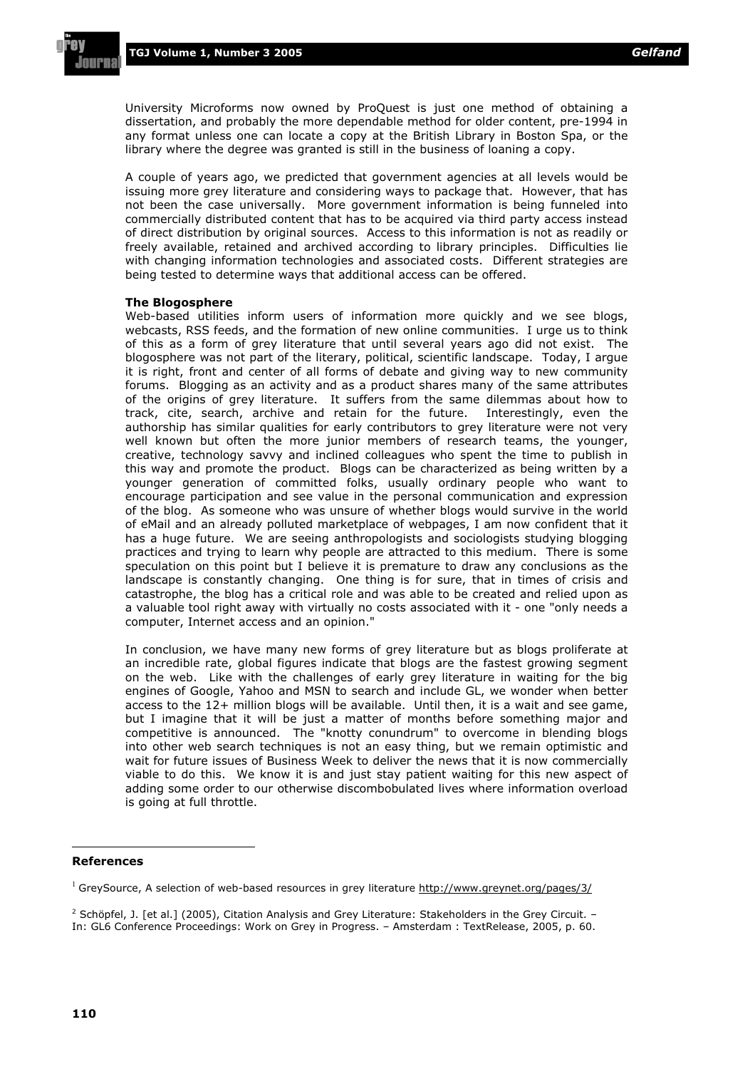University Microforms now owned by ProQuest is just one method of obtaining a dissertation, and probably the more dependable method for older content, pre-1994 in any format unless one can locate a copy at the British Library in Boston Spa, or the library where the degree was granted is still in the business of loaning a copy.

A couple of years ago, we predicted that government agencies at all levels would be issuing more grey literature and considering ways to package that. However, that has not been the case universally. More government information is being funneled into commercially distributed content that has to be acquired via third party access instead of direct distribution by original sources. Access to this information is not as readily or freely available, retained and archived according to library principles. Difficulties lie with changing information technologies and associated costs. Different strategies are being tested to determine ways that additional access can be offered.

**The Blogosphere**

Web-based utilities inform users of information more quickly and we see blogs, webcasts, RSS feeds, and the formation of new online communities. I urge us to think of this as a form of grey literature that until several years ago did not exist. The blogosphere was not part of the literary, political, scientific landscape. Today, I argue it is right, front and center of all forms of debate and giving way to new community forums. Blogging as an activity and as a product shares many of the same attributes of the origins of grey literature. It suffers from the same dilemmas about how to track, cite, search, archive and retain for the future. Interestingly, even the authorship has similar qualities for early contributors to grey literature were not very well known but often the more junior members of research teams, the younger, creative, technology savvy and inclined colleagues who spent the time to publish in this way and promote the product. Blogs can be characterized as being written by a younger generation of committed folks, usually ordinary people who want to encourage participation and see value in the personal communication and expression of the blog. As someone who was unsure of whether blogs would survive in the world of eMail and an already polluted marketplace of webpages, I am now confident that it has a huge future. We are seeing anthropologists and sociologists studying blogging practices and trying to learn why people are attracted to this medium. There is some speculation on this point but I believe it is premature to draw any conclusions as the landscape is constantly changing. One thing is for sure, that in times of crisis and catastrophe, the blog has a critical role and was able to be created and relied upon as a valuable tool right away with virtually no costs associated with it - one "only needs a computer, Internet access and an opinion."

In conclusion, we have many new forms of grey literature but as blogs proliferate at an incredible rate, global figures indicate that blogs are the fastest growing segment on the web. Like with the challenges of early grey literature in waiting for the big engines of Google, Yahoo and MSN to search and include GL, we wonder when better access to the 12+ million blogs will be available. Until then, it is a wait and see game, but I imagine that it will be just a matter of months before something major and competitive is announced. The "knotty conundrum" to overcome in blending blogs into other web search techniques is not an easy thing, but we remain optimistic and wait for future issues of Business Week to deliver the news that it is now commercially viable to do this. We know it is and just stay patient waiting for this new aspect of adding some order to our otherwise discombobulated lives where information overload is going at full throttle.

**References**

[1] GreySource, A selection of web-based resources in grey literature http://www.greynet.org/pages/3/

[2] Schöpfel, J. [et al.] (2005), Citation Analysis and Grey Literature: Stakeholders in the Grey Circuit. – In: GL6 Conference Proceedings: Work on Grey in Progress. – Amsterdam : TextRelease, 2005, p. 60.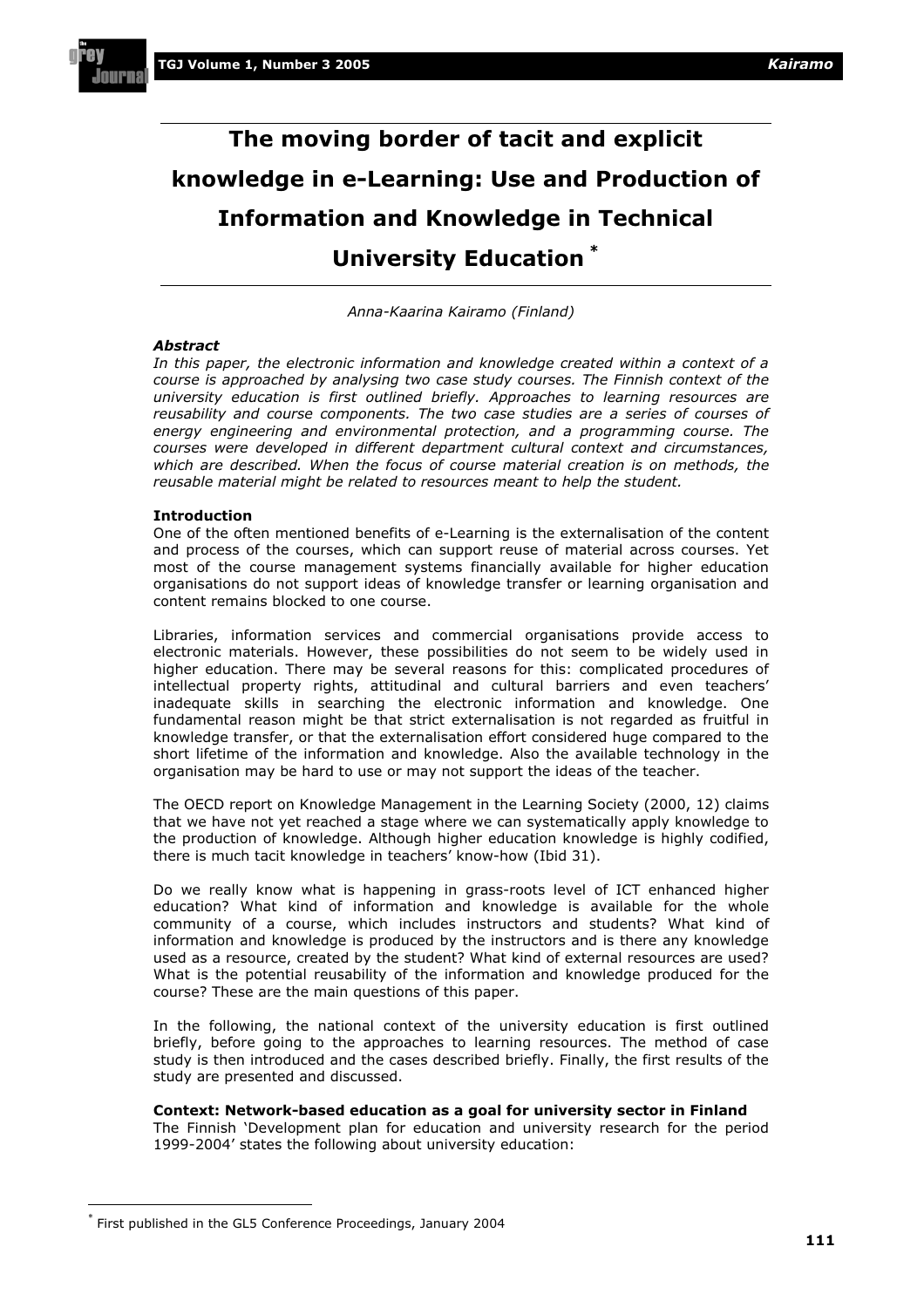# The moving border of tacit and explicit knowledge in e-Learning: Use and Production of Information and Knowledge in Technical University Education *

*Anna-Kaarina Kairamo (Finland)*

***Abstract***

*In this paper, the electronic information and knowledge created within a context of a course is approached by analysing two case study courses. The Finnish context of the university education is first outlined briefly. Approaches to learning resources are reusability and course components. The two case studies are a series of courses of energy engineering and environmental protection, and a programming course. The courses were developed in different department cultural context and circumstances, which are described. When the focus of course material creation is on methods, the reusable material might be related to resources meant to help the student.*

**Introduction**

One of the often mentioned benefits of e-Learning is the externalisation of the content and process of the courses, which can support reuse of material across courses. Yet most of the course management systems financially available for higher education organisations do not support ideas of knowledge transfer or learning organisation and content remains blocked to one course.

Libraries, information services and commercial organisations provide access to electronic materials. However, these possibilities do not seem to be widely used in higher education. There may be several reasons for this: complicated procedures of intellectual property rights, attitudinal and cultural barriers and even teachers' inadequate skills in searching the electronic information and knowledge. One fundamental reason might be that strict externalisation is not regarded as fruitful in knowledge transfer, or that the externalisation effort considered huge compared to the short lifetime of the information and knowledge. Also the available technology in the organisation may be hard to use or may not support the ideas of the teacher.

The OECD report on Knowledge Management in the Learning Society (2000, 12) claims that we have not yet reached a stage where we can systematically apply knowledge to the production of knowledge. Although higher education knowledge is highly codified, there is much tacit knowledge in teachers' know-how (Ibid 31).

Do we really know what is happening in grass-roots level of ICT enhanced higher education? What kind of information and knowledge is available for the whole community of a course, which includes instructors and students? What kind of information and knowledge is produced by the instructors and is there any knowledge used as a resource, created by the student? What kind of external resources are used? What is the potential reusability of the information and knowledge produced for the course? These are the main questions of this paper.

In the following, the national context of the university education is first outlined briefly, before going to the approaches to learning resources. The method of case study is then introduced and the cases described briefly. Finally, the first results of the study are presented and discussed.

**Context: Network-based education as a goal for university sector in Finland**

The Finnish 'Development plan for education and university research for the period 1999-2004' states the following about university education:

---

* First published in the GL5 Conference Proceedings, January 2004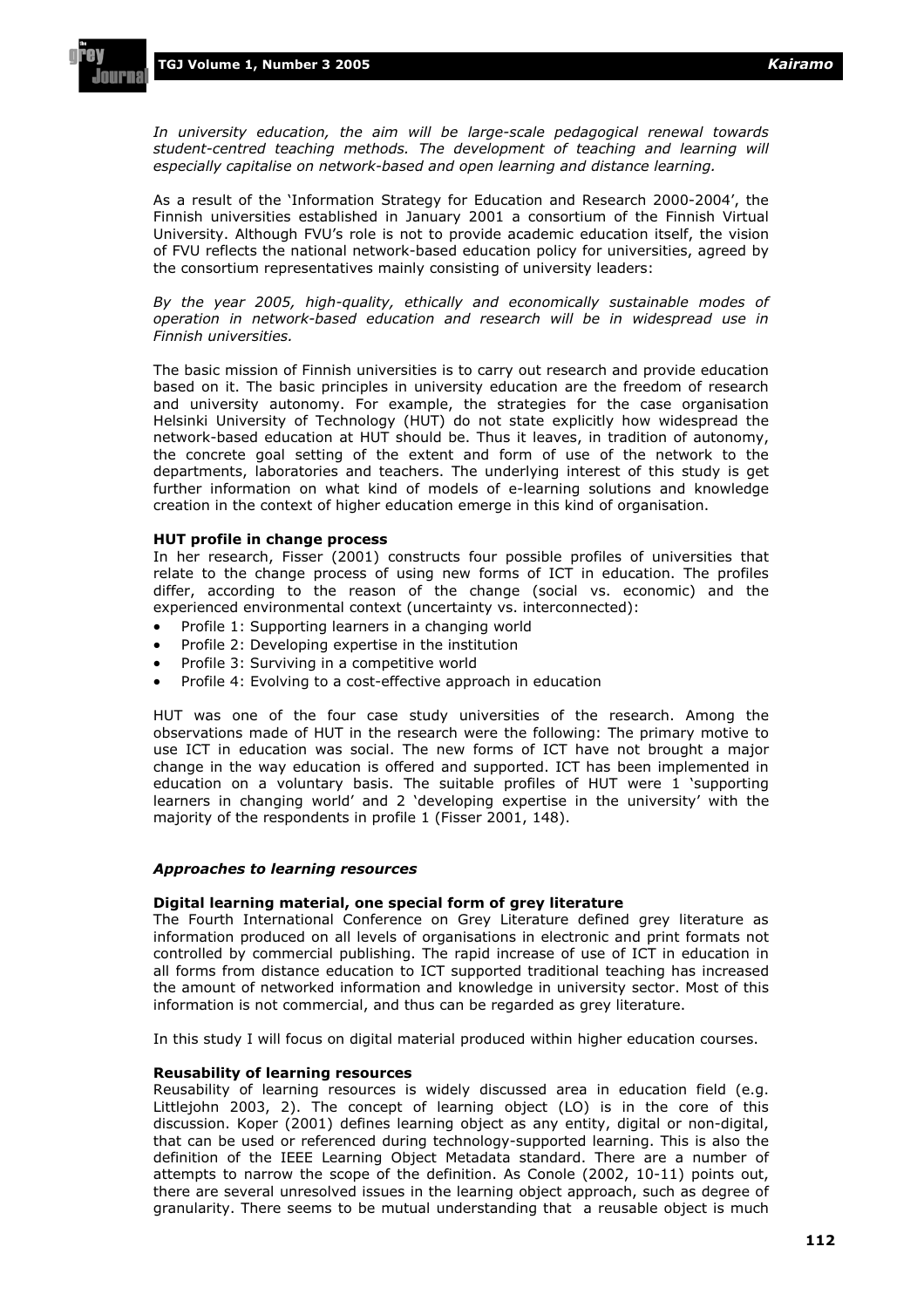*In university education, the aim will be large-scale pedagogical renewal towards student-centred teaching methods. The development of teaching and learning will especially capitalise on network-based and open learning and distance learning.*

As a result of the 'Information Strategy for Education and Research 2000-2004', the Finnish universities established in January 2001 a consortium of the Finnish Virtual University. Although FVU's role is not to provide academic education itself, the vision of FVU reflects the national network-based education policy for universities, agreed by the consortium representatives mainly consisting of university leaders:

*By the year 2005, high-quality, ethically and economically sustainable modes of operation in network-based education and research will be in widespread use in Finnish universities.*

The basic mission of Finnish universities is to carry out research and provide education based on it. The basic principles in university education are the freedom of research and university autonomy. For example, the strategies for the case organisation Helsinki University of Technology (HUT) do not state explicitly how widespread the network-based education at HUT should be. Thus it leaves, in tradition of autonomy, the concrete goal setting of the extent and form of use of the network to the departments, laboratories and teachers. The underlying interest of this study is get further information on what kind of models of e-learning solutions and knowledge creation in the context of higher education emerge in this kind of organisation.

**HUT profile in change process**

In her research, Fisser (2001) constructs four possible profiles of universities that relate to the change process of using new forms of ICT in education. The profiles differ, according to the reason of the change (social vs. economic) and the experienced environmental context (uncertainty vs. interconnected):

- Profile 1: Supporting learners in a changing world
- Profile 2: Developing expertise in the institution
- Profile 3: Surviving in a competitive world
- Profile 4: Evolving to a cost-effective approach in education

HUT was one of the four case study universities of the research. Among the observations made of HUT in the research were the following: The primary motive to use ICT in education was social. The new forms of ICT have not brought a major change in the way education is offered and supported. ICT has been implemented in education on a voluntary basis. The suitable profiles of HUT were 1 'supporting learners in changing world' and 2 'developing expertise in the university' with the majority of the respondents in profile 1 (Fisser 2001, 148).

### *Approaches to learning resources*

**Digital learning material, one special form of grey literature**

The Fourth International Conference on Grey Literature defined grey literature as information produced on all levels of organisations in electronic and print formats not controlled by commercial publishing. The rapid increase of use of ICT in education in all forms from distance education to ICT supported traditional teaching has increased the amount of networked information and knowledge in university sector. Most of this information is not commercial, and thus can be regarded as grey literature.

In this study I will focus on digital material produced within higher education courses.

**Reusability of learning resources**

Reusability of learning resources is widely discussed area in education field (e.g. Littlejohn 2003, 2). The concept of learning object (LO) is in the core of this discussion. Koper (2001) defines learning object as any entity, digital or non-digital, that can be used or referenced during technology-supported learning. This is also the definition of the IEEE Learning Object Metadata standard. There are a number of attempts to narrow the scope of the definition. As Conole (2002, 10-11) points out, there are several unresolved issues in the learning object approach, such as degree of granularity. There seems to be mutual understanding that a reusable object is much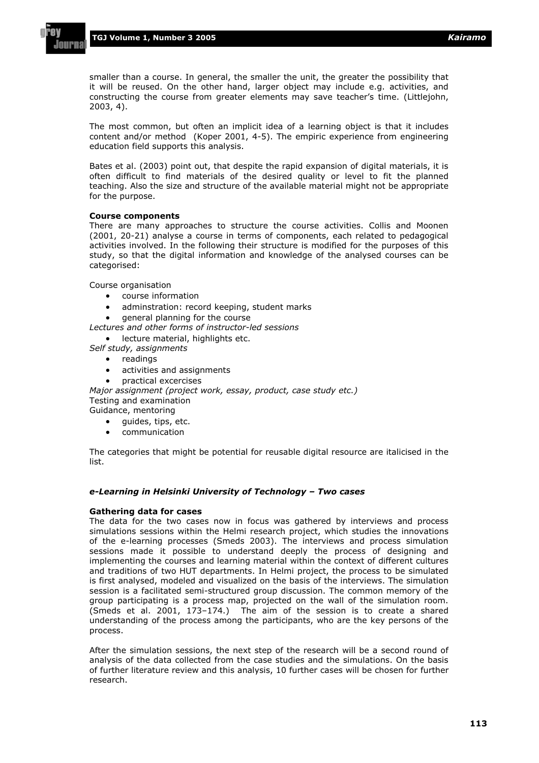smaller than a course. In general, the smaller the unit, the greater the possibility that it will be reused. On the other hand, larger object may include e.g. activities, and constructing the course from greater elements may save teacher's time. (Littlejohn, 2003, 4).

The most common, but often an implicit idea of a learning object is that it includes content and/or method (Koper 2001, 4-5). The empiric experience from engineering education field supports this analysis.

Bates et al. (2003) point out, that despite the rapid expansion of digital materials, it is often difficult to find materials of the desired quality or level to fit the planned teaching. Also the size and structure of the available material might not be appropriate for the purpose.

**Course components**

There are many approaches to structure the course activities. Collis and Moonen (2001, 20-21) analyse a course in terms of components, each related to pedagogical activities involved. In the following their structure is modified for the purposes of this study, so that the digital information and knowledge of the analysed courses can be categorised:

Course organisation

- course information
- adminstration: record keeping, student marks
- general planning for the course

*Lectures and other forms of instructor-led sessions*

- lecture material, highlights etc.

*Self study, assignments*

- readings
- activities and assignments
- practical excercises

*Major assignment (project work, essay, product, case study etc.)*

Testing and examination

Guidance, mentoring

- guides, tips, etc.
- communication

The categories that might be potential for reusable digital resource are italicised in the list.

### *e-Learning in Helsinki University of Technology – Two cases*

**Gathering data for cases**

The data for the two cases now in focus was gathered by interviews and process simulations sessions within the Helmi research project, which studies the innovations of the e-learning processes (Smeds 2003). The interviews and process simulation sessions made it possible to understand deeply the process of designing and implementing the courses and learning material within the context of different cultures and traditions of two HUT departments. In Helmi project, the process to be simulated is first analysed, modeled and visualized on the basis of the interviews. The simulation session is a facilitated semi-structured group discussion. The common memory of the group participating is a process map, projected on the wall of the simulation room. (Smeds et al. 2001, 173–174.) The aim of the session is to create a shared understanding of the process among the participants, who are the key persons of the process.

After the simulation sessions, the next step of the research will be a second round of analysis of the data collected from the case studies and the simulations. On the basis of further literature review and this analysis, 10 further cases will be chosen for further research.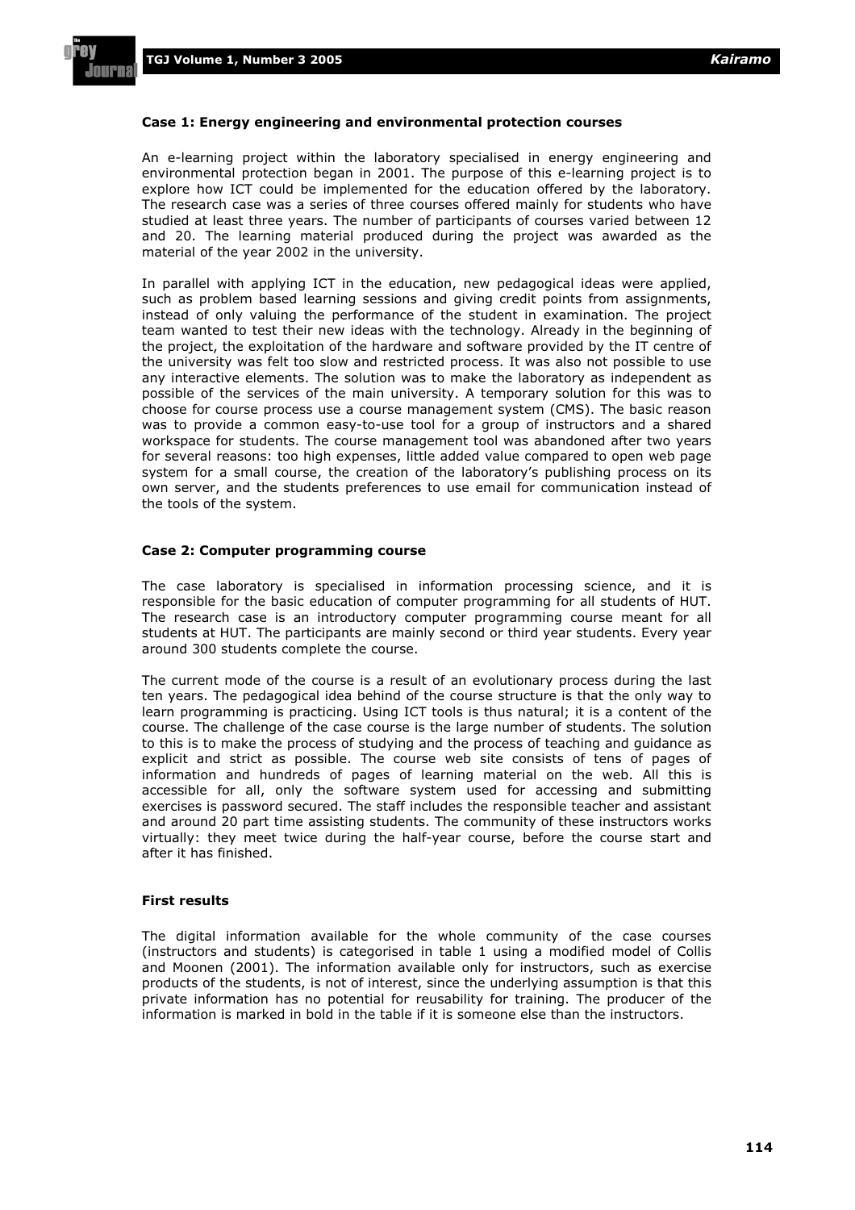### Case 1: Energy engineering and environmental protection courses

An e-learning project within the laboratory specialised in energy engineering and environmental protection began in 2001. The purpose of this e-learning project is to explore how ICT could be implemented for the education offered by the laboratory. The research case was a series of three courses offered mainly for students who have studied at least three years. The number of participants of courses varied between 12 and 20. The learning material produced during the project was awarded as the material of the year 2002 in the university.

In parallel with applying ICT in the education, new pedagogical ideas were applied, such as problem based learning sessions and giving credit points from assignments, instead of only valuing the performance of the student in examination. The project team wanted to test their new ideas with the technology. Already in the beginning of the project, the exploitation of the hardware and software provided by the IT centre of the university was felt too slow and restricted process. It was also not possible to use any interactive elements. The solution was to make the laboratory as independent as possible of the services of the main university. A temporary solution for this was to choose for course process use a course management system (CMS). The basic reason was to provide a common easy-to-use tool for a group of instructors and a shared workspace for students. The course management tool was abandoned after two years for several reasons: too high expenses, little added value compared to open web page system for a small course, the creation of the laboratory's publishing process on its own server, and the students preferences to use email for communication instead of the tools of the system.

### Case 2: Computer programming course

The case laboratory is specialised in information processing science, and it is responsible for the basic education of computer programming for all students of HUT. The research case is an introductory computer programming course meant for all students at HUT. The participants are mainly second or third year students. Every year around 300 students complete the course.

The current mode of the course is a result of an evolutionary process during the last ten years. The pedagogical idea behind of the course structure is that the only way to learn programming is practicing. Using ICT tools is thus natural; it is a content of the course. The challenge of the case course is the large number of students. The solution to this is to make the process of studying and the process of teaching and guidance as explicit and strict as possible. The course web site consists of tens of pages of information and hundreds of pages of learning material on the web. All this is accessible for all, only the software system used for accessing and submitting exercises is password secured. The staff includes the responsible teacher and assistant and around 20 part time assisting students. The community of these instructors works virtually: they meet twice during the half-year course, before the course start and after it has finished.

### First results

The digital information available for the whole community of the case courses (instructors and students) is categorised in table 1 using a modified model of Collis and Moonen (2001). The information available only for instructors, such as exercise products of the students, is not of interest, since the underlying assumption is that this private information has no potential for reusability for training. The producer of the information is marked in bold in the table if it is someone else than the instructors.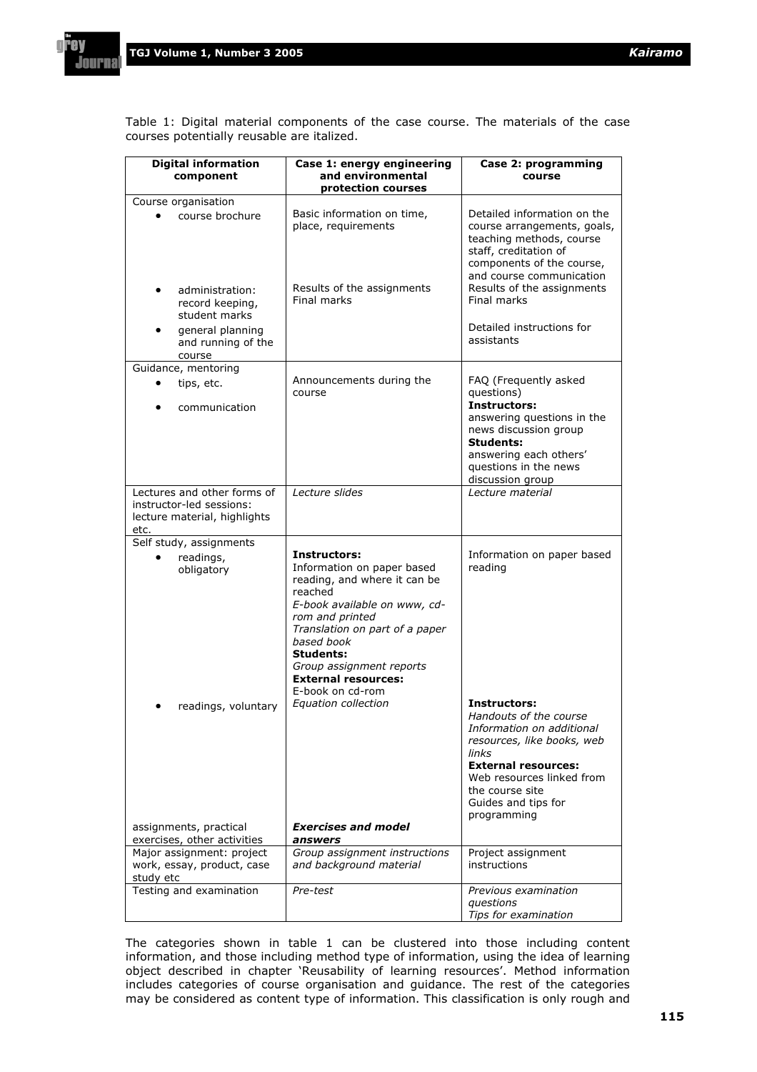Table 1: Digital material components of the case course. The materials of the case courses potentially reusable are italized.

| Digital information component | Case 1: energy engineering and environmental protection courses | Case 2: programming course |
|---|---|---|
| Course organisation<br>• course brochure | Basic information on time, place, requirements | Detailed information on the course arrangements, goals, teaching methods, course staff, creditation of components of the course, and course communication |
| • administration: record keeping, student marks | Results of the assignments<br>Final marks | Results of the assignments<br>Final marks |
| • general planning and running of the course | | Detailed instructions for assistants |
| Guidance, mentoring<br>• tips, etc.<br>• communication | Announcements during the course | FAQ (Frequently asked questions)<br>**Instructors:**<br>answering questions in the news discussion group<br>**Students:**<br>answering each others' questions in the news discussion group |
| Lectures and other forms of instructor-led sessions: lecture material, highlights etc. | *Lecture slides* | *Lecture material* |
| Self study, assignments<br>• readings, obligatory | **Instructors:**<br>Information on paper based reading, and where it can be reached<br>*E-book available on www, cd-rom and printed*<br>*Translation on part of a paper based book*<br>**Students:**<br>*Group assignment reports*<br>**External resources:**<br>E-book on cd-rom | Information on paper based reading |
| • readings, voluntary | *Equation collection* | **Instructors:**<br>*Handouts of the course*<br>*Information on additional resources, like books, web links*<br>**External resources:**<br>Web resources linked from the course site<br>Guides and tips for programming |
| assignments, practical exercises, other activities | ***Exercises and model answers*** | |
| Major assignment: project work, essay, product, case study etc | *Group assignment instructions and background material* | Project assignment instructions |
| Testing and examination | *Pre-test* | *Previous examination questions*<br>*Tips for examination* |

The categories shown in table 1 can be clustered into those including content information, and those including method type of information, using the idea of learning object described in chapter 'Reusability of learning resources'. Method information includes categories of course organisation and guidance. The rest of the categories may be considered as content type of information. This classification is only rough and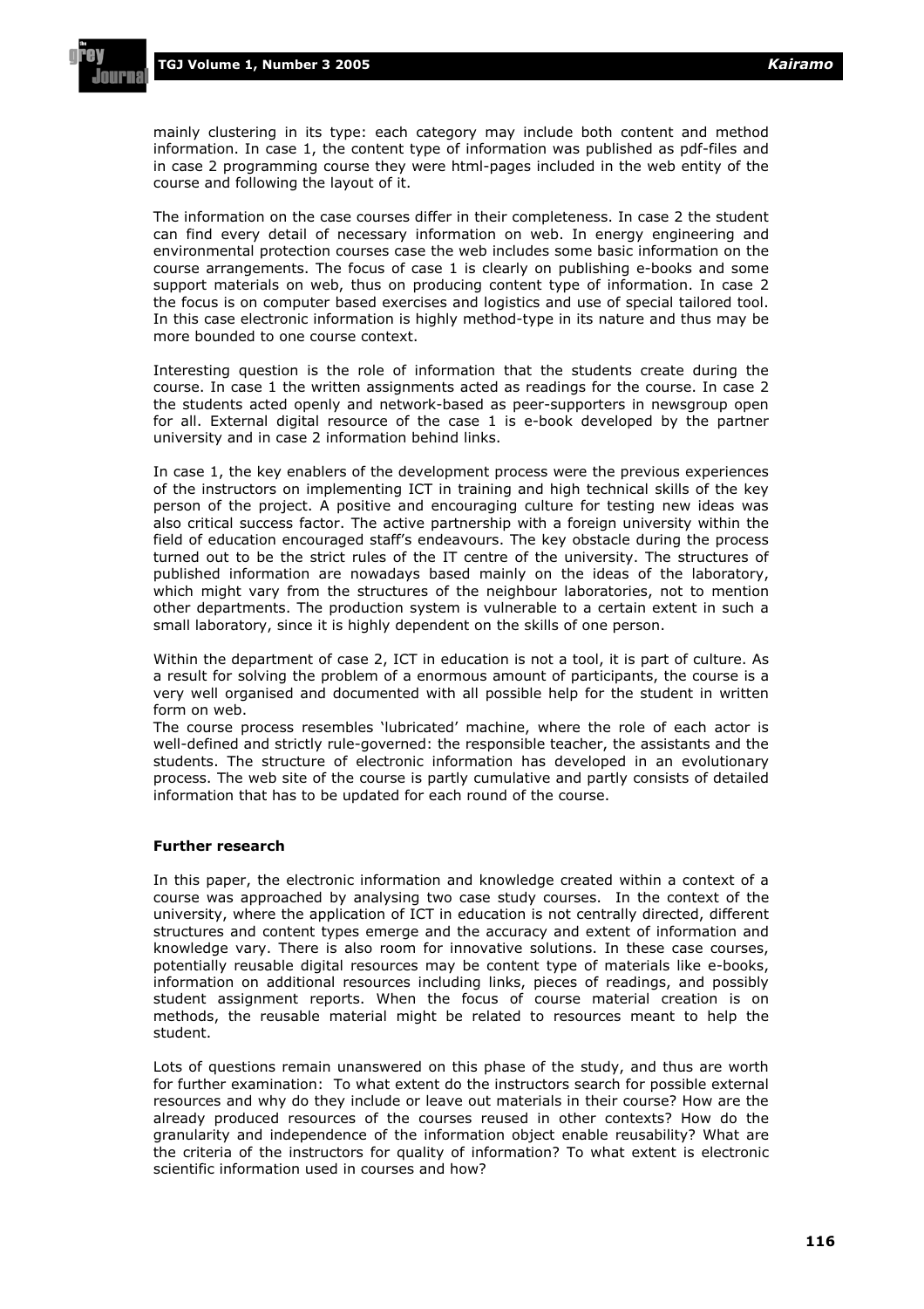mainly clustering in its type: each category may include both content and method information. In case 1, the content type of information was published as pdf-files and in case 2 programming course they were html-pages included in the web entity of the course and following the layout of it.

The information on the case courses differ in their completeness. In case 2 the student can find every detail of necessary information on web. In energy engineering and environmental protection courses case the web includes some basic information on the course arrangements. The focus of case 1 is clearly on publishing e-books and some support materials on web, thus on producing content type of information. In case 2 the focus is on computer based exercises and logistics and use of special tailored tool. In this case electronic information is highly method-type in its nature and thus may be more bounded to one course context.

Interesting question is the role of information that the students create during the course. In case 1 the written assignments acted as readings for the course. In case 2 the students acted openly and network-based as peer-supporters in newsgroup open for all. External digital resource of the case 1 is e-book developed by the partner university and in case 2 information behind links.

In case 1, the key enablers of the development process were the previous experiences of the instructors on implementing ICT in training and high technical skills of the key person of the project. A positive and encouraging culture for testing new ideas was also critical success factor. The active partnership with a foreign university within the field of education encouraged staff's endeavours. The key obstacle during the process turned out to be the strict rules of the IT centre of the university. The structures of published information are nowadays based mainly on the ideas of the laboratory, which might vary from the structures of the neighbour laboratories, not to mention other departments. The production system is vulnerable to a certain extent in such a small laboratory, since it is highly dependent on the skills of one person.

Within the department of case 2, ICT in education is not a tool, it is part of culture. As a result for solving the problem of a enormous amount of participants, the course is a very well organised and documented with all possible help for the student in written form on web.

The course process resembles 'lubricated' machine, where the role of each actor is well-defined and strictly rule-governed: the responsible teacher, the assistants and the students. The structure of electronic information has developed in an evolutionary process. The web site of the course is partly cumulative and partly consists of detailed information that has to be updated for each round of the course.

**Further research**

In this paper, the electronic information and knowledge created within a context of a course was approached by analysing two case study courses. In the context of the university, where the application of ICT in education is not centrally directed, different structures and content types emerge and the accuracy and extent of information and knowledge vary. There is also room for innovative solutions. In these case courses, potentially reusable digital resources may be content type of materials like e-books, information on additional resources including links, pieces of readings, and possibly student assignment reports. When the focus of course material creation is on methods, the reusable material might be related to resources meant to help the student.

Lots of questions remain unanswered on this phase of the study, and thus are worth for further examination: To what extent do the instructors search for possible external resources and why do they include or leave out materials in their course? How are the already produced resources of the courses reused in other contexts? How do the granularity and independence for the information object enable reusability? What are the criteria of the instructors for quality of information? To what extent is electronic scientific information used in courses and how?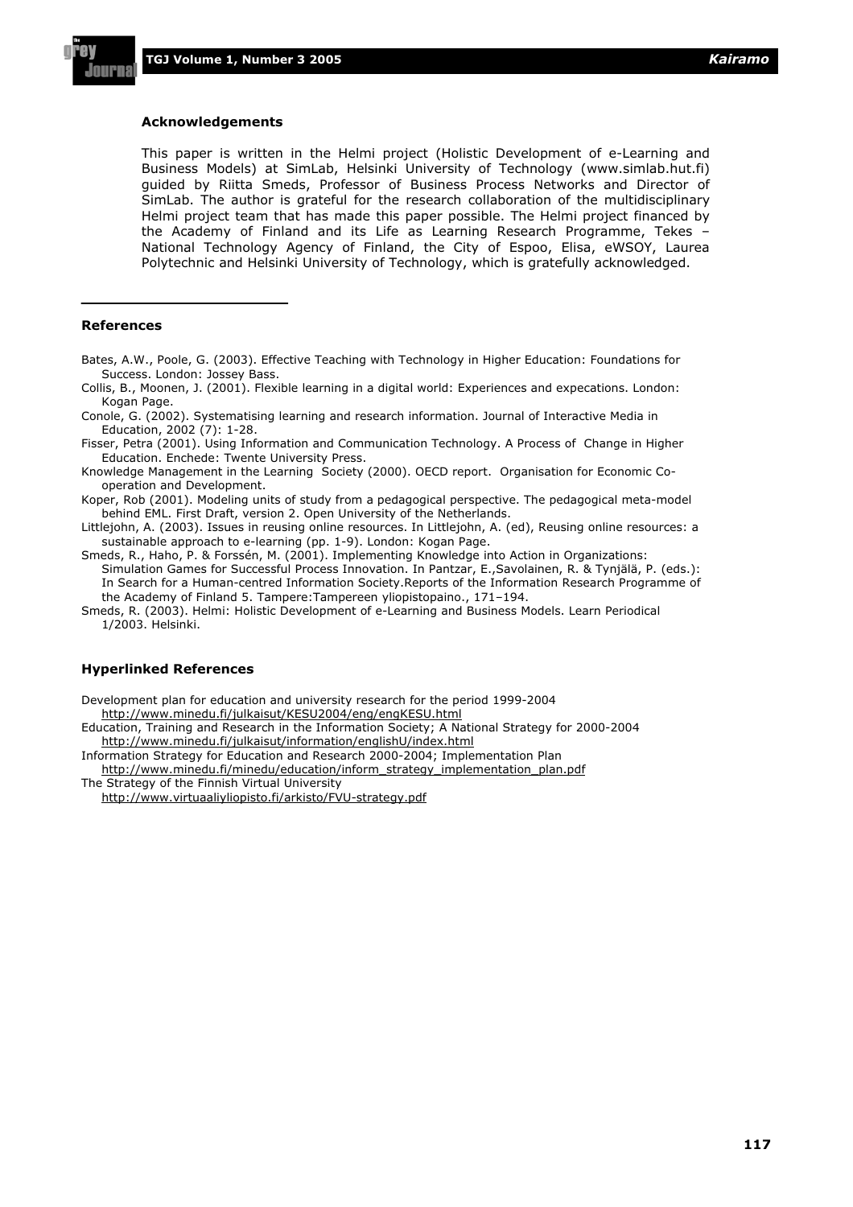### Acknowledgements

This paper is written in the Helmi project (Holistic Development of e-Learning and Business Models) at SimLab, Helsinki University of Technology (www.simlab.hut.fi) guided by Riitta Smeds, Professor of Business Process Networks and Director of SimLab. The author is grateful for the research collaboration of the multidisciplinary Helmi project team that has made this paper possible. The Helmi project financed by the Academy of Finland and its Life as Learning Research Programme, Tekes – National Technology Agency of Finland, the City of Espoo, Elisa, eWSOY, Laurea Polytechnic and Helsinki University of Technology, which is gratefully acknowledged.

---

### References

Bates, A.W., Poole, G. (2003). Effective Teaching with Technology in Higher Education: Foundations for Success. London: Jossey Bass.

Collis, B., Moonen, J. (2001). Flexible learning in a digital world: Experiences and expecations. London: Kogan Page.

Conole, G. (2002). Systematising learning and research information. Journal of Interactive Media in Education, 2002 (7): 1-28.

Fisser, Petra (2001). Using Information and Communication Technology. A Process of Change in Higher Education. Enchede: Twente University Press.

Knowledge Management in the Learning Society (2000). OECD report. Organisation for Economic Co-operation and Development.

Koper, Rob (2001). Modeling units of study from a pedagogical perspective. The pedagogical meta-model behind EML. First Draft, version 2. Open University of the Netherlands.

Littlejohn, A. (2003). Issues in reusing online resources. In Littlejohn, A. (ed), Reusing online resources: a sustainable approach to e-learning (pp. 1-9). London: Kogan Page.

Smeds, R., Haho, P. & Forssén, M. (2001). Implementing Knowledge into Action in Organizations: Simulation Games for Successful Process Innovation. In Pantzar, E.,Savolainen, R. & Tynjälä, P. (eds.): In Search for a Human-centred Information Society.Reports of the Information Research Programme of the Academy of Finland 5. Tampere:Tampereen yliopistopaino., 171–194.

Smeds, R. (2003). Helmi: Holistic Development of e-Learning and Business Models. Learn Periodical 1/2003. Helsinki.

### Hyperlinked References

Development plan for education and university research for the period 1999-2004
http://www.minedu.fi/julkaisut/KESU2004/eng/engKESU.html

Education, Training and Research in the Information Society; A National Strategy for 2000-2004
http://www.minedu.fi/julkaisut/information/englishU/index.html

Information Strategy for Education and Research 2000-2004; Implementation Plan
http://www.minedu.fi/minedu/education/inform_strategy_implementation_plan.pdf

The Strategy of the Finnish Virtual University
http://www.virtuaaliyliopisto.fi/arkisto/FVU-strategy.pdf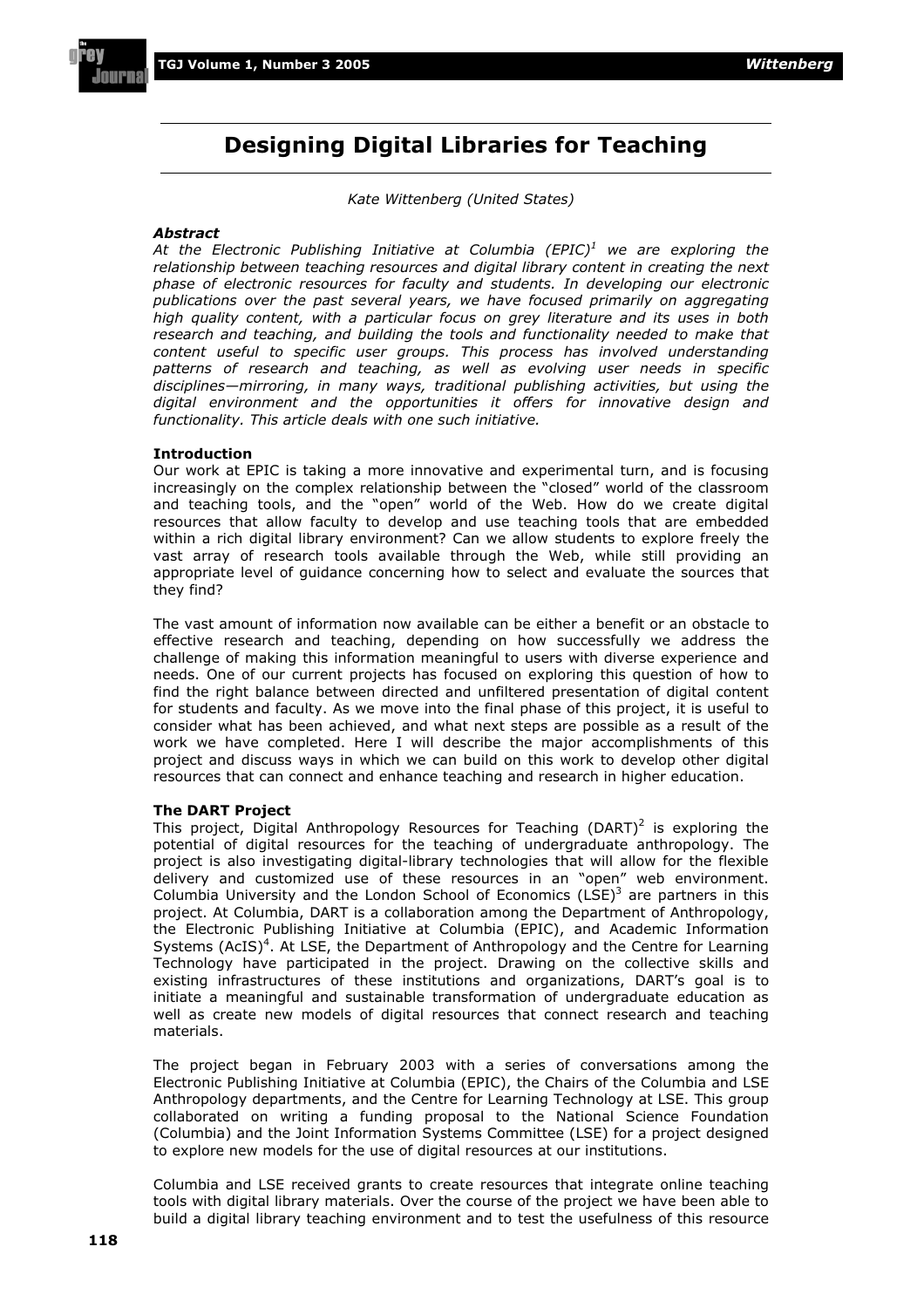# Designing Digital Libraries for Teaching

*Kate Wittenberg (United States)*

***Abstract***

*At the Electronic Publishing Initiative at Columbia (EPIC)[1] we are exploring the relationship between teaching resources and digital library content in creating the next phase of electronic resources for faculty and students. In developing our electronic publications over the past several years, we have focused primarily on aggregating high quality content, with a particular focus on grey literature and its uses in both research and teaching, and building the tools and functionality needed to make that content useful to specific user groups. This process has involved understanding patterns of research and teaching, as well as evolving user needs in specific disciplines—mirroring, in many ways, traditional publishing activities, but using the digital environment and the opportunities it offers for innovative design and functionality. This article deals with one such initiative.*

**Introduction**

Our work at EPIC is taking a more innovative and experimental turn, and is focusing increasingly on the complex relationship between the "closed" world of the classroom and teaching tools, and the "open" world of the Web. How do we create digital resources that allow faculty to develop and use teaching tools that are embedded within a rich digital library environment? Can we allow students to explore freely the vast array of research tools available through the Web, while still providing an appropriate level of guidance concerning how to select and evaluate the sources that they find?

The vast amount of information now available can be either a benefit or an obstacle to effective research and teaching, depending on how successfully we address the challenge of making this information meaningful to users with diverse experience and needs. One of our current projects has focused on exploring this question of how to find the right balance between directed and unfiltered presentation of digital content for students and faculty. As we move into the final phase of this project, it is useful to consider what has been achieved, and what next steps are possible as a result of the work we have completed. Here I will describe the major accomplishments of this project and discuss ways in which we can build on this work to develop other digital resources that can connect and enhance teaching and research in higher education.

**The DART Project**

This project, Digital Anthropology Resources for Teaching (DART)[2] is exploring the potential of digital resources for the teaching of undergraduate anthropology. The project is also investigating digital-library technologies that will allow for the flexible delivery and customized use of these resources in an "open" web environment. Columbia University and the London School of Economics (LSE)[3] are partners in this project. At Columbia, DART is a collaboration among the Department of Anthropology, the Electronic Publishing Initiative at Columbia (EPIC), and Academic Information Systems (AcIS)[4]. At LSE, the Department of Anthropology and the Centre for Learning Technology have participated in the project. Drawing on the collective skills and existing infrastructures of these institutions and organizations, DART's goal is to initiate a meaningful and sustainable transformation of undergraduate education as well as create new models of digital resources that connect research and teaching materials.

The project began in February 2003 with a series of conversations among the Electronic Publishing Initiative at Columbia (EPIC), the Chairs of the Columbia and LSE Anthropology departments, and the Centre for Learning Technology at LSE. This group collaborated on writing a funding proposal to the National Science Foundation (Columbia) and the Joint Information Systems Committee (LSE) for a project designed to explore new models for the use of digital resources at our institutions.

Columbia and LSE received grants to create resources that integrate online teaching tools with digital library materials. Over the course of the project we have been able to build a digital library teaching environment and to test the usefulness of this resource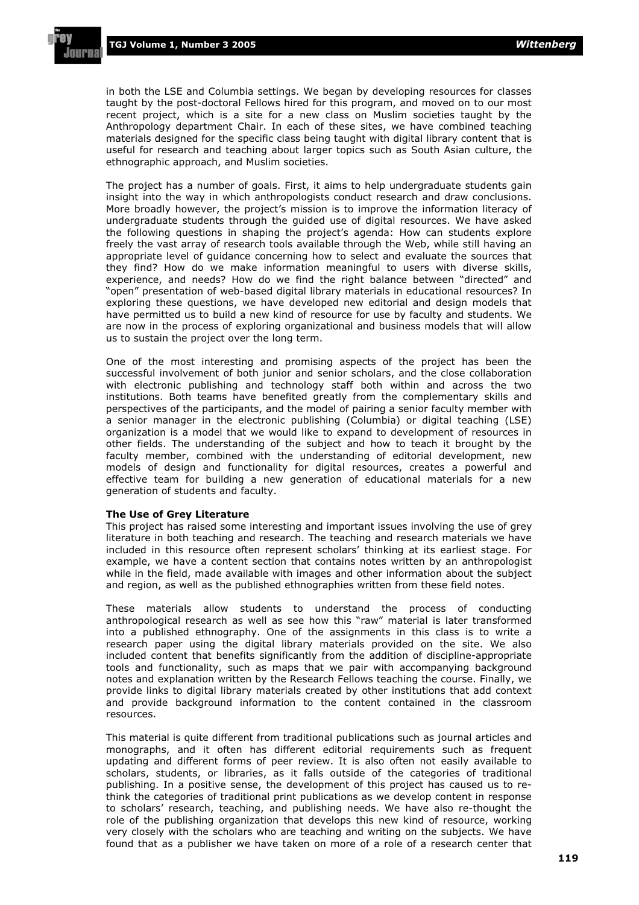in both the LSE and Columbia settings. We began by developing resources for classes taught by the post-doctoral Fellows hired for this program, and moved on to our most recent project, which is a site for a new class on Muslim societies taught by the Anthropology department Chair. In each of these sites, we have combined teaching materials designed for the specific class being taught with digital library content that is useful for research and teaching about larger topics such as South Asian culture, the ethnographic approach, and Muslim societies.

The project has a number of goals. First, it aims to help undergraduate students gain insight into the way in which anthropologists conduct research and draw conclusions. More broadly however, the project's mission is to improve the information literacy of undergraduate students through the guided use of digital resources. We have asked the following questions in shaping the project's agenda: How can students explore freely the vast array of research tools available through the Web, while still having an appropriate level of guidance concerning how to select and evaluate the sources that they find? How do we make information meaningful to users with diverse skills, experience, and needs? How do we find the right balance between "directed" and "open" presentation of web-based digital library materials in educational resources? In exploring these questions, we have developed new editorial and design models that have permitted us to build a new kind of resource for use by faculty and students. We are now in the process of exploring organizational and business models that will allow us to sustain the project over the long term.

One of the most interesting and promising aspects of the project has been the successful involvement of both junior and senior scholars, and the close collaboration with electronic publishing and technology staff both within and across the two institutions. Both teams have benefited greatly from the complementary skills and perspectives of the participants, and the model of pairing a senior faculty member with a senior manager in the electronic publishing (Columbia) or digital teaching (LSE) organization is a model that we would like to expand to development of resources in other fields. The understanding of the subject and how to teach it brought by the faculty member, combined with the understanding of editorial development, new models of design and functionality for digital resources, creates a powerful and effective team for building a new generation of educational materials for a new generation of students and faculty.

**The Use of Grey Literature**

This project has raised some interesting and important issues involving the use of grey literature in both teaching and research. The teaching and research materials we have included in this resource often represent scholars' thinking at its earliest stage. For example, we have a content section that contains notes written by an anthropologist while in the field, made available with images and other information about the subject and region, as well as the published ethnographies written from these field notes.

These materials allow students to understand the process of conducting anthropological research as well as see how this "raw" material is later transformed into a published ethnography. One of the assignments in this class is to write a research paper using the digital library materials provided on the site. We also included content that benefits significantly from the addition of discipline-appropriate tools and functionality, such as maps that we pair with accompanying background notes and explanation written by the Research Fellows teaching the course. Finally, we provide links to digital library materials created by other institutions that add context and provide background information to the content contained in the classroom resources.

This material is quite different from traditional publications such as journal articles and monographs, and it often has different editorial requirements such as frequent updating and different forms of peer review. It is also often not easily available to scholars, students, or libraries, as it falls outside of the categories of traditional publishing. In a positive sense, the development of this project has caused us to re-think the categories of traditional print publications as we develop content in response to scholars' research, teaching, and publishing needs. We have also re-thought the role of the publishing organization that develops this new kind of resource, working very closely with the scholars who are teaching and writing on the subjects. We have found that as a publisher we have taken on more of a role of a research center that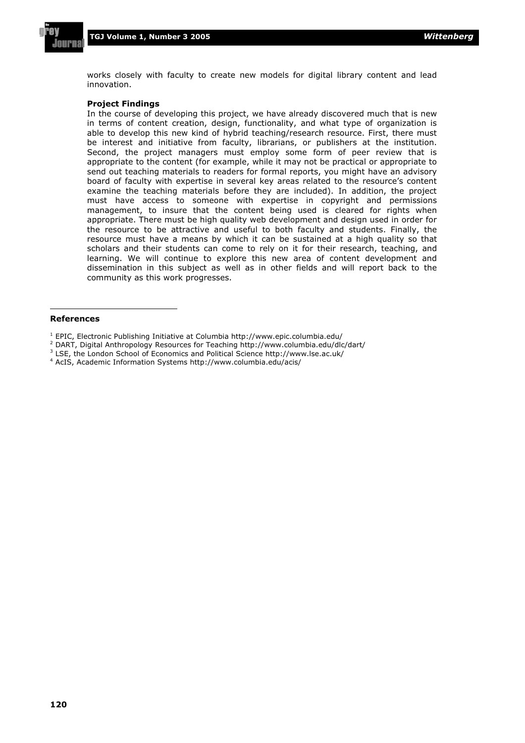works closely with faculty to create new models for digital library content and lead innovation.

**Project Findings**

In the course of developing this project, we have already discovered much that is new in terms of content creation, design, functionality, and what type of organization is able to develop this new kind of hybrid teaching/research resource. First, there must be interest and initiative from faculty, librarians, or publishers at the institution. Second, the project managers must employ some form of peer review that is appropriate to the content (for example, while it may not be practical or appropriate to send out teaching materials to readers for formal reports, you might have an advisory board of faculty with expertise in several key areas related to the resource's content examine the teaching materials before they are included). In addition, the project must have access to someone with expertise in copyright and permissions management, to insure that the content being used is cleared for rights when appropriate. There must be high quality web development and design used in order for the resource to be attractive and useful to both faculty and students. Finally, the resource must have a means by which it can be sustained at a high quality so that scholars and their students can come to rely on it for their research, teaching, and learning. We will continue to explore this new area of content development and dissemination in this subject as well as in other fields and will report back to the community as this work progresses.

---

**References**

[1] EPIC, Electronic Publishing Initiative at Columbia http://www.epic.columbia.edu/

[2] DART, Digital Anthropology Resources for Teaching http://www.columbia.edu/dlc/dart/

[3] LSE, the London School of Economics and Political Science http://www.lse.ac.uk/

[4] AcIS, Academic Information Systems http://www.columbia.edu/acis/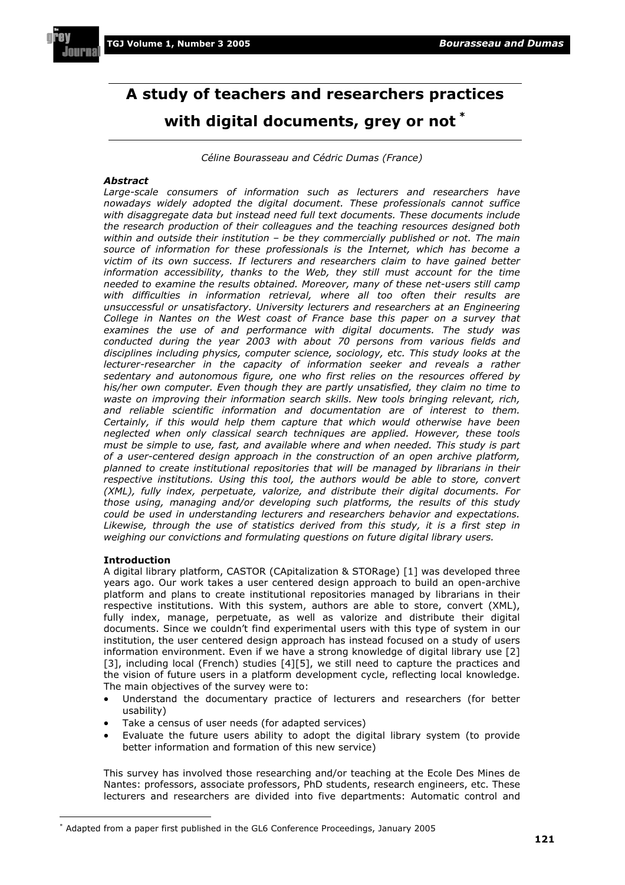# A study of teachers and researchers practices with digital documents, grey or not *

*Céline Bourasseau and Cédric Dumas (France)*

### *Abstract*

*Large-scale consumers of information such as lecturers and researchers have nowadays widely adopted the digital document. These professionals cannot suffice with disaggregate data but instead need full text documents. These documents include the research production of their colleagues and the teaching resources designed both within and outside their institution – be they commercially published or not. The main source of information for these professionals is the Internet, which has become a victim of its own success. If lecturers and researchers claim to have gained better information accessibility, thanks to the Web, they still must account for the time needed to examine the results obtained. Moreover, many of these net-users still camp with difficulties in information retrieval, where all too often their results are unsuccessful or unsatisfactory. University lecturers and researchers at an Engineering College in Nantes on the West coast of France base this paper on a survey that examines the use of and performance with digital documents. The study was conducted during the year 2003 with about 70 persons from various fields and disciplines including physics, computer science, sociology, etc. This study looks at the lecturer-researcher in the capacity of information seeker and reveals a rather sedentary and autonomous figure, one who first relies on the resources offered by his/her own computer. Even though they are partly unsatisfied, they claim no time to waste on improving their information search skills. New tools bringing relevant, rich, and reliable scientific information and documentation are of interest to them. Certainly, if this would help them capture that which would otherwise have been neglected when only classical search techniques are applied. However, these tools must be simple to use, fast, and available where and when needed. This study is part of a user-centered design approach in the construction of an open archive platform, planned to create institutional repositories that will be managed by librarians in their respective institutions. Using this tool, the authors would be able to store, convert (XML), fully index, perpetuate, valorize, and distribute their digital documents. For those using, managing and/or developing such platforms, the results of this study could be used in understanding lecturers and researchers behavior and expectations. Likewise, through the use of statistics derived from this study, it is a first step in weighing our convictions and formulating questions on future digital library users.*

### Introduction

A digital library platform, CASTOR (CApitalization & STORage) [1] was developed three years ago. Our work takes a user centered design approach to build an open-archive platform and plans to create institutional repositories managed by librarians in their respective institutions. With this system, authors are able to store, convert (XML), fully index, manage, perpetuate, as well as valorize and distribute their digital documents. Since we couldn't find experimental users with this type of system in our institution, the user centered design approach has instead focused on a study of users information environment. Even if we have a strong knowledge of digital library use [2] [3], including local (French) studies [4][5], we still need to capture the practices and the vision of future users in a platform development cycle, reflecting local knowledge. The main objectives of the survey were to:

- Understand the documentary practice of lecturers and researchers (for better usability)
- Take a census of user needs (for adapted services)
- Evaluate the future users ability to adopt the digital library system (to provide better information and formation of this new service)

This survey has involved those researching and/or teaching at the Ecole Des Mines de Nantes: professors, associate professors, PhD students, research engineers, etc. These lecturers and researchers are divided into five departments: Automatic control and

---

* Adapted from a paper first published in the GL6 Conference Proceedings, January 2005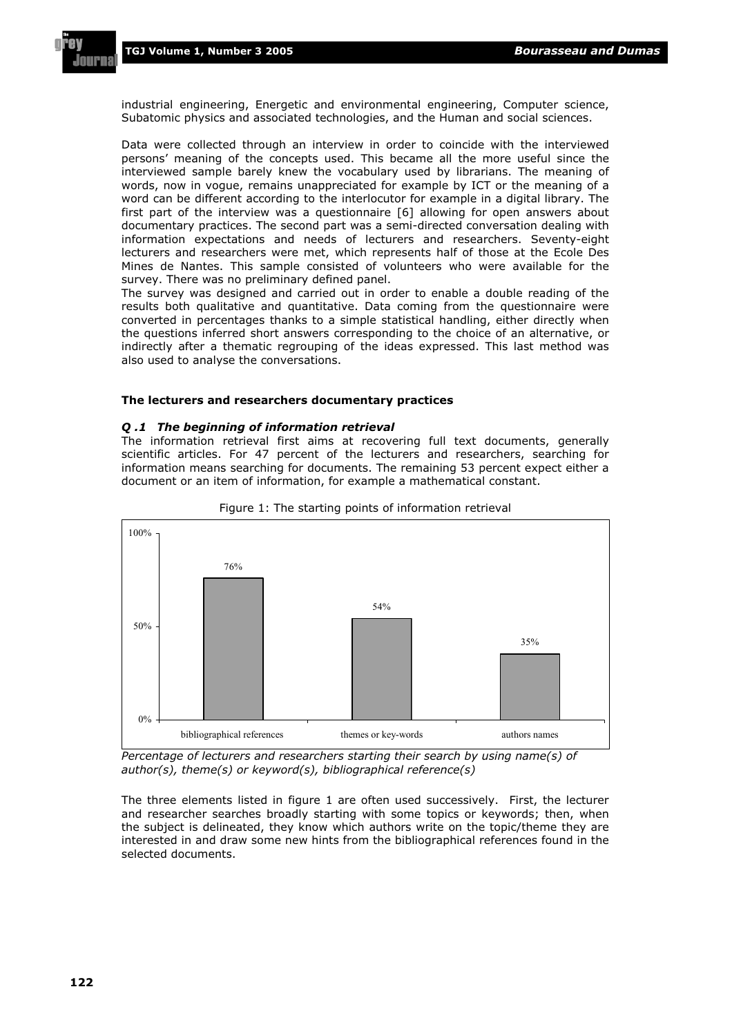industrial engineering, Energetic and environmental engineering, Computer science, Subatomic physics and associated technologies, and the Human and social sciences.

Data were collected through an interview in order to coincide with the interviewed persons' meaning of the concepts used. This became all the more useful since the interviewed sample barely knew the vocabulary used by librarians. The meaning of words, now in vogue, remains unappreciated for example by ICT or the meaning of a word can be different according to the interlocutor for example in a digital library. The first part of the interview was a questionnaire [6] allowing for open answers about documentary practices. The second part was a semi-directed conversation dealing with information expectations and needs of lecturers and researchers. Seventy-eight lecturers and researchers were met, which represents half of those at the Ecole Des Mines de Nantes. This sample consisted of volunteers who were available for the survey. There was no preliminary defined panel.

The survey was designed and carried out in order to enable a double reading of the results both qualitative and quantitative. Data coming from the questionnaire were converted in percentages thanks to a simple statistical handling, either directly when the questions inferred short answers corresponding to the choice of an alternative, or indirectly after a thematic regrouping of the ideas expressed. This last method was also used to analyse the conversations.

### The lecturers and researchers documentary practices

#### *Q .1 The beginning of information retrieval*

The information retrieval first aims at recovering full text documents, generally scientific articles. For 47 percent of the lecturers and researchers, searching for information means searching for documents. The remaining 53 percent expect either a document or an item of information, for example a mathematical constant.

Figure 1: The starting points of information retrieval

| | bibliographical references | themes or key-words | authors names |
|---|---|---|---|
| Percentage | 76% | 54% | 35% |

*Percentage of lecturers and researchers starting their search by using name(s) of author(s), theme(s) or keyword(s), bibliographical reference(s)*

The three elements listed in figure 1 are often used successively. First, the lecturer and researcher searches broadly starting with some topics or keywords; then, when the subject is delineated, they know which authors write on the topic/theme they are interested in and draw some new hints from the bibliographical references found in the selected documents.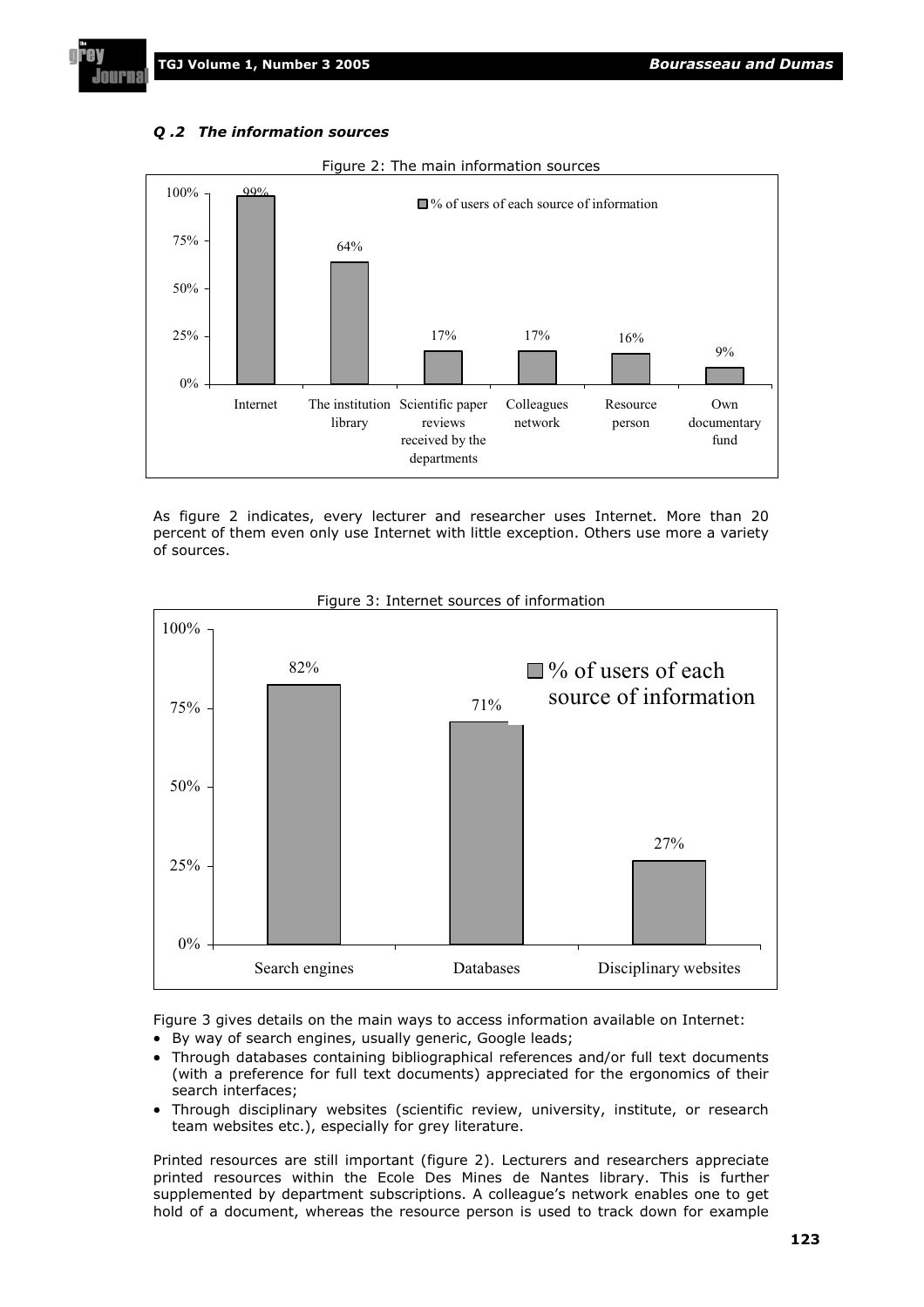### *Q .2 The information sources*

Figure 2: The main information sources

| | % of users of each source of information |
|---|---|
| Internet | 99% |
| The institution library | 64% |
| Scientific paper reviews received by the departments | 17% |
| Colleagues network | 17% |
| Resource person | 16% |
| Own documentary fund | 9% |

As figure 2 indicates, every lecturer and researcher uses Internet. More than 20 percent of them even only use Internet with little exception. Others use more a variety of sources.

Figure 3: Internet sources of information

| | % of users of each source of information |
|---|---|
| Search engines | 82% |
| Databases | 71% |
| Disciplinary websites | 27% |

Figure 3 gives details on the main ways to access information available on Internet:

- By way of search engines, usually generic, Google leads;
- Through databases containing bibliographical references and/or full text documents (with a preference for full text documents) appreciated for the ergonomics of their search interfaces;
- Through disciplinary websites (scientific review, university, institute, or research team websites etc.), especially for grey literature.

Printed resources are still important (figure 2). Lecturers and researchers appreciate printed resources within the Ecole Des Mines de Nantes library. This is further supplemented by department subscriptions. A colleague's network enables one to get hold of a document, whereas the resource person is used to track down for example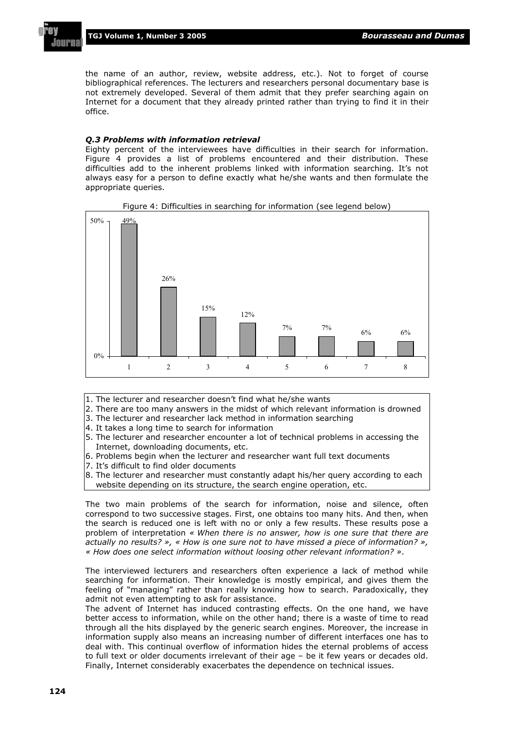the name of an author, review, website address, etc.). Not to forget of course bibliographical references. The lecturers and researchers personal documentary base is not extremely developed. Several of them admit that they prefer searching again on Internet for a document that they already printed rather than trying to find it in their office.

### *Q.3 Problems with information retrieval*

Eighty percent of the interviewees have difficulties in their search for information. Figure 4 provides a list of problems encountered and their distribution. These difficulties add to the inherent problems linked with information searching. It's not always easy for a person to define exactly what he/she wants and then formulate the appropriate queries.

Figure 4: Difficulties in searching for information (see legend below)

| Difficulty | 1 | 2 | 3 | 4 | 5 | 6 | 7 | 8 |
|---|---|---|---|---|---|---|---|---|
| % | 49% | 26% | 15% | 12% | 7% | 7% | 6% | 6% |

1. The lecturer and researcher doesn't find what he/she wants
2. There are too many answers in the midst of which relevant information is drowned
3. The lecturer and researcher lack method in information searching
4. It takes a long time to search for information
5. The lecturer and researcher encounter a lot of technical problems in accessing the Internet, downloading documents, etc.
6. Problems begin when the lecturer and researcher want full text documents
7. It's difficult to find older documents
8. The lecturer and researcher must constantly adapt his/her query according to each website depending on its structure, the search engine operation, etc.

The two main problems of the search for information, noise and silence, often correspond to two successive stages. First, one obtains too many hits. And then, when the search is reduced one is left with no or only a few results. These results pose a problem of interpretation *« When there is no answer, how is one sure that there are actually no results? », « How is one sure not to have missed a piece of information? », « How does one select information without loosing other relevant information? »*.

The interviewed lecturers and researchers often experience a lack of method while searching for information. Their knowledge is mostly empirical, and gives them the feeling of "managing" rather than really knowing how to search. Paradoxically, they admit not even attempting to ask for assistance.

The advent of Internet has induced contrasting effects. On the one hand, we have better access to information, while on the other hand; there is a waste of time to read through all the hits displayed by the generic search engines. Moreover, the increase in information supply also means an increasing number of different interfaces one has to deal with. This continual overflow of information hides the eternal problems of access to full text or older documents irrelevant of their age – be it few years or decades old. Finally, Internet considerably exacerbates the dependence on technical issues.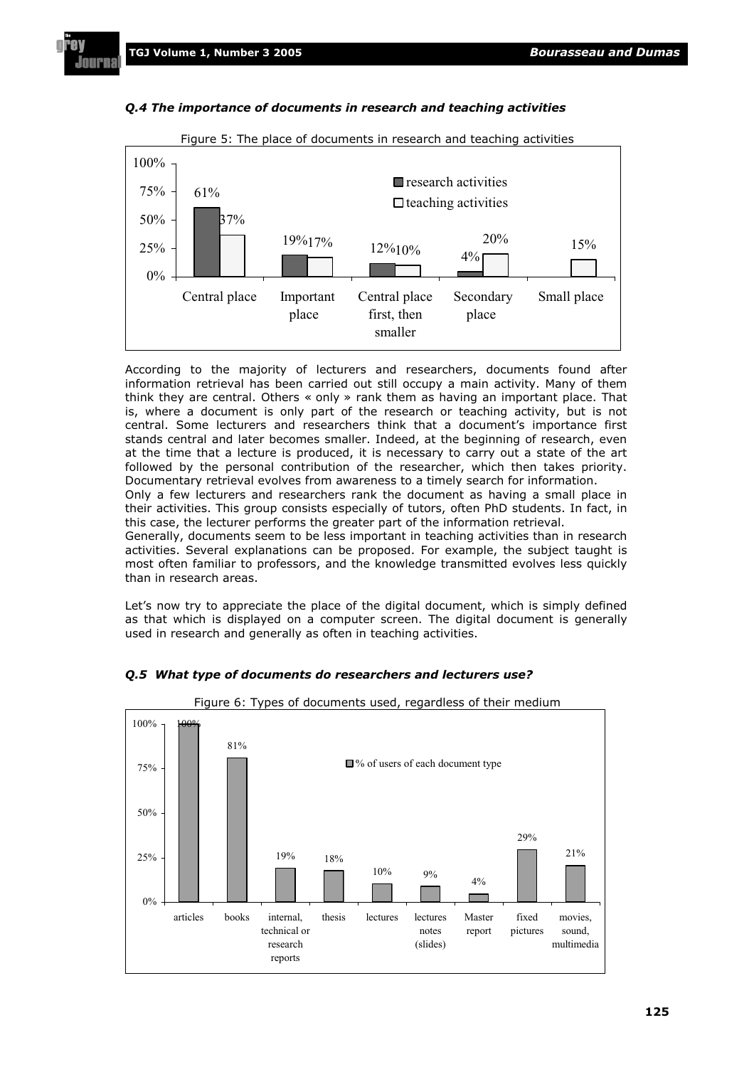### *Q.4 The importance of documents in research and teaching activities*

Figure 5: The place of documents in research and teaching activities

| | research activities | teaching activities |
|---|---|---|
| Central place | 61% | 37% |
| Important place | 19% | 17% |
| Central place first, then smaller | 12% | 10% |
| Secondary place | 4% | 20% |
| Small place | | 15% |

According to the majority of lecturers and researchers, documents found after information retrieval has been carried out still occupy a main activity. Many of them think they are central. Others « only » rank them as having an important place. That is, where a document is only part of the research or teaching activity, but is not central. Some lecturers and researchers think that a document's importance first stands central and later becomes smaller. Indeed, at the beginning of research, even at the time that a lecture is produced, it is necessary to carry out a state of the art followed by the personal contribution of the researcher, which then takes priority. Documentary retrieval evolves from awareness to a timely search for information.

Only a few lecturers and researchers rank the document as having a small place in their activities. This group consists especially of tutors, often PhD students. In fact, in this case, the lecturer performs the greater part of the information retrieval.

Generally, documents seem to be less important in teaching activities than in research activities. Several explanations can be proposed. For example, the subject taught is most often familiar to professors, and the knowledge transmitted evolves less quickly than in research areas.

Let's now try to appreciate the place of the digital document, which is simply defined as that which is displayed on a computer screen. The digital document is generally used in research and generally as often in teaching activities.

### *Q.5 What type of documents do researchers and lecturers use?*

Figure 6: Types of documents used, regardless of their medium

| Document type | % of users of each document type |
|---|---|
| articles | 100% |
| books | 81% |
| internal, technical or research reports | 19% |
| thesis | 18% |
| lectures | 10% |
| lectures notes (slides) | 9% |
| Master report | 4% |
| fixed pictures | 29% |
| movies, sound, multimedia | 21% |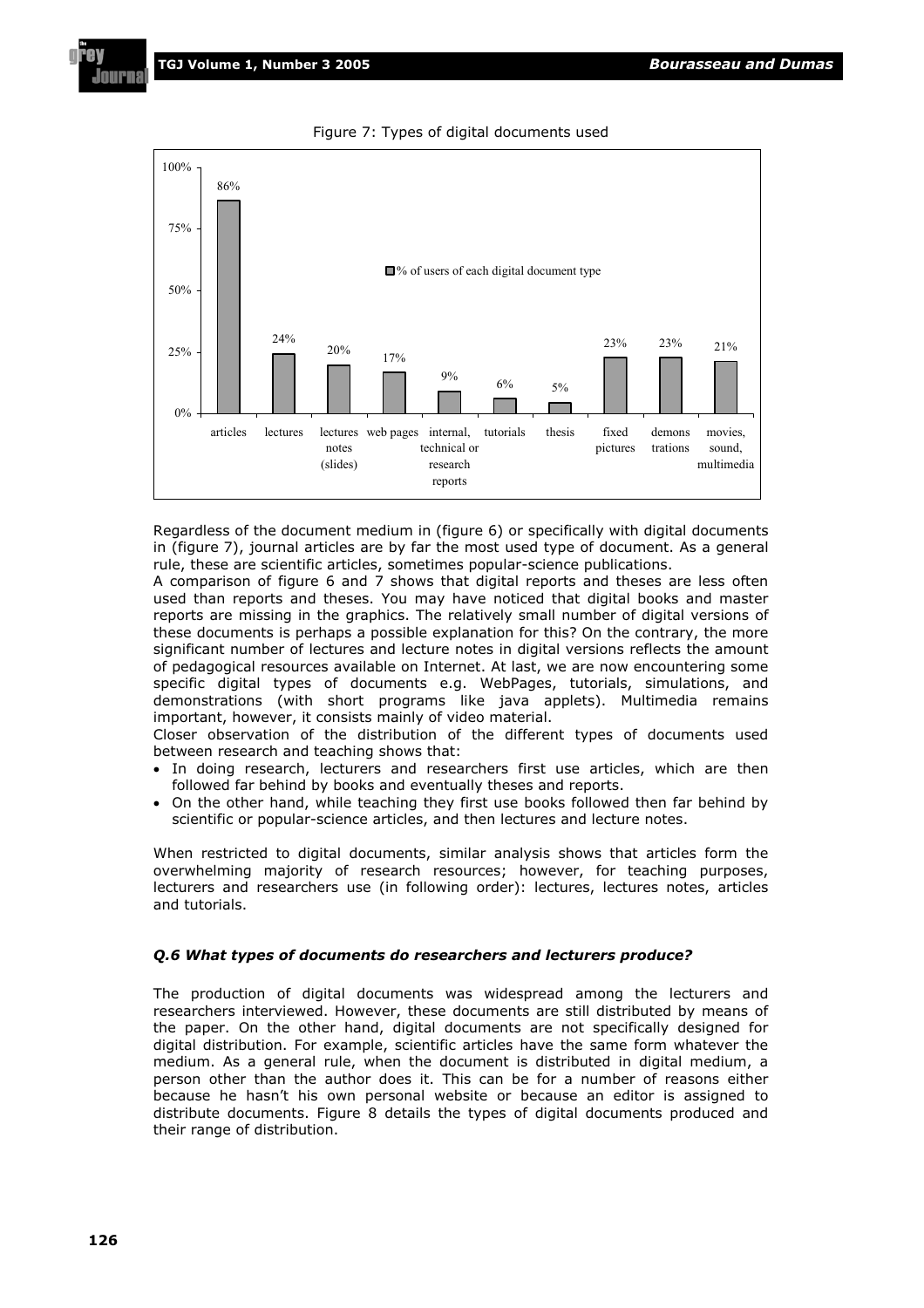Figure 7: Types of digital documents used

| Document type | % of users of each digital document type |
|---|---|
| articles | 86% |
| lectures | 24% |
| lectures notes (slides) | 20% |
| web pages | 17% |
| internal, technical or research reports | 9% |
| tutorials | 6% |
| thesis | 5% |
| fixed pictures | 23% |
| demons trations | 23% |
| movies, sound, multimedia | 21% |

Regardless of the document medium in (figure 6) or specifically with digital documents in (figure 7), journal articles are by far the most used type of document. As a general rule, these are scientific articles, sometimes popular-science publications.

A comparison of figure 6 and 7 shows that digital reports and theses are less often used than reports and theses. You may have noticed that digital books and master reports are missing in the graphics. The relatively small number of digital versions of these documents is perhaps a possible explanation for this? On the contrary, the more significant number of lectures and lecture notes in digital versions reflects the amount of pedagogical resources available on Internet. At last, we are now encountering some specific digital types of documents e.g. WebPages, tutorials, simulations, and demonstrations (with short programs like java applets). Multimedia remains important, however, it consists mainly of video material.

Closer observation of the distribution of the different types of documents used between research and teaching shows that:

- In doing research, lecturers and researchers first use articles, which are then followed far behind by books and eventually theses and reports.
- On the other hand, while teaching they first use books followed then far behind by scientific or popular-science articles, and then lectures and lecture notes.

When restricted to digital documents, similar analysis shows that articles form the overwhelming majority of research resources; however, for teaching purposes, lecturers and researchers use (in following order): lectures, lectures notes, articles and tutorials.

### *Q.6 What types of documents do researchers and lecturers produce?*

The production of digital documents was widespread among the lecturers and researchers interviewed. However, these documents are still distributed by means of the paper. On the other hand, digital documents are not specifically designed for digital distribution. For example, scientific articles have the same form whatever the medium. As a general rule, when the document is distributed in digital medium, a person other than the author does it. This can be for a number of reasons either because he hasn't his own personal website or because an editor is assigned to distribute documents. Figure 8 details the types of digital documents produced and their range of distribution.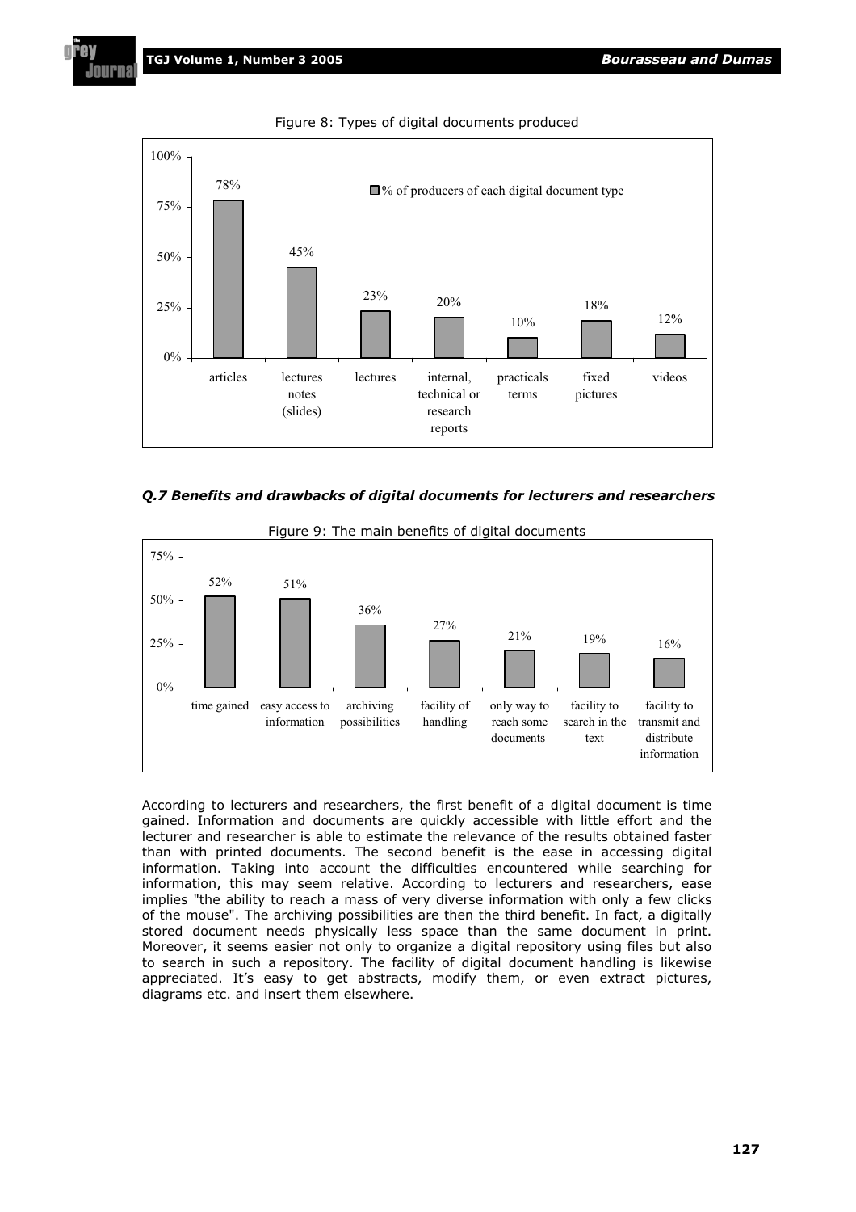Figure 8: Types of digital documents produced

| Digital document type | % of producers of each digital document type |
|---|---|
| articles | 78% |
| lectures notes (slides) | 45% |
| lectures | 23% |
| internal, technical or research reports | 20% |
| practicals terms | 10% |
| fixed pictures | 18% |
| videos | 12% |

### *Q.7 Benefits and drawbacks of digital documents for lecturers and researchers*

Figure 9: The main benefits of digital documents

| Benefit | % |
|---|---|
| time gained | 52% |
| easy access to information | 51% |
| archiving possibilities | 36% |
| facility of handling | 27% |
| only way to reach some documents | 21% |
| facility to search in the text | 19% |
| facility to transmit and distribute information | 16% |

According to lecturers and researchers, the first benefit of a digital document is time gained. Information and documents are quickly accessible with little effort and the lecturer and researcher is able to estimate the relevance of the results obtained faster than with printed documents. The second benefit is the ease in accessing digital information. Taking into account the difficulties encountered while searching for information, this may seem relative. According to lecturers and researchers, ease implies "the ability to reach a mass of very diverse information with only a few clicks of the mouse". The archiving possibilities are then the third benefit. In fact, a digitally stored document needs physically less space than the same document in print. Moreover, it seems easier not only to organize a digital repository using files but also to search in such a repository. The facility of digital document handling is likewise appreciated. It's easy to get abstracts, modify them, or even extract pictures, diagrams etc. and insert them elsewhere.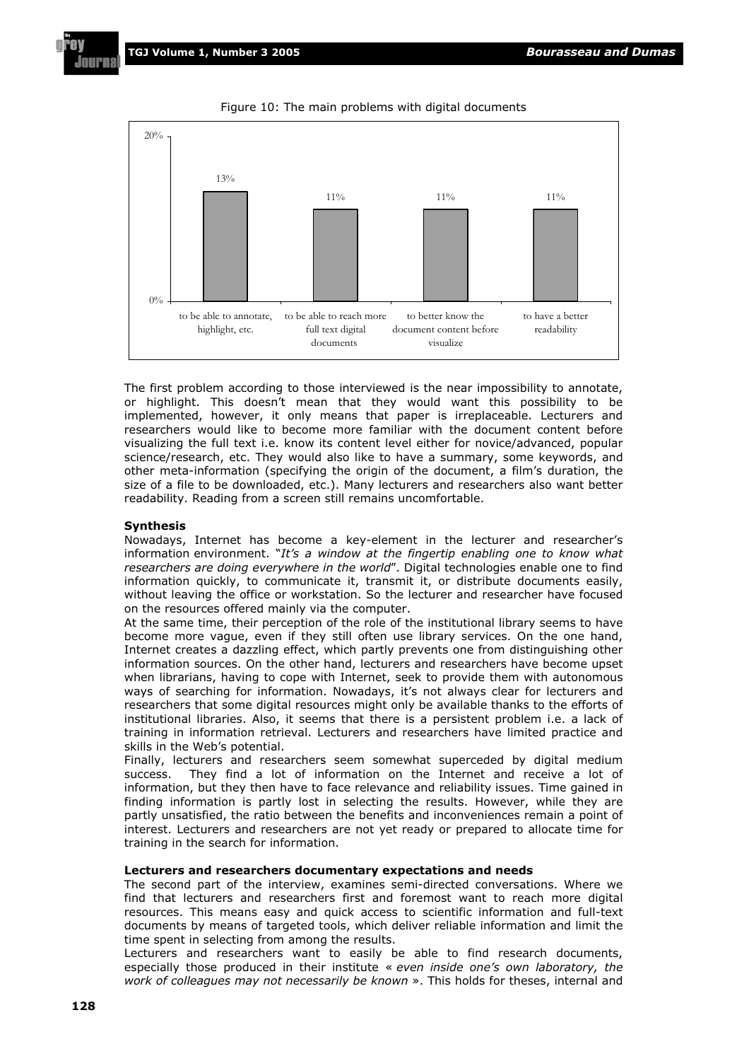Figure 10: The main problems with digital documents

| Problem | % |
| --- | --- |
| to be able to annotate, highlight, etc. | 13% |
| to be able to reach more full text digital documents | 11% |
| to better know the document content before visualize | 11% |
| to have a better readability | 11% |

The first problem according to those interviewed is the near impossibility to annotate, or highlight. This doesn't mean that they would want this possibility to be implemented, however, it only means that paper is irreplaceable. Lecturers and researchers would like to become more familiar with the document content before visualizing the full text i.e. know its content level either for novice/advanced, popular science/research, etc. They would also like to have a summary, some keywords, and other meta-information (specifying the origin of the document, a film's duration, the size of a file to be downloaded, etc.). Many lecturers and researchers also want better readability. Reading from a screen still remains uncomfortable.

**Synthesis**

Nowadays, Internet has become a key-element in the lecturer and researcher's information environment. "*It's a window at the fingertip enabling one to know what researchers are doing everywhere in the world*". Digital technologies enable one to find information quickly, to communicate it, transmit it, or distribute documents easily, without leaving the office or workstation. So the lecturer and researcher have focused on the resources offered mainly via the computer.

At the same time, their perception of the role of the institutional library seems to have become more vague, even if they still often use library services. On the one hand, Internet creates a dazzling effect, which partly prevents one from distinguishing other information sources. On the other hand, lecturers and researchers have become upset when librarians, having to cope with Internet, seek to provide them with autonomous ways of searching for information. Nowadays, it's not always clear for lecturers and researchers that some digital resources might only be available thanks to the efforts of institutional libraries. Also, it seems that there is a persistent problem i.e. a lack of training in information retrieval. Lecturers and researchers have limited practice and skills in the Web's potential.

Finally, lecturers and researchers seem somewhat superceded by digital medium success. They find a lot of information on the Internet and receive a lot of information, but they then have to face relevance and reliability issues. Time gained in finding information is partly lost in selecting the results. However, while they are partly unsatisfied, the ratio between the benefits and inconveniences remain a point of interest. Lecturers and researchers are not yet ready or prepared to allocate time for training in the search for information.

**Lecturers and researchers documentary expectations and needs**

The second part of the interview, examines semi-directed conversations. Where we find that lecturers and researchers first and foremost want to reach more digital resources. This means easy and quick access to scientific information and full-text documents by means of targeted tools, which deliver reliable information and limit the time spent in selecting from among the results.

Lecturers and researchers want to easily be able to find research documents, especially those produced in their institute « *even inside one's own laboratory, the work of colleagues may not necessarily be known* ». This holds for theses, internal and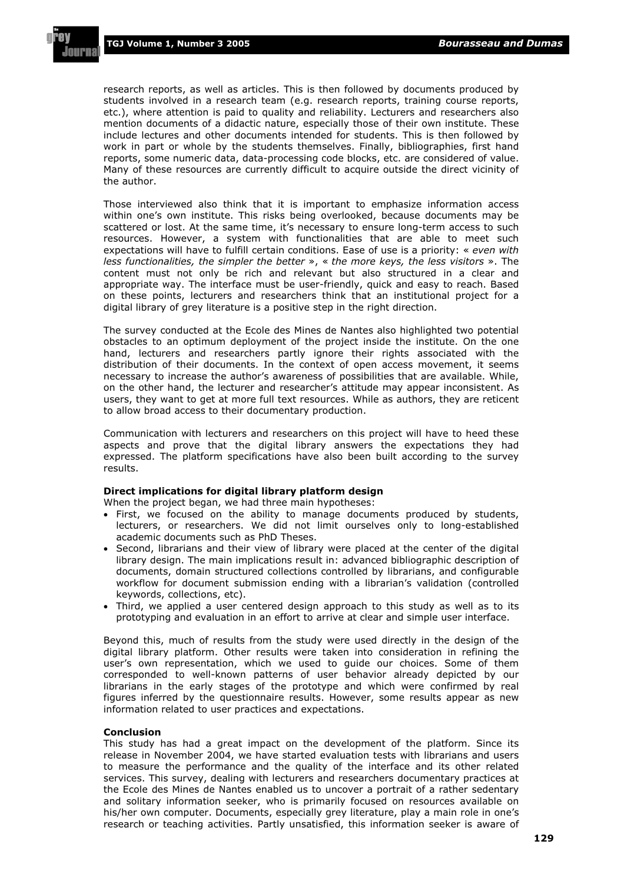research reports, as well as articles. This is then followed by documents produced by students involved in a research team (e.g. research reports, training course reports, etc.), where attention is paid to quality and reliability. Lecturers and researchers also mention documents of a didactic nature, especially those of their own institute. These include lectures and other documents intended for students. This is then followed by work in part or whole by the students themselves. Finally, bibliographies, first hand reports, some numeric data, data-processing code blocks, etc. are considered of value. Many of these resources are currently difficult to acquire outside the direct vicinity of the author.

Those interviewed also think that it is important to emphasize information access within one's own institute. This risks being overlooked, because documents may be scattered or lost. At the same time, it's necessary to ensure long-term access to such resources. However, a system with functionalities that are able to meet such expectations will have to fulfill certain conditions. Ease of use is a priority: « *even with less functionalities, the simpler the better* », « *the more keys, the less visitors* ». The content must not only be rich and relevant but also structured in a clear and appropriate way. The interface must be user-friendly, quick and easy to reach. Based on these points, lecturers and researchers think that an institutional project for a digital library of grey literature is a positive step in the right direction.

The survey conducted at the Ecole des Mines de Nantes also highlighted two potential obstacles to an optimum deployment of the project inside the institute. On the one hand, lecturers and researchers partly ignore their rights associated with the distribution of their documents. In the context of open access movement, it seems necessary to increase the author's awareness of possibilities that are available. While, on the other hand, the lecturer and researcher's attitude may appear inconsistent. As users, they want to get at more full text resources. While as authors, they are reticent to allow broad access to their documentary production.

Communication with lecturers and researchers on this project will have to heed these aspects and prove that the digital library answers the expectations they had expressed. The platform specifications have also been built according to the survey results.

**Direct implications for digital library platform design**

When the project began, we had three main hypotheses:

- First, we focused on the ability to manage documents produced by students, lecturers, or researchers. We did not limit ourselves only to long-established academic documents such as PhD Theses.
- Second, librarians and their view of library were placed at the center of the digital library design. The main implications result in: advanced bibliographic description of documents, domain structured collections controlled by librarians, and configurable workflow for document submission ending with a librarian's validation (controlled keywords, collections, etc).
- Third, we applied a user centered design approach to this study as well as to its prototyping and evaluation in an effort to arrive at clear and simple user interface.

Beyond this, much of results from the study were used directly in the design of the digital library platform. Other results were taken into consideration in refining the user's own representation, which we used to guide our choices. Some of them corresponded to well-known patterns of user behavior already depicted by our librarians in the early stages of the prototype and which were confirmed by real figures inferred by the questionnaire results. However, some results appear as new information related to user practices and expectations.

**Conclusion**

This study has had a great impact on the development of the platform. Since its release in November 2004, we have started evaluation tests with librarians and users to measure the performance and the quality of the interface and its other related services. This survey, dealing with lecturers and researchers documentary practices at the Ecole des Mines de Nantes enabled us to uncover a portrait of a rather sedentary and solitary information seeker, who is primarily focused on resources available on his/her own computer. Documents, especially grey literature, play a main role in one's research or teaching activities. Partly unsatisfied, this information seeker is aware of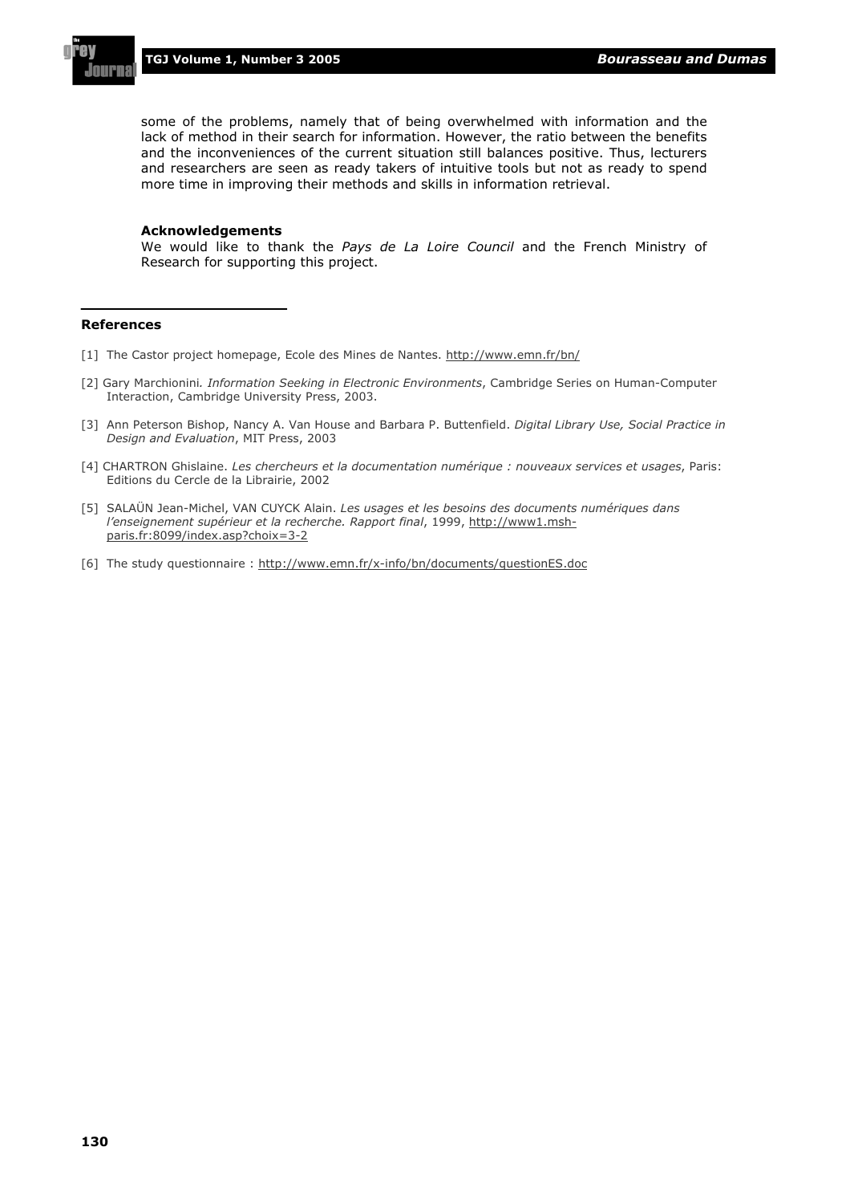some of the problems, namely that of being overwhelmed with information and the lack of method in their search for information. However, the ratio between the benefits and the inconveniences of the current situation still balances positive. Thus, lecturers and researchers are seen as ready takers of intuitive tools but not as ready to spend more time in improving their methods and skills in information retrieval.

### Acknowledgements

We would like to thank the *Pays de La Loire Council* and the French Ministry of Research for supporting this project.

## References

[1] The Castor project homepage, Ecole des Mines de Nantes. http://www.emn.fr/bn/

[2] Gary Marchionini. *Information Seeking in Electronic Environments*, Cambridge Series on Human-Computer Interaction, Cambridge University Press, 2003.

[3] Ann Peterson Bishop, Nancy A. Van House and Barbara P. Buttenfield. *Digital Library Use, Social Practice in Design and Evaluation*, MIT Press, 2003

[4] CHARTRON Ghislaine. *Les chercheurs et la documentation numérique : nouveaux services et usages*, Paris: Editions du Cercle de la Librairie, 2002

[5] SALAÜN Jean-Michel, VAN CUYCK Alain. *Les usages et les besoins des documents numériques dans l'enseignement supérieur et la recherche. Rapport final*, 1999, http://www1.msh-paris.fr:8099/index.asp?choix=3-2

[6] The study questionnaire : http://www.emn.fr/x-info/bn/documents/questionES.doc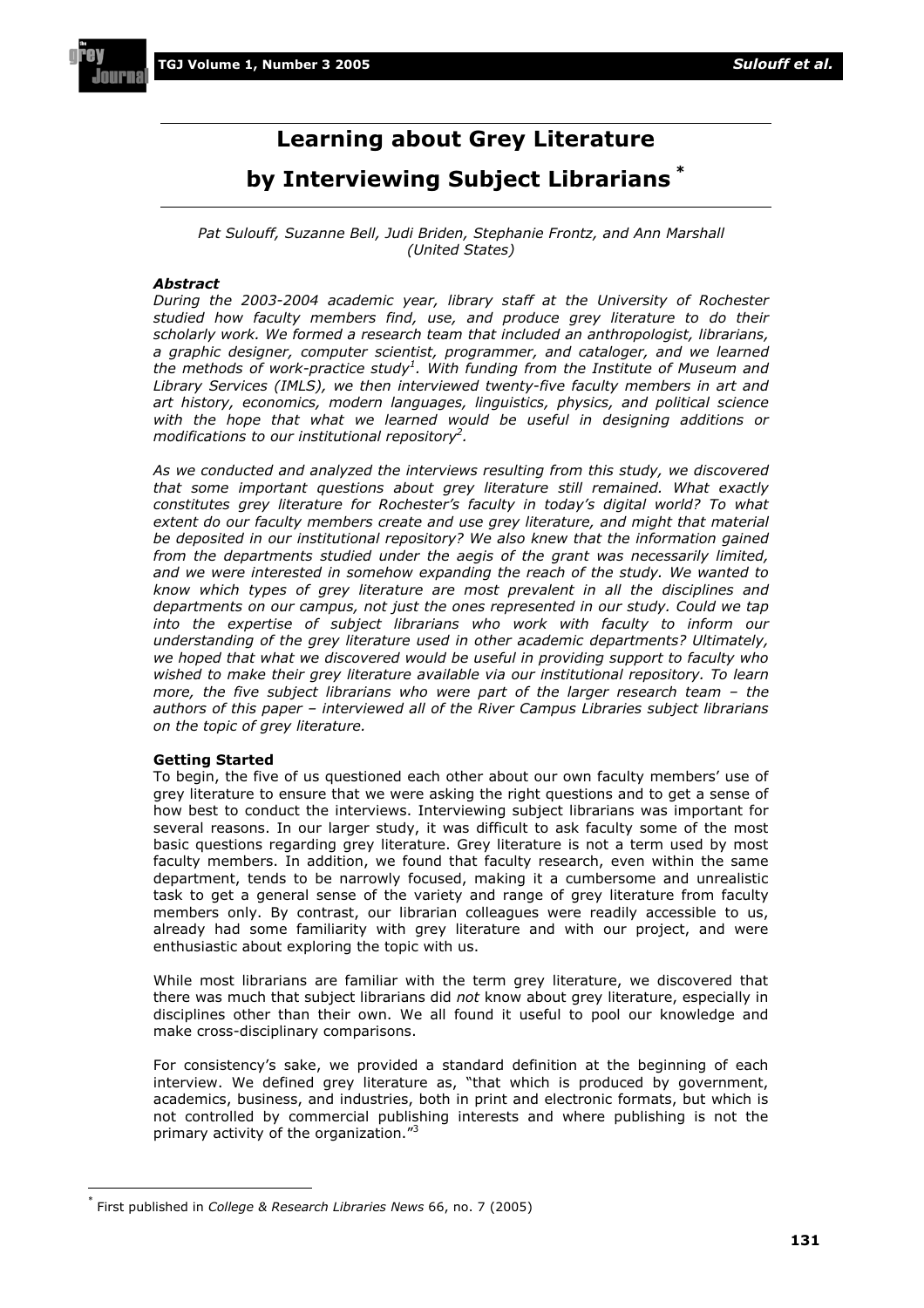# Learning about Grey Literature by Interviewing Subject Librarians *

*Pat Sulouff, Suzanne Bell, Judi Briden, Stephanie Frontz, and Ann Marshall (United States)*

***Abstract***

*During the 2003-2004 academic year, library staff at the University of Rochester studied how faculty members find, use, and produce grey literature to do their scholarly work. We formed a research team that included an anthropologist, librarians, a graphic designer, computer scientist, programmer, and cataloger, and we learned the methods of work-practice study[1]. With funding from the Institute of Museum and Library Services (IMLS), we then interviewed twenty-five faculty members in art and art history, economics, modern languages, linguistics, physics, and political science with the hope that what we learned would be useful in designing additions or modifications to our institutional repository[2].*

*As we conducted and analyzed the interviews resulting from this study, we discovered that some important questions about grey literature still remained. What exactly constitutes grey literature for Rochester's faculty in today's digital world? To what extent do our faculty members create and use grey literature, and might that material be deposited in our institutional repository? We also knew that the information gained from the departments studied under the aegis of the grant was necessarily limited, and we were interested in somehow expanding the reach of the study. We wanted to know which types of grey literature are most prevalent in all the disciplines and departments on our campus, not just the ones represented in our study. Could we tap into the expertise of subject librarians who work with faculty to inform our understanding of the grey literature used in other academic departments? Ultimately, we hoped that what we discovered would be useful in providing support to faculty who wished to make their grey literature available via our institutional repository. To learn more, the five subject librarians who were part of the larger research team – the authors of this paper – interviewed all of the River Campus Libraries subject librarians on the topic of grey literature.*

**Getting Started**

To begin, the five of us questioned each other about our own faculty members' use of grey literature to ensure that we were asking the right questions and to get a sense of how best to conduct the interviews. Interviewing subject librarians was important for several reasons. In our larger study, it was difficult to ask faculty some of the most basic questions regarding grey literature. Grey literature is not a term used by most faculty members. In addition, we found that faculty research, even within the same department, tends to be narrowly focused, making it a cumbersome and unrealistic task to get a general sense of the variety and range of grey literature from faculty members only. By contrast, our librarian colleagues were readily accessible to us, already had some familiarity with grey literature and with our project, and were enthusiastic about exploring the topic with us.

While most librarians are familiar with the term grey literature, we discovered that there was much that subject librarians did *not* know about grey literature, especially in disciplines other than their own. We all found it useful to pool our knowledge and make cross-disciplinary comparisons.

For consistency's sake, we provided a standard definition at the beginning of each interview. We defined grey literature as, "that which is produced by government, academics, business, and industries, both in print and electronic formats, but which is not controlled by commercial publishing interests and where publishing is not the primary activity of the organization."[3]

---

\* First published in *College & Research Libraries News* 66, no. 7 (2005)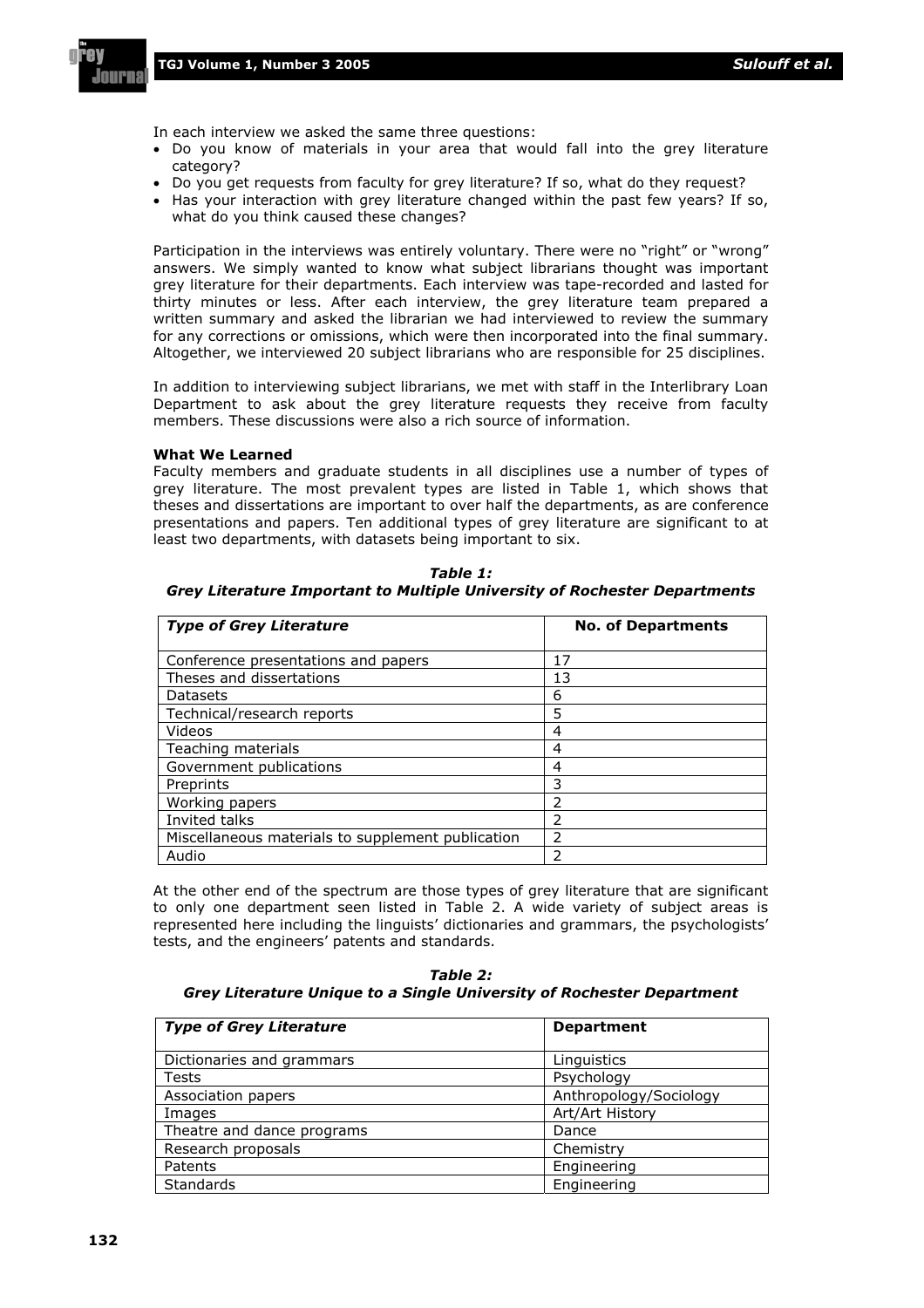In each interview we asked the same three questions:

- Do you know of materials in your area that would fall into the grey literature category?
- Do you get requests from faculty for grey literature? If so, what do they request?
- Has your interaction with grey literature changed within the past few years? If so, what do you think caused these changes?

Participation in the interviews was entirely voluntary. There were no "right" or "wrong" answers. We simply wanted to know what subject librarians thought was important grey literature for their departments. Each interview was tape-recorded and lasted for thirty minutes or less. After each interview, the grey literature team prepared a written summary and asked the librarian we had interviewed to review the summary for any corrections or omissions, which were then incorporated into the final summary. Altogether, we interviewed 20 subject librarians who are responsible for 25 disciplines.

In addition to interviewing subject librarians, we met with staff in the Interlibrary Loan Department to ask about the grey literature requests they receive from faculty members. These discussions were also a rich source of information.

**What We Learned**

Faculty members and graduate students in all disciplines use a number of types of grey literature. The most prevalent types are listed in Table 1, which shows that theses and dissertations are important to over half the departments, as are conference presentations and papers. Ten additional types of grey literature are significant to at least two departments, with datasets being important to six.

***Table 1:***
***Grey Literature Important to Multiple University of Rochester Departments***

| *Type of Grey Literature* | No. of Departments |
|---|---|
| Conference presentations and papers | 17 |
| Theses and dissertations | 13 |
| Datasets | 6 |
| Technical/research reports | 5 |
| Videos | 4 |
| Teaching materials | 4 |
| Government publications | 4 |
| Preprints | 3 |
| Working papers | 2 |
| Invited talks | 2 |
| Miscellaneous materials to supplement publication | 2 |
| Audio | 2 |

At the other end of the spectrum are those types of grey literature that are significant to only one department seen listed in Table 2. A wide variety of subject areas is represented here including the linguists' dictionaries and grammars, the psychologists' tests, and the engineers' patents and standards.

***Table 2:***
***Grey Literature Unique to a Single University of Rochester Department***

| *Type of Grey Literature* | Department |
|---|---|
| Dictionaries and grammars | Linguistics |
| Tests | Psychology |
| Association papers | Anthropology/Sociology |
| Images | Art/Art History |
| Theatre and dance programs | Dance |
| Research proposals | Chemistry |
| Patents | Engineering |
| Standards | Engineering |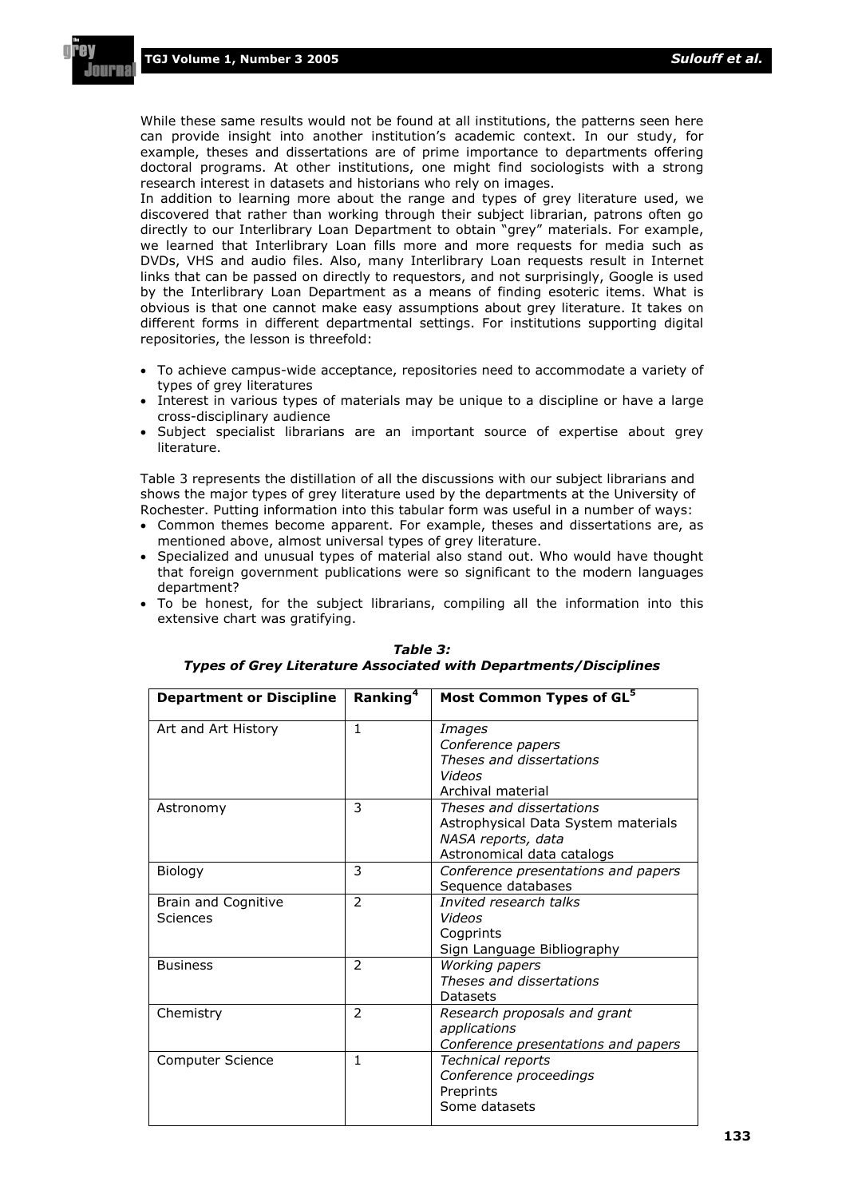While these same results would not be found at all institutions, the patterns seen here can provide insight into another institution's academic context. In our study, for example, theses and dissertations are of prime importance to departments offering doctoral programs. At other institutions, one might find sociologists with a strong research interest in datasets and historians who rely on images.
In addition to learning more about the range and types of grey literature used, we discovered that rather than working through their subject librarian, patrons often go directly to our Interlibrary Loan Department to obtain "grey" materials. For example, we learned that Interlibrary Loan fills more and more requests for media such as DVDs, VHS and audio files. Also, many Interlibrary Loan requests result in Internet links that can be passed on directly to requestors, and not surprisingly, Google is used by the Interlibrary Loan Department as a means of finding esoteric items. What is obvious is that one cannot make easy assumptions about grey literature. It takes on different forms in different departmental settings. For institutions supporting digital repositories, the lesson is threefold:

- To achieve campus-wide acceptance, repositories need to accommodate a variety of types of grey literatures
- Interest in various types of materials may be unique to a discipline or have a large cross-disciplinary audience
- Subject specialist librarians are an important source of expertise about grey literature.

Table 3 represents the distillation of all the discussions with our subject librarians and shows the major types of grey literature used by the departments at the University of Rochester. Putting information into this tabular form was useful in a number of ways:

- Common themes become apparent. For example, theses and dissertations are, as mentioned above, almost universal types of grey literature.
- Specialized and unusual types of material also stand out. Who would have thought that foreign government publications were so significant to the modern languages department?
- To be honest, for the subject librarians, compiling all the information into this extensive chart was gratifying.

***Table 3:***
***Types of Grey Literature Associated with Departments/Disciplines***

| Department or Discipline | Ranking[4] | Most Common Types of GL[5] |
|---|---|---|
| Art and Art History | 1 | *Images*<br>*Conference papers*<br>*Theses and dissertations*<br>*Videos*<br>Archival material |
| Astronomy | 3 | *Theses and dissertations*<br>Astrophysical Data System materials<br>*NASA reports, data*<br>Astronomical data catalogs |
| Biology | 3 | *Conference presentations and papers*<br>Sequence databases |
| Brain and Cognitive Sciences | 2 | *Invited research talks*<br>*Videos*<br>Cogprints<br>Sign Language Bibliography |
| Business | 2 | *Working papers*<br>*Theses and dissertations*<br>Datasets |
| Chemistry | 2 | *Research proposals and grant applications*<br>*Conference presentations and papers* |
| Computer Science | 1 | *Technical reports*<br>*Conference proceedings*<br>Preprints<br>Some datasets |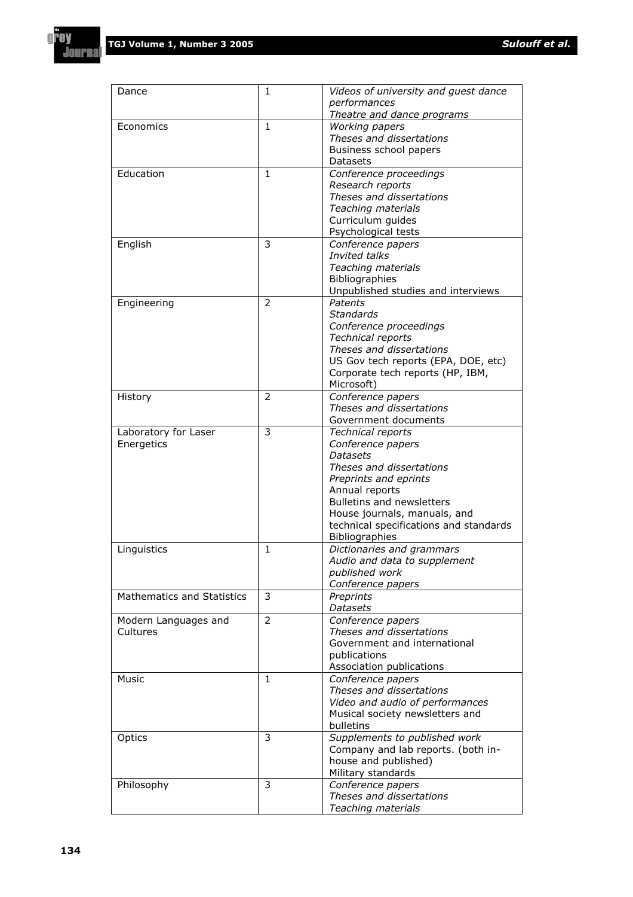| | | |
|---|---|---|
| Dance | 1 | *Videos of university and guest dance performances*<br>*Theatre and dance programs* |
| Economics | 1 | *Working papers*<br>*Theses and dissertations*<br>Business school papers<br>Datasets |
| Education | 1 | *Conference proceedings*<br>*Research reports*<br>*Theses and dissertations*<br>*Teaching materials*<br>Curriculum guides<br>Psychological tests |
| English | 3 | *Conference papers*<br>*Invited talks*<br>*Teaching materials*<br>Bibliographies<br>Unpublished studies and interviews |
| Engineering | 2 | *Patents*<br>*Standards*<br>*Conference proceedings*<br>*Technical reports*<br>*Theses and dissertations*<br>US Gov tech reports (EPA, DOE, etc)<br>Corporate tech reports (HP, IBM, Microsoft) |
| History | 2 | *Conference papers*<br>*Theses and dissertations*<br>Government documents |
| Laboratory for Laser Energetics | 3 | *Technical reports*<br>*Conference papers*<br>*Datasets*<br>*Theses and dissertations*<br>*Preprints and eprints*<br>Annual reports<br>Bulletins and newsletters<br>House journals, manuals, and technical specifications and standards<br>Bibliographies |
| Linguistics | 1 | *Dictionaries and grammars*<br>*Audio and data to supplement published work*<br>*Conference papers* |
| Mathematics and Statistics | 3 | *Preprints*<br>*Datasets* |
| Modern Languages and Cultures | 2 | *Conference papers*<br>*Theses and dissertations*<br>Government and international publications<br>Association publications |
| Music | 1 | *Conference papers*<br>*Theses and dissertations*<br>*Video and audio of performances*<br>Musical society newsletters and bulletins |
| Optics | 3 | *Supplements to published work*<br>Company and lab reports. (both in-house and published)<br>Military standards |
| Philosophy | 3 | *Conference papers*<br>*Theses and dissertations*<br>*Teaching materials* |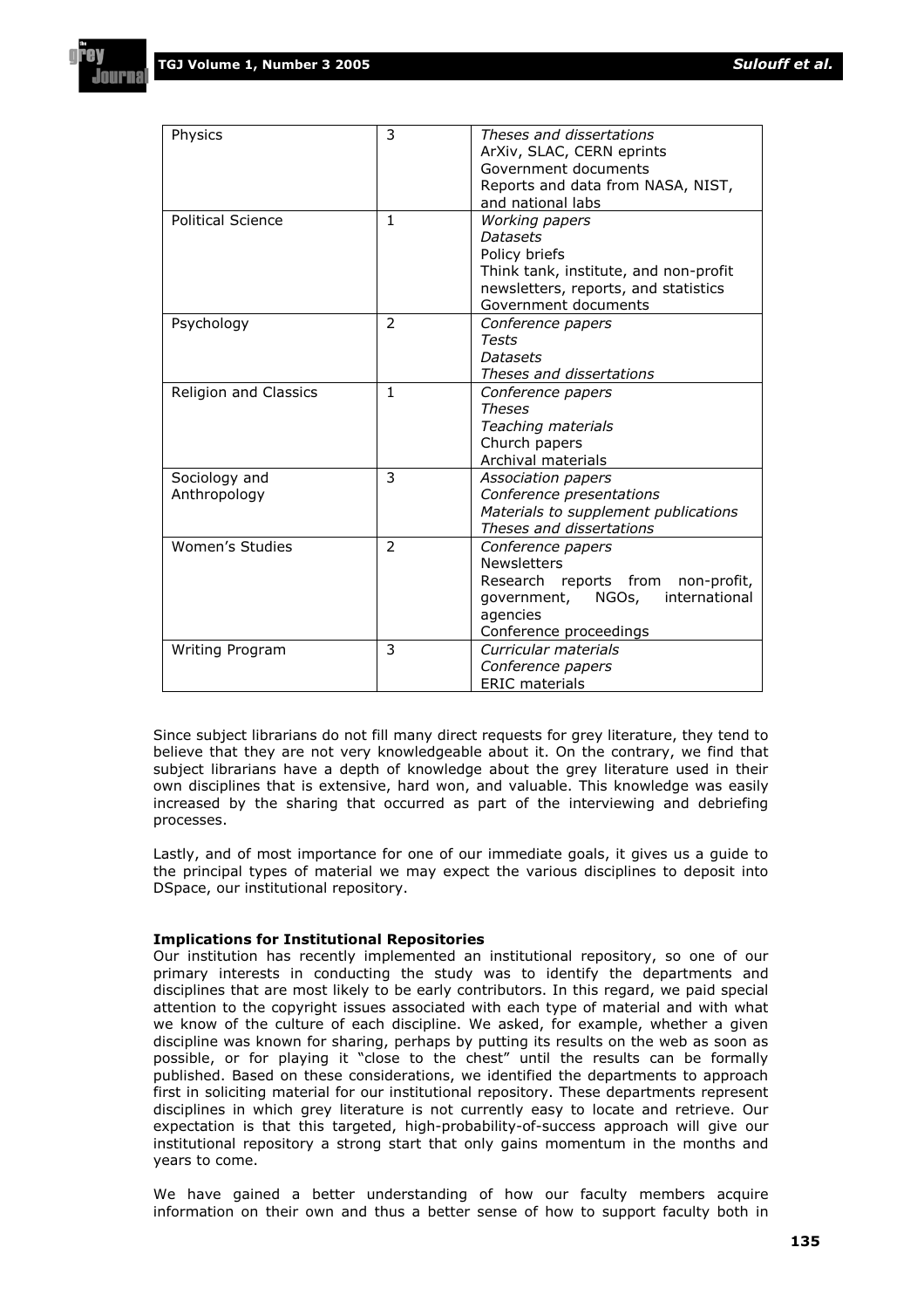| Physics | 3 | *Theses and dissertations*<br>ArXiv, SLAC, CERN eprints<br>Government documents<br>Reports and data from NASA, NIST, and national labs |
|---|---|---|
| Political Science | 1 | *Working papers*<br>*Datasets*<br>Policy briefs<br>Think tank, institute, and non-profit newsletters, reports, and statistics<br>Government documents |
| Psychology | 2 | *Conference papers*<br>*Tests*<br>*Datasets*<br>*Theses and dissertations* |
| Religion and Classics | 1 | *Conference papers*<br>*Theses*<br>*Teaching materials*<br>Church papers<br>Archival materials |
| Sociology and Anthropology | 3 | *Association papers*<br>*Conference presentations*<br>*Materials to supplement publications*<br>*Theses and dissertations* |
| Women's Studies | 2 | *Conference papers*<br>Newsletters<br>Research reports from non-profit, government, NGOs, international agencies<br>Conference proceedings |
| Writing Program | 3 | *Curricular materials*<br>*Conference papers*<br>ERIC materials |

Since subject librarians do not fill many direct requests for grey literature, they tend to believe that they are not very knowledgeable about it. On the contrary, we find that subject librarians have a depth of knowledge about the grey literature used in their own disciplines that is extensive, hard won, and valuable. This knowledge was easily increased by the sharing that occurred as part of the interviewing and debriefing processes.

Lastly, and of most importance for one of our immediate goals, it gives us a guide to the principal types of material we may expect the various disciplines to deposit into DSpace, our institutional repository.

**Implications for Institutional Repositories**

Our institution has recently implemented an institutional repository, so one of our primary interests in conducting the study was to identify the departments and disciplines that are most likely to be early contributors. In this regard, we paid special attention to the copyright issues associated with each type of material and with what we know of the culture of each discipline. We asked, for example, whether a given discipline was known for sharing, perhaps by putting its results on the web as soon as possible, or for playing it "close to the chest" until the results can be formally published. Based on these considerations, we identified the departments to approach first in soliciting material for our institutional repository. These departments represent disciplines in which grey literature is not currently easy to locate and retrieve. Our expectation is that this targeted, high-probability-of-success approach will give our institutional repository a strong start that only gains momentum in the months and years to come.

We have gained a better understanding of how our faculty members acquire information on their own and thus a better sense of how to support faculty both in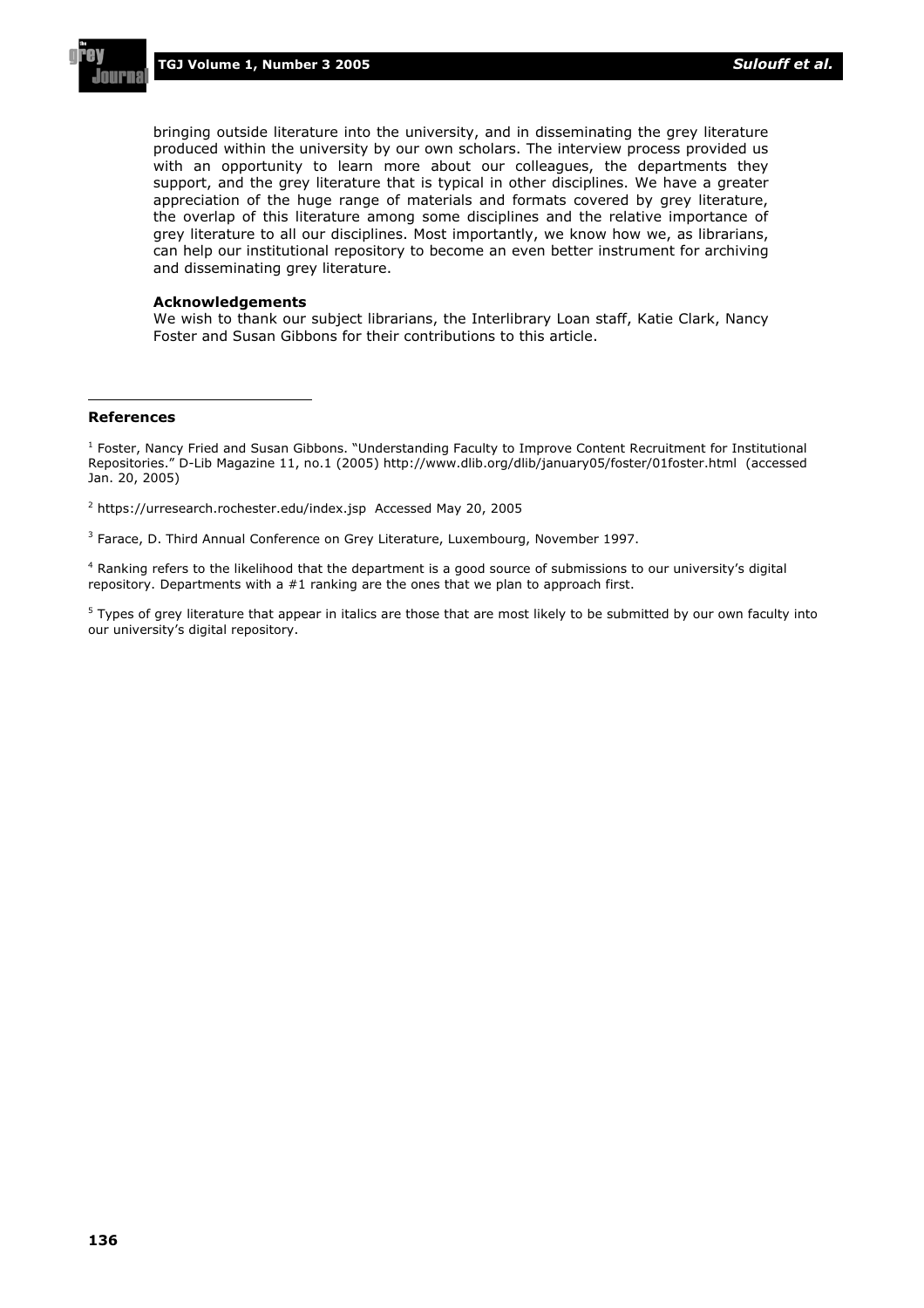bringing outside literature into the university, and in disseminating the grey literature produced within the university by our own scholars. The interview process provided us with an opportunity to learn more about our colleagues, the departments they support, and the grey literature that is typical in other disciplines. We have a greater appreciation of the huge range of materials and formats covered by grey literature, the overlap of this literature among some disciplines and the relative importance of grey literature to all our disciplines. Most importantly, we know how we, as librarians, can help our institutional repository to become an even better instrument for archiving and disseminating grey literature.

**Acknowledgements**

We wish to thank our subject librarians, the Interlibrary Loan staff, Katie Clark, Nancy Foster and Susan Gibbons for their contributions to this article.

---

**References**

[1] Foster, Nancy Fried and Susan Gibbons. "Understanding Faculty to Improve Content Recruitment for Institutional Repositories." D-Lib Magazine 11, no.1 (2005) http://www.dlib.org/dlib/january05/foster/01foster.html (accessed Jan. 20, 2005)

[2] https://urresearch.rochester.edu/index.jsp Accessed May 20, 2005

[3] Farace, D. Third Annual Conference on Grey Literature, Luxembourg, November 1997.

[4] Ranking refers to the likelihood that the department is a good source of submissions to our university's digital repository. Departments with a #1 ranking are the ones that we plan to approach first.

[5] Types of grey literature that appear in italics are those that are most likely to be submitted by our own faculty into our university's digital repository.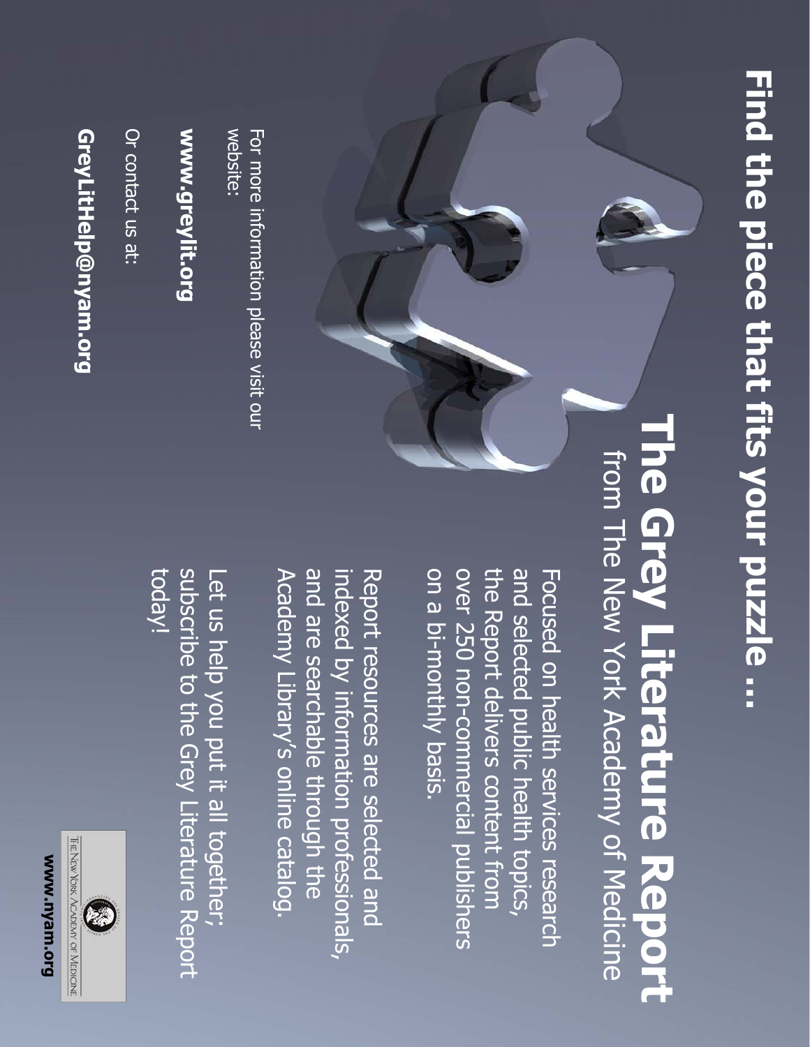# Find the piece that fits your puzzle ...

## The Grey Literature Report

from The New York Academy of Medicine

Focused on health services research and selected public health topics, the Report delivers content from over 250 non-commercial publishers on a bi-monthly basis.

Report resources are selected and indexed by information professionals, and are searchable through the Academy Library's online catalog.

Let us help you put it all together; subscribe to the Grey Literature Report today!

For more information please visit our website:

**www.greylit.org**

Or contact us at:

**GreyLitHelp@nyam.org**

The New York Academy of Medicine

**www.nyam.org**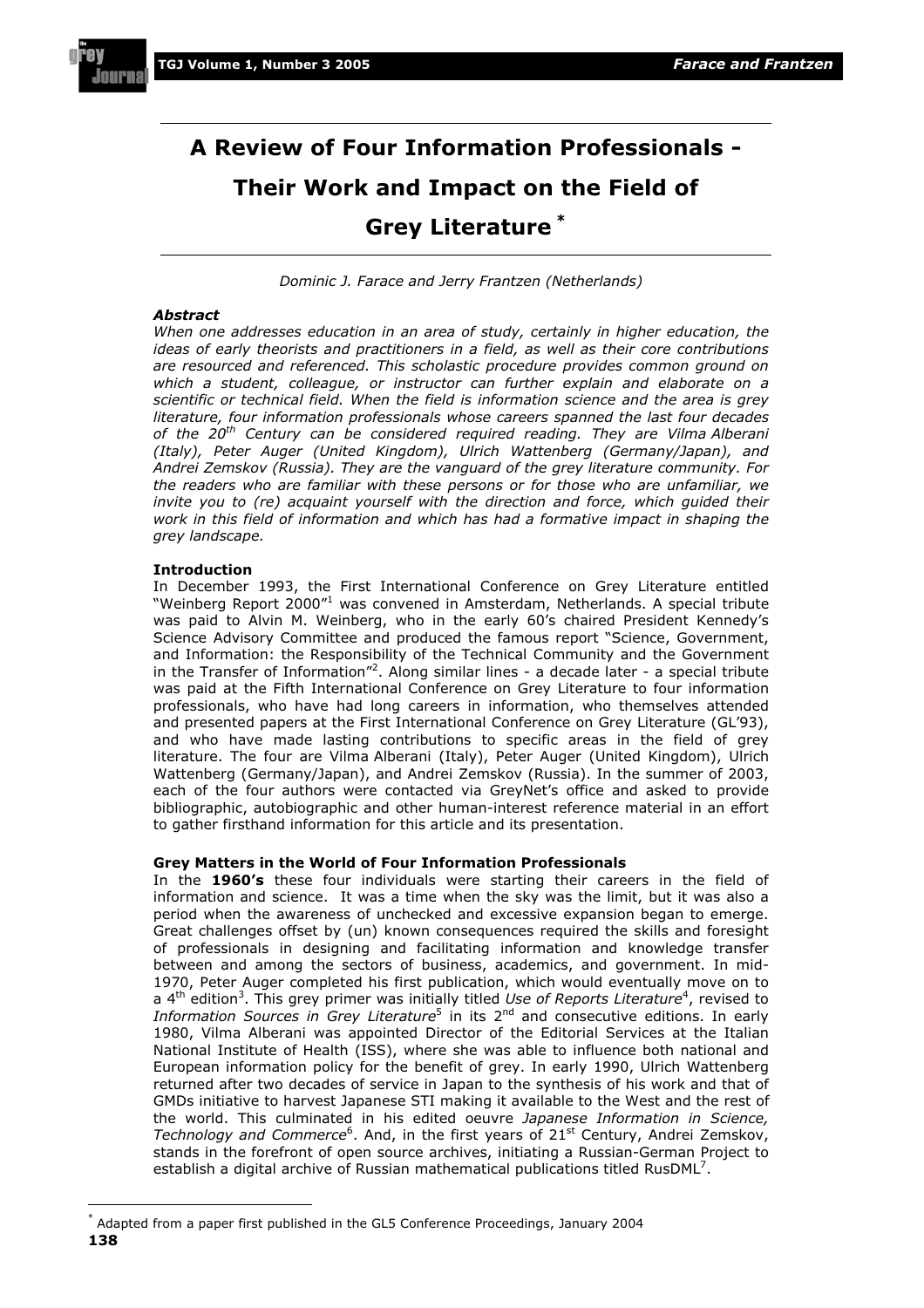# A Review of Four Information Professionals - Their Work and Impact on the Field of Grey Literature *

*Dominic J. Farace and Jerry Frantzen (Netherlands)*

***Abstract***

*When one addresses education in an area of study, certainly in higher education, the ideas of early theorists and practitioners in a field, as well as their core contributions are resourced and referenced. This scholastic procedure provides common ground on which a student, colleague, or instructor can further explain and elaborate on a scientific or technical field. When the field is information science and the area is grey literature, four information professionals whose careers spanned the last four decades of the 20th Century can be considered required reading. They are Vilma Alberani (Italy), Peter Auger (United Kingdom), Ulrich Wattenberg (Germany/Japan), and Andrei Zemskov (Russia). They are the vanguard of the grey literature community. For the readers who are familiar with these persons or for those who are unfamiliar, we invite you to (re) acquaint yourself with the direction and force, which guided their work in this field of information and which has had a formative impact in shaping the grey landscape.*

**Introduction**

In December 1993, the First International Conference on Grey Literature entitled "Weinberg Report 2000"[1] was convened in Amsterdam, Netherlands. A special tribute was paid to Alvin M. Weinberg, who in the early 60's chaired President Kennedy's Science Advisory Committee and produced the famous report "Science, Government, and Information: the Responsibility of the Technical Community and the Government in the Transfer of Information"[2]. Along similar lines - a decade later - a special tribute was paid at the Fifth International Conference on Grey Literature to four information professionals, who have had long careers in information, who themselves attended and presented papers at the First International Conference on Grey Literature (GL'93), and who have made lasting contributions to specific areas in the field of grey literature. The four are Vilma Alberani (Italy), Peter Auger (United Kingdom), Ulrich Wattenberg (Germany/Japan), and Andrei Zemskov (Russia). In the summer of 2003, each of the four authors were contacted via GreyNet's office and asked to provide bibliographic, autobiographic and other human-interest reference material in an effort to gather firsthand information for this article and its presentation.

**Grey Matters in the World of Four Information Professionals**

In the **1960's** these four individuals were starting their careers in the field of information and science. It was a time when the sky was the limit, but it was also a period when the awareness of unchecked and excessive expansion began to emerge. Great challenges offset by (un) known consequences required the skills and foresight of professionals in designing and facilitating information and knowledge transfer between and among the sectors of business, academics, and government. In mid-1970, Peter Auger completed his first publication, which would eventually move on to a 4th edition[3]. This grey primer was initially titled *Use of Reports Literature*[4], revised to *Information Sources in Grey Literature*[5] in its 2nd and consecutive editions. In early 1980, Vilma Alberani was appointed Director of the Editorial Services at the Italian National Institute of Health (ISS), where she was able to influence both national and European information policy for the benefit of grey. In early 1990, Ulrich Wattenberg returned after two decades of service in Japan to the synthesis of his work and that of GMDs initiative to harvest Japanese STI making it available to the West and the rest of the world. This culminated in his edited oeuvre *Japanese Information in Science, Technology and Commerce*[6]. And, in the first years of 21st Century, Andrei Zemskov, stands in the forefront of open source archives, initiating a Russian-German Project to establish a digital archive of Russian mathematical publications titled RusDML[7].

* Adapted from a paper first published in the GL5 Conference Proceedings, January 2004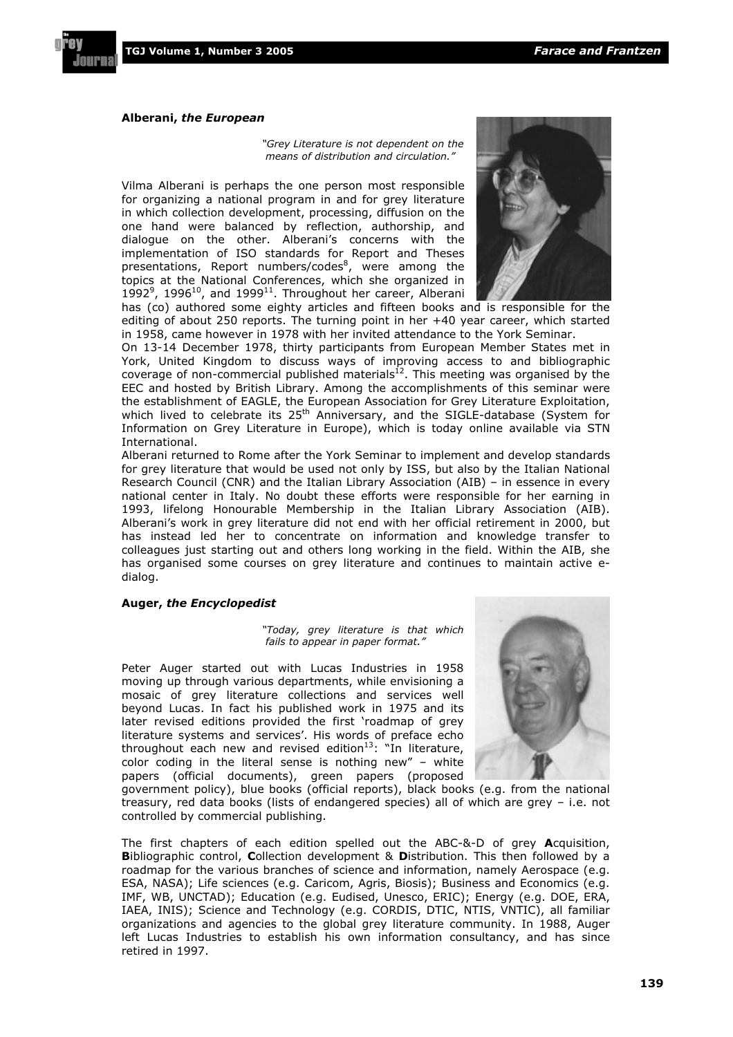**Alberani, *the European***

> *"Grey Literature is not dependent on the means of distribution and circulation."*

Vilma Alberani is perhaps the one person most responsible for organizing a national program in and for grey literature in which collection development, processing, diffusion on the one hand were balanced by reflection, authorship, and dialogue on the other. Alberani's concerns with the implementation of ISO standards for Report and Theses presentations, Report numbers/codes[8], were among the topics at the National Conferences, which she organized in 1992[9], 1996[10], and 1999[11]. Throughout her career, Alberani has (co) authored some eighty articles and fifteen books and is responsible for the editing of about 250 reports. The turning point in her +40 year career, which started in 1958, came however in 1978 with her invited attendance to the York Seminar.

On 13-14 December 1978, thirty participants from European Member States met in York, United Kingdom to discuss ways of improving access to and bibliographic coverage of non-commercial published materials[12]. This meeting was organised by the EEC and hosted by British Library. Among the accomplishments of this seminar were the establishment of EAGLE, the European Association for Grey Literature Exploitation, which lived to celebrate its 25th Anniversary, and the SIGLE-database (System for Information on Grey Literature in Europe), which is today online available via STN International.

Alberani returned to Rome after the York Seminar to implement and develop standards for grey literature that would be used not only by ISS, but also by the Italian National Research Council (CNR) and the Italian Library Association (AIB) – in essence in every national center in Italy. No doubt these efforts were responsible for her earning in 1993, lifelong Honourable Membership in the Italian Library Association (AIB). Alberani's work in grey literature did not end with her official retirement in 2000, but has instead led her to concentrate on information and knowledge transfer to colleagues just starting out and others long working in the field. Within the AIB, she has organised some courses on grey literature and continues to maintain active e-dialog.

**Auger, *the Encyclopedist***

> *"Today, grey literature is that which fails to appear in paper format."*

Peter Auger started out with Lucas Industries in 1958 moving up through various departments, while envisioning a mosaic of grey literature collections and services well beyond Lucas. In fact his published work in 1975 and its later revised editions provided the first 'roadmap of grey literature systems and services'. His words of preface echo throughout each new and revised edition[13]: "In literature, color coding in the literal sense is nothing new" – white papers (official documents), green papers (proposed government policy), blue books (official reports), black books (e.g. from the national treasury, red data books (lists of endangered species) all of which are grey – i.e. not controlled by commercial publishing.

The first chapters of each edition spelled out the ABC-&-D of grey **A**cquisition, **B**ibliographic control, **C**ollection development & **D**istribution. This then followed by a roadmap for the various branches of science and information, namely Aerospace (e.g. ESA, NASA); Life sciences (e.g. Caricom, Agris, Biosis); Business and Economics (e.g. IMF, WB, UNCTAD); Education (e.g. Eudised, Unesco, ERIC); Energy (e.g. DOE, ERA, IAEA, INIS); Science and Technology (e.g. CORDIS, DTIC, NTIS, VNTIC), all familiar organizations and agencies to the global grey literature community. In 1988, Auger left Lucas Industries to establish his own information consultancy, and has since retired in 1997.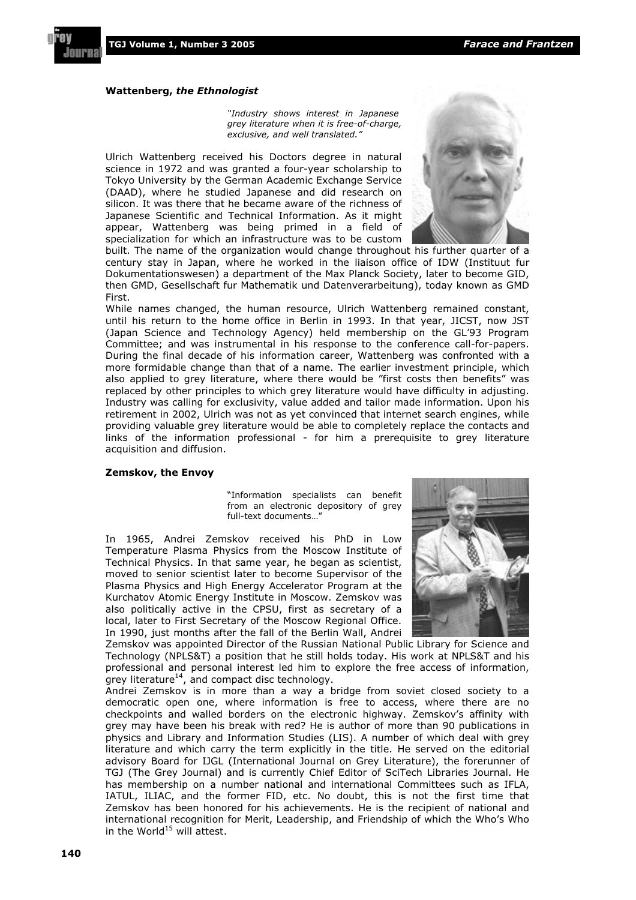**Wattenberg, *the Ethnologist***

*"Industry shows interest in Japanese grey literature when it is free-of-charge, exclusive, and well translated."*

Ulrich Wattenberg received his Doctors degree in natural science in 1972 and was granted a four-year scholarship to Tokyo University by the German Academic Exchange Service (DAAD), where he studied Japanese and did research on silicon. It was there that he became aware of the richness of Japanese Scientific and Technical Information. As it might appear, Wattenberg was being primed in a field of specialization for which an infrastructure was to be custom built. The name of the organization would change throughout his further quarter of a century stay in Japan, where he worked in the liaison office of IDW (Instituut fur Dokumentationswesen) a department of the Max Planck Society, later to become GID, then GMD, Gesellschaft fur Mathematik und Datenverarbeitung), today known as GMD First.

While names changed, the human resource, Ulrich Wattenberg remained constant, until his return to the home office in Berlin in 1993. In that year, JICST, now JST (Japan Science and Technology Agency) held membership on the GL'93 Program Committee; and was instrumental in his response to the conference call-for-papers. During the final decade of his information career, Wattenberg was confronted with a more formidable change than that of a name. The earlier investment principle, which also applied to grey literature, where there would be "first costs then benefits" was replaced by other principles to which grey literature would have difficulty in adjusting. Industry was calling for exclusivity, value added and tailor made information. Upon his retirement in 2002, Ulrich was not as yet convinced that internet search engines, while providing valuable grey literature would be able to completely replace the contacts and links of the information professional - for him a prerequisite to grey literature acquisition and diffusion.

**Zemskov, the Envoy**

"Information specialists can benefit from an electronic depository of grey full-text documents…"

In 1965, Andrei Zemskov received his PhD in Low Temperature Plasma Physics from the Moscow Institute of Technical Physics. In that same year, he began as scientist, moved to senior scientist later to become Supervisor of the Plasma Physics and High Energy Accelerator Program at the Kurchatov Atomic Energy Institute in Moscow. Zemskov was also politically active in the CPSU, first as secretary of a local, later to First Secretary of the Moscow Regional Office. In 1990, just months after the fall of the Berlin Wall, Andrei Zemskov was appointed Director of the Russian National Public Library for Science and Technology (NPLS&T) a position that he still holds today. His work at NPLS&T and his professional and personal interest led him to explore the free access of information, grey literature[14], and compact disc technology.

Andrei Zemskov is in more than a way a bridge from soviet closed society to a democratic open one, where information is free to access, where there are no checkpoints and walled borders on the electronic highway. Zemskov's affinity with grey may have been his break with red? He is author of more than 90 publications in physics and Library and Information Studies (LIS). A number of which deal with grey literature and which carry the term explicitly in the title. He served on the editorial advisory Board for IJGL (International Journal on Grey Literature), the forerunner of TGJ (The Grey Journal) and is currently Chief Editor of SciTech Libraries Journal. He has membership on a number national and international Committees such as IFLA, IATUL, ILIAC, and the former FID, etc. No doubt, this is not the first time that Zemskov has been honored for his achievements. He is the recipient of national and international recognition for Merit, Leadership, and Friendship of which the Who's Who in the World[15] will attest.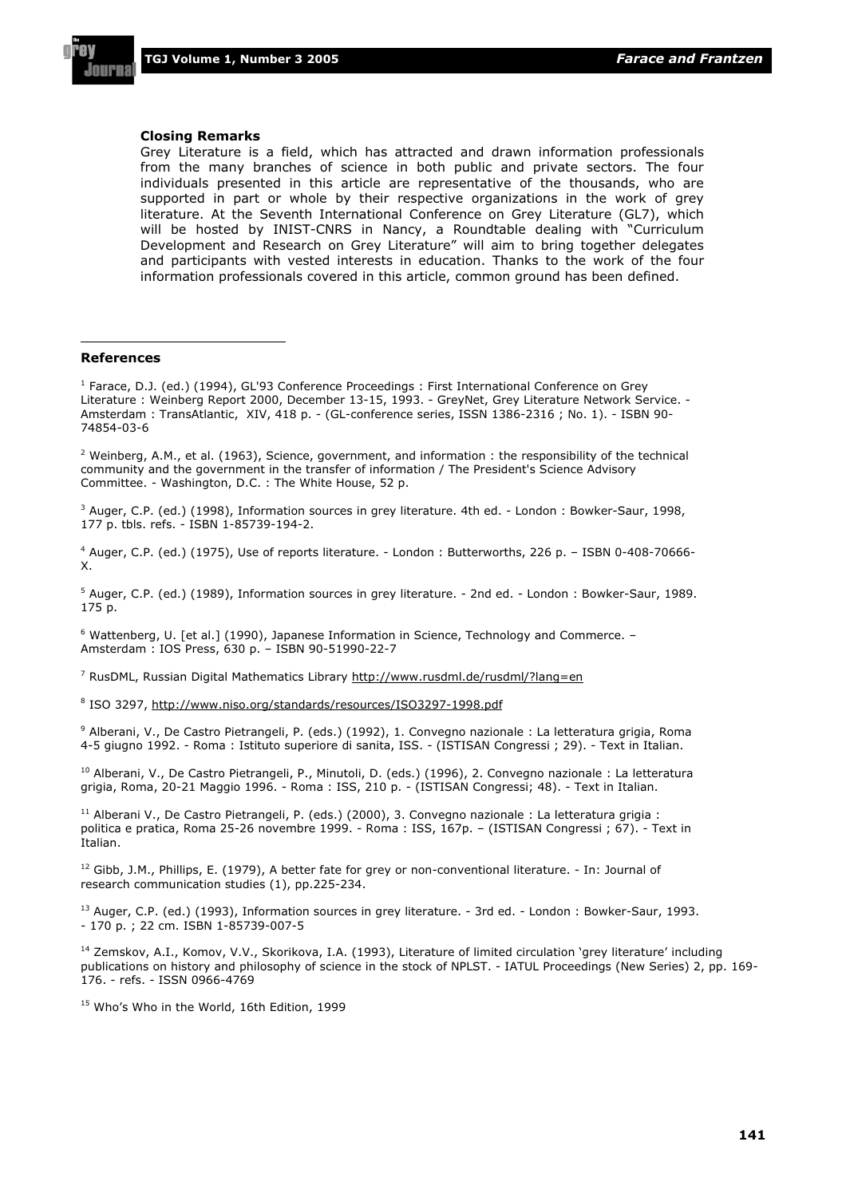**Closing Remarks**

Grey Literature is a field, which has attracted and drawn information professionals from the many branches of science in both public and private sectors. The four individuals presented in this article are representative of the thousands, who are supported in part or whole by their respective organizations in the work of grey literature. At the Seventh International Conference on Grey Literature (GL7), which will be hosted by INIST-CNRS in Nancy, a Roundtable dealing with "Curriculum Development and Research on Grey Literature" will aim to bring together delegates and participants with vested interests in education. Thanks to the work of the four information professionals covered in this article, common ground has been defined.

---

**References**

[1] Farace, D.J. (ed.) (1994), GL'93 Conference Proceedings : First International Conference on Grey Literature : Weinberg Report 2000, December 13-15, 1993. - GreyNet, Grey Literature Network Service. - Amsterdam : TransAtlantic, XIV, 418 p. - (GL-conference series, ISSN 1386-2316 ; No. 1). - ISBN 90-74854-03-6

[2] Weinberg, A.M., et al. (1963), Science, government, and information : the responsibility of the technical community and the government in the transfer of information / The President's Science Advisory Committee. - Washington, D.C. : The White House, 52 p.

[3] Auger, C.P. (ed.) (1998), Information sources in grey literature. 4th ed. - London : Bowker-Saur, 1998, 177 p. tbls. refs. - ISBN 1-85739-194-2.

[4] Auger, C.P. (ed.) (1975), Use of reports literature. - London : Butterworths, 226 p. – ISBN 0-408-70666-X.

[5] Auger, C.P. (ed.) (1989), Information sources in grey literature. - 2nd ed. - London : Bowker-Saur, 1989. 175 p.

[6] Wattenberg, U. [et al.] (1990), Japanese Information in Science, Technology and Commerce. – Amsterdam : IOS Press, 630 p. – ISBN 90-51990-22-7

[7] RusDML, Russian Digital Mathematics Library http://www.rusdml.de/rusdml/?lang=en

[8] ISO 3297, http://www.niso.org/standards/resources/ISO3297-1998.pdf

[9] Alberani, V., De Castro Pietrangeli, P. (eds.) (1992), 1. Convegno nazionale : La letteratura grigia, Roma 4-5 giugno 1992. - Roma : Istituto superiore di sanita, ISS. - (ISTISAN Congressi ; 29). - Text in Italian.

[10] Alberani, V., De Castro Pietrangeli, P., Minutoli, D. (eds.) (1996), 2. Convegno nazionale : La letteratura grigia, Roma, 20-21 Maggio 1996. - Roma : ISS, 210 p. - (ISTISAN Congressi; 48). - Text in Italian.

[11] Alberani V., De Castro Pietrangeli, P. (eds.) (2000), 3. Convegno nazionale : La letteratura grigia : politica e pratica, Roma 25-26 novembre 1999. - Roma : ISS, 167p. – (ISTISAN Congressi ; 67). - Text in Italian.

[12] Gibb, J.M., Phillips, E. (1979), A better fate for grey or non-conventional literature. - In: Journal of research communication studies (1), pp.225-234.

[13] Auger, C.P. (ed.) (1993), Information sources in grey literature. - 3rd ed. - London : Bowker-Saur, 1993. - 170 p. ; 22 cm. ISBN 1-85739-007-5

[14] Zemskov, A.I., Komov, V.V., Skorikova, I.A. (1993), Literature of limited circulation 'grey literature' including publications on history and philosophy of science in the stock of NPLST. - IATUL Proceedings (New Series) 2, pp. 169-176. - refs. - ISSN 0966-4769

[15] Who's Who in the World, 16th Edition, 1999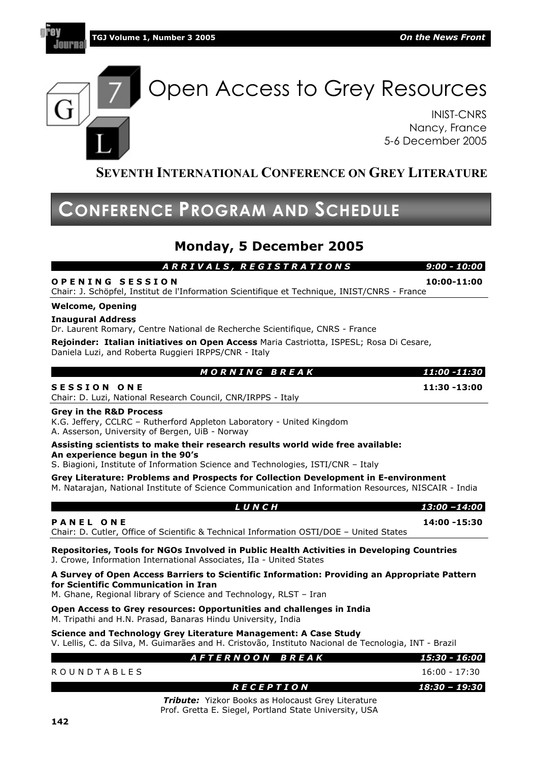# Open Access to Grey Resources

INIST-CNRS
Nancy, France
5-6 December 2005

## SEVENTH INTERNATIONAL CONFERENCE ON GREY LITERATURE

## CONFERENCE PROGRAM AND SCHEDULE

### Monday, 5 December 2005

***ARRIVALS, REGISTRATIONS*** — *9:00 - 10:00*

**OPENING SESSION** — **10:00-11:00**
Chair: J. Schöpfel, Institut de l'Information Scientifique et Technique, INIST/CNRS - France

**Welcome, Opening**

**Inaugural Address**
Dr. Laurent Romary, Centre National de Recherche Scientifique, CNRS - France

**Rejoinder: Italian initiatives on Open Access** Maria Castriotta, ISPESL; Rosa Di Cesare, Daniela Luzi, and Roberta Ruggieri IRPPS/CNR - Italy

***MORNING BREAK*** — *11:00 -11:30*

**SESSION ONE** — **11:30 -13:00**
Chair: D. Luzi, National Research Council, CNR/IRPPS - Italy

**Grey in the R&D Process**
K.G. Jeffery, CCLRC – Rutherford Appleton Laboratory - United Kingdom
A. Asserson, University of Bergen, UiB - Norway

**Assisting scientists to make their research results world wide free available: An experience begun in the 90's**
S. Biagioni, Institute of Information Science and Technologies, ISTI/CNR – Italy

**Grey Literature: Problems and Prospects for Collection Development in E-environment**
M. Natarajan, National Institute of Science Communication and Information Resources, NISCAIR - India

***LUNCH*** — *13:00 –14:00*

**PANEL ONE** — **14:00 -15:30**
Chair: D. Cutler, Office of Scientific & Technical Information OSTI/DOE – United States

**Repositories, Tools for NGOs Involved in Public Health Activities in Developing Countries**
J. Crowe, Information International Associates, IIa - United States

**A Survey of Open Access Barriers to Scientific Information: Providing an Appropriate Pattern for Scientific Communication in Iran**
M. Ghane, Regional library of Science and Technology, RLST – Iran

**Open Access to Grey resources: Opportunities and challenges in India**
M. Tripathi and H.N. Prasad, Banaras Hindu University, India

**Science and Technology Grey Literature Management: A Case Study**
V. Lellis, C. da Silva, M. Guimarães and H. Cristovão, Instituto Nacional de Tecnologia, INT - Brazil

***AFTERNOON BREAK*** — *15:30 - 16:00*

ROUNDTABLES — 16:00 - 17:30

***RECEPTION*** — *18:30 – 19:30*

***Tribute:*** Yizkor Books as Holocaust Grey Literature
Prof. Gretta E. Siegel, Portland State University, USA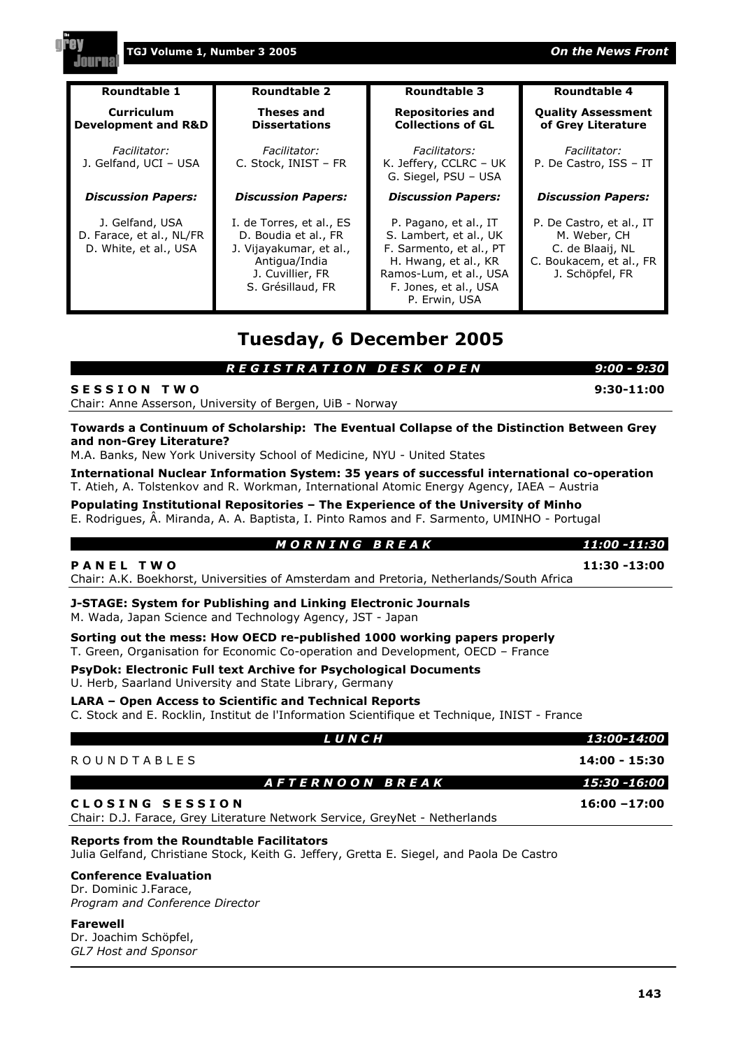| Roundtable 1 | Roundtable 2 | Roundtable 3 | Roundtable 4 |
|---|---|---|---|
| **Curriculum Development and R&D** | **Theses and Dissertations** | **Repositories and Collections of GL** | **Quality Assessment of Grey Literature** |
| *Facilitator:* J. Gelfand, UCI – USA | *Facilitator:* C. Stock, INIST – FR | *Facilitators:* K. Jeffery, CCLRC – UK G. Siegel, PSU – USA | *Facilitator:* P. De Castro, ISS – IT |
| ***Discussion Papers:*** | ***Discussion Papers:*** | ***Discussion Papers:*** | ***Discussion Papers:*** |
| J. Gelfand, USA D. Farace, et al., NL/FR D. White, et al., USA | I. de Torres, et al., ES D. Boudia et al., FR J. Vijayakumar, et al., Antigua/India J. Cuvillier, FR S. Grésillaud, FR | P. Pagano, et al., IT S. Lambert, et al., UK F. Sarmento, et al., PT H. Hwang, et al., KR Ramos-Lum, et al., USA F. Jones, et al., USA P. Erwin, USA | P. De Castro, et al., IT M. Weber, CH C. de Blaaij, NL C. Boukacem, et al., FR J. Schöpfel, FR |

# Tuesday, 6 December 2005

***REGISTRATION DESK OPEN*** *9:00 - 9:30*

**SESSION TWO** **9:30-11:00**
Chair: Anne Asserson, University of Bergen, UiB - Norway

**Towards a Continuum of Scholarship: The Eventual Collapse of the Distinction Between Grey and non-Grey Literature?**
M.A. Banks, New York University School of Medicine, NYU - United States

**International Nuclear Information System: 35 years of successful international co-operation**
T. Atieh, A. Tolstenkov and R. Workman, International Atomic Energy Agency, IAEA – Austria

**Populating Institutional Repositories – The Experience of the University of Minho**
E. Rodrigues, Â. Miranda, A. A. Baptista, I. Pinto Ramos and F. Sarmento, UMINHO - Portugal

***MORNING BREAK*** *11:00 -11:30*

**PANEL TWO** **11:30 -13:00**
Chair: A.K. Boekhorst, Universities of Amsterdam and Pretoria, Netherlands/South Africa

**J-STAGE: System for Publishing and Linking Electronic Journals**
M. Wada, Japan Science and Technology Agency, JST - Japan

**Sorting out the mess: How OECD re-published 1000 working papers properly**
T. Green, Organisation for Economic Co-operation and Development, OECD – France

**PsyDok: Electronic Full text Archive for Psychological Documents**
U. Herb, Saarland University and State Library, Germany

**LARA – Open Access to Scientific and Technical Reports**
C. Stock and E. Rocklin, Institut de l'Information Scientifique et Technique, INIST - France

***LUNCH*** *13:00-14:00*

ROUNDTABLES **14:00 - 15:30**

***AFTERNOON BREAK*** *15:30 -16:00*

**CLOSING SESSION** **16:00 –17:00**
Chair: D.J. Farace, Grey Literature Network Service, GreyNet - Netherlands

**Reports from the Roundtable Facilitators**
Julia Gelfand, Christiane Stock, Keith G. Jeffery, Gretta E. Siegel, and Paola De Castro

**Conference Evaluation**
Dr. Dominic J.Farace,
*Program and Conference Director*

**Farewell**
Dr. Joachim Schöpfel,
*GL7 Host and Sponsor*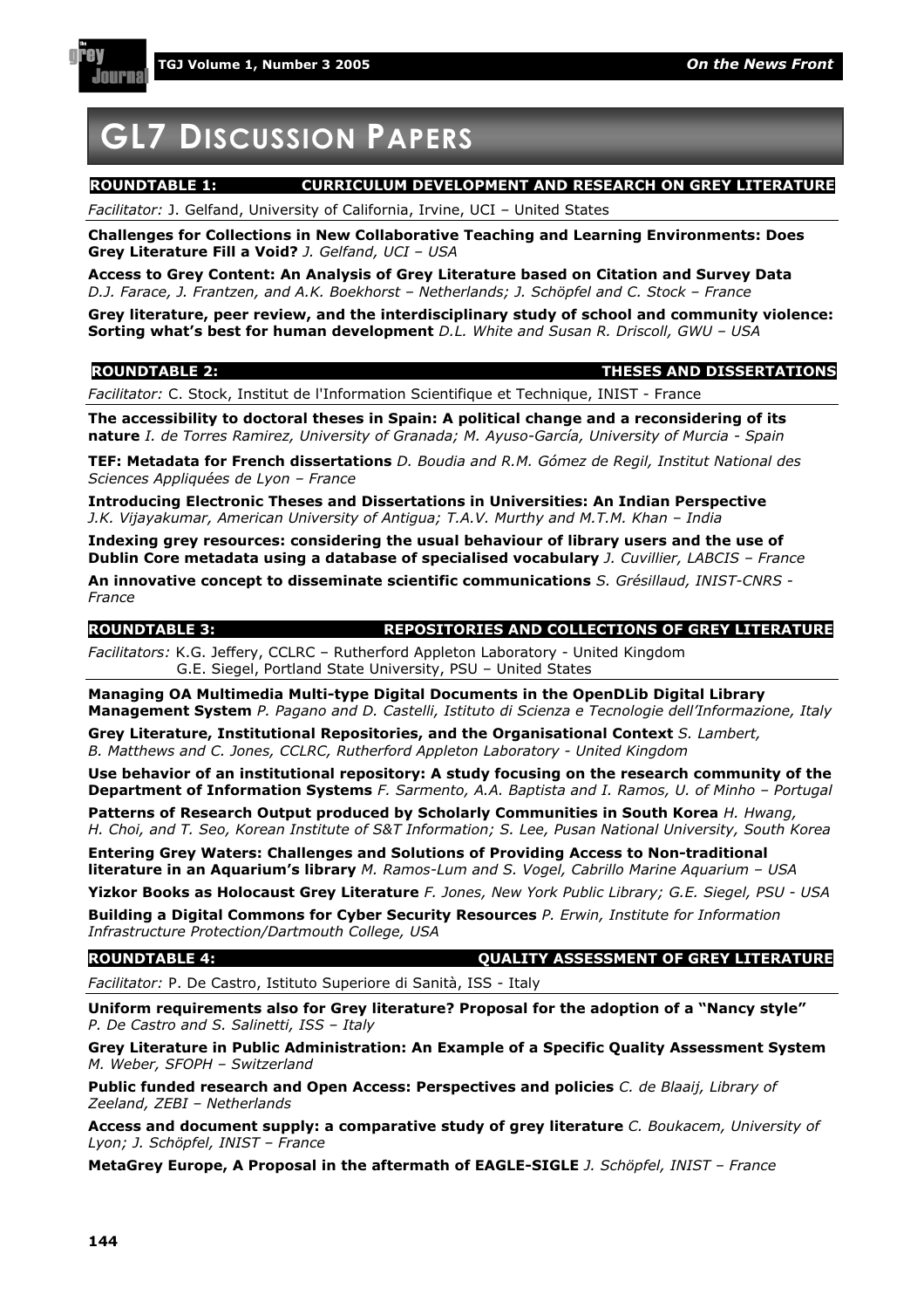# GL7 Discussion Papers

**ROUNDTABLE 1: CURRICULUM DEVELOPMENT AND RESEARCH ON GREY LITERATURE**

*Facilitator:* J. Gelfand, University of California, Irvine, UCI – United States

**Challenges for Collections in New Collaborative Teaching and Learning Environments: Does Grey Literature Fill a Void?** *J. Gelfand, UCI – USA*

**Access to Grey Content: An Analysis of Grey Literature based on Citation and Survey Data** *D.J. Farace, J. Frantzen, and A.K. Boekhorst – Netherlands; J. Schöpfel and C. Stock – France*

**Grey literature, peer review, and the interdisciplinary study of school and community violence: Sorting what's best for human development** *D.L. White and Susan R. Driscoll, GWU – USA*

**ROUNDTABLE 2: THESES AND DISSERTATIONS**

*Facilitator:* C. Stock, Institut de l'Information Scientifique et Technique, INIST - France

**The accessibility to doctoral theses in Spain: A political change and a reconsidering of its nature** *I. de Torres Ramirez, University of Granada; M. Ayuso-García, University of Murcia - Spain*

**TEF: Metadata for French dissertations** *D. Boudia and R.M. Gómez de Regil, Institut National des Sciences Appliquées de Lyon – France*

**Introducing Electronic Theses and Dissertations in Universities: An Indian Perspective** *J.K. Vijayakumar, American University of Antigua; T.A.V. Murthy and M.T.M. Khan – India*

**Indexing grey resources: considering the usual behaviour of library users and the use of Dublin Core metadata using a database of specialised vocabulary** *J. Cuvillier, LABCIS – France*

**An innovative concept to disseminate scientific communications** *S. Grésillaud, INIST-CNRS - France*

**ROUNDTABLE 3: REPOSITORIES AND COLLECTIONS OF GREY LITERATURE**

*Facilitators:* K.G. Jeffery, CCLRC – Rutherford Appleton Laboratory - United Kingdom
G.E. Siegel, Portland State University, PSU – United States

**Managing OA Multimedia Multi-type Digital Documents in the OpenDLib Digital Library Management System** *P. Pagano and D. Castelli, Istituto di Scienza e Tecnologie dell'Informazione, Italy*

**Grey Literature, Institutional Repositories, and the Organisational Context** *S. Lambert, B. Matthews and C. Jones, CCLRC, Rutherford Appleton Laboratory - United Kingdom*

**Use behavior of an institutional repository: A study focusing on the research community of the Department of Information Systems** *F. Sarmento, A.A. Baptista and I. Ramos, U. of Minho – Portugal*

**Patterns of Research Output produced by Scholarly Communities in South Korea** *H. Hwang, H. Choi, and T. Seo, Korean Institute of S&T Information; S. Lee, Pusan National University, South Korea*

**Entering Grey Waters: Challenges and Solutions of Providing Access to Non-traditional literature in an Aquarium's library** *M. Ramos-Lum and S. Vogel, Cabrillo Marine Aquarium – USA*

**Yizkor Books as Holocaust Grey Literature** *F. Jones, New York Public Library; G.E. Siegel, PSU - USA*

**Building a Digital Commons for Cyber Security Resources** *P. Erwin, Institute for Information Infrastructure Protection/Dartmouth College, USA*

**ROUNDTABLE 4: QUALITY ASSESSMENT OF GREY LITERATURE**

*Facilitator:* P. De Castro, Istituto Superiore di Sanità, ISS - Italy

**Uniform requirements also for Grey literature? Proposal for the adoption of a "Nancy style"** *P. De Castro and S. Salinetti, ISS – Italy*

**Grey Literature in Public Administration: An Example of a Specific Quality Assessment System** *M. Weber, SFOPH – Switzerland*

**Public funded research and Open Access: Perspectives and policies** *C. de Blaaij, Library of Zeeland, ZEBI – Netherlands*

**Access and document supply: a comparative study of grey literature** *C. Boukacem, University of Lyon; J. Schöpfel, INIST – France*

**MetaGrey Europe, A Proposal in the aftermath of EAGLE-SIGLE** *J. Schöpfel, INIST – France*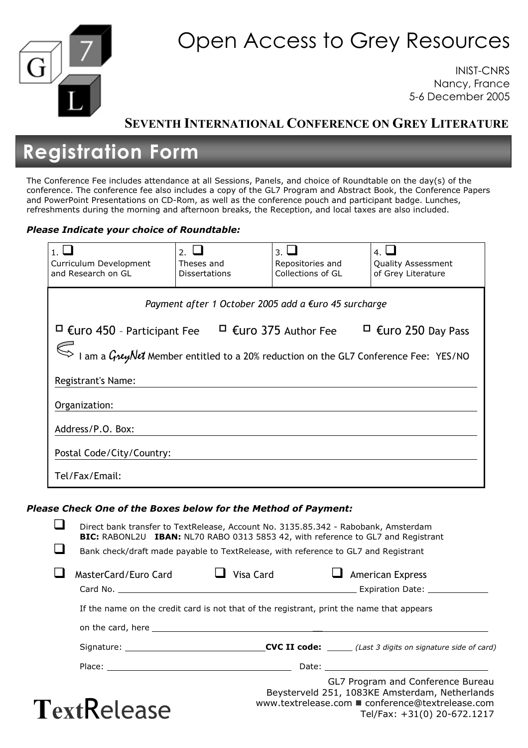# Open Access to Grey Resources

INIST-CNRS
Nancy, France
5-6 December 2005

**SEVENTH INTERNATIONAL CONFERENCE ON GREY LITERATURE**

## Registration Form

The Conference Fee includes attendance at all Sessions, Panels, and choice of Roundtable on the day(s) of the conference. The conference fee also includes a copy of the GL7 Program and Abstract Book, the Conference Papers and PowerPoint Presentations on CD-Rom, as well as the conference pouch and participant badge. Lunches, refreshments during the morning and afternoon breaks, the Reception, and local taxes are also included.

***Please Indicate your choice of Roundtable:***

| 1. ☐ Curriculum Development and Research on GL | 2. ☐ Theses and Dissertations | 3. ☐ Repositories and Collections of GL | 4. ☐ Quality Assessment of Grey Literature |
|---|---|---|---|

*Payment after 1 October 2005 add a €uro 45 surcharge*

☐ €uro 450 – Participant Fee ☐ €uro 375 Author Fee ☐ €uro 250 Day Pass

I am a GreyNet Member entitled to a 20% reduction on the GL7 Conference Fee: YES/NO

Registrant's Name: ______________________________

Organization: ______________________________

Address/P.O. Box: ______________________________

Postal Code/City/Country: ______________________________

Tel/Fax/Email: ______________________________

***Please Check One of the Boxes below for the Method of Payment:***

☐ Direct bank transfer to TextRelease, Account No. 3135.85.342 - Rabobank, Amsterdam
**BIC:** RABONL2U **IBAN:** NL70 RABO 0313 5853 42, with reference to GL7 and Registrant

☐ Bank check/draft made payable to TextRelease, with reference to GL7 and Registrant

☐ MasterCard/Euro Card ☐ Visa Card ☐ American Express

Card No. ______________________________ Expiration Date: ____________

If the name on the credit card is not that of the registrant, print the name that appears

on the card, here ______________________________

Signature: ______________________________ **CVC II code:** _____ *(Last 3 digits on signature side of card)*

Place: ______________________________ Date: ______________________________

GL7 Program and Conference Bureau
Beysterveld 251, 1083KE Amsterdam, Netherlands
www.textrelease.com ■ conference@textrelease.com
Tel/Fax: +31(0) 20-672.1217

TextRelease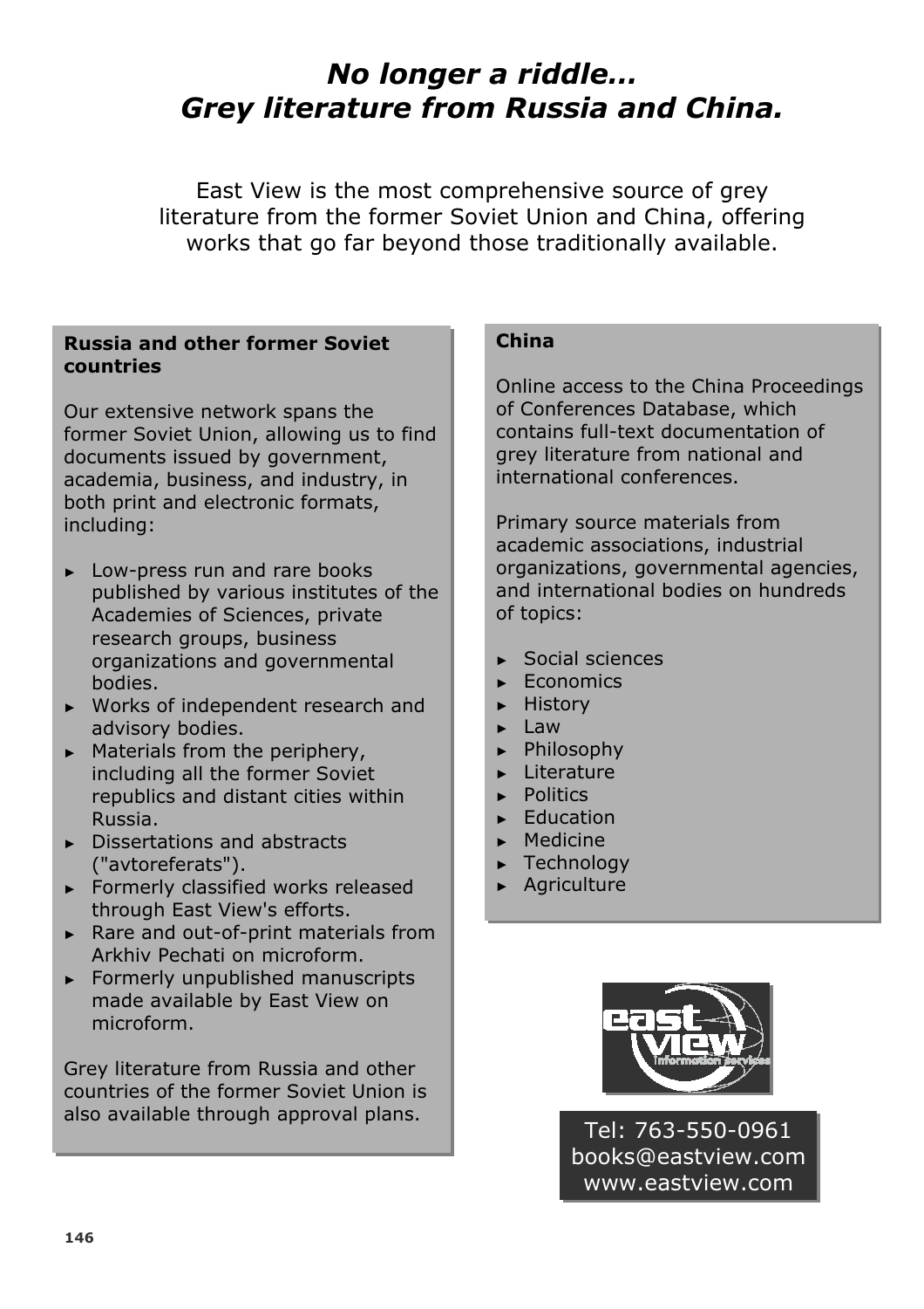# *No longer a riddle… Grey literature from Russia and China.*

East View is the most comprehensive source of grey literature from the former Soviet Union and China, offering works that go far beyond those traditionally available.

**Russia and other former Soviet countries**

Our extensive network spans the former Soviet Union, allowing us to find documents issued by government, academia, business, and industry, in both print and electronic formats, including:

- Low-press run and rare books published by various institutes of the Academies of Sciences, private research groups, business organizations and governmental bodies.
- Works of independent research and advisory bodies.
- Materials from the periphery, including all the former Soviet republics and distant cities within Russia.
- Dissertations and abstracts ("avtoreferats").
- Formerly classified works released through East View's efforts.
- Rare and out-of-print materials from Arkhiv Pechati on microform.
- Formerly unpublished manuscripts made available by East View on microform.

Grey literature from Russia and other countries of the former Soviet Union is also available through approval plans.

**China**

Online access to the China Proceedings of Conferences Database, which contains full-text documentation of grey literature from national and international conferences.

Primary source materials from academic associations, industrial organizations, governmental agencies, and international bodies on hundreds of topics:

- Social sciences
- Economics
- History
- Law
- Philosophy
- Literature
- Politics
- Education
- Medicine
- Technology
- Agriculture

east view Information Services

Tel: 763-550-0961
books@eastview.com
www.eastview.com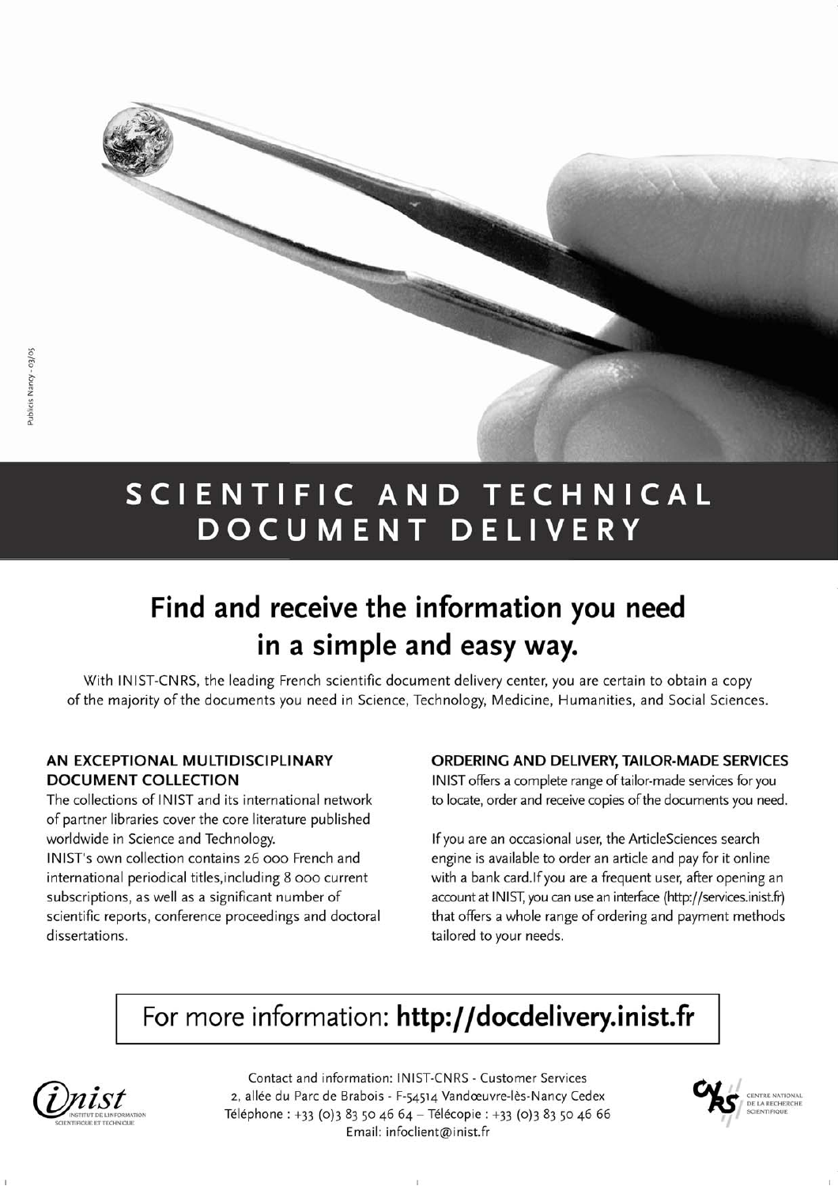# SCIENTIFIC AND TECHNICAL DOCUMENT DELIVERY

## Find and receive the information you need in a simple and easy way.

With INIST-CNRS, the leading French scientific document delivery center, you are certain to obtain a copy of the majority of the documents you need in Science, Technology, Medicine, Humanities, and Social Sciences.

### AN EXCEPTIONAL MULTIDISCIPLINARY DOCUMENT COLLECTION

The collections of INIST and its international network of partner libraries cover the core literature published worldwide in Science and Technology.

INIST's own collection contains 26 000 French and international periodical titles,including 8 000 current subscriptions, as well as a significant number of scientific reports, conference proceedings and doctoral dissertations.

### ORDERING AND DELIVERY, TAILOR-MADE SERVICES

INIST offers a complete range of tailor-made services for you to locate, order and receive copies of the documents you need.

If you are an occasional user, the ArticleSciences search engine is available to order an article and pay for it online with a bank card.If you are a frequent user, after opening an account at INIST, you can use an interface (http://services.inist.fr) that offers a whole range of ordering and payment methods tailored to your needs.

For more information: **http://docdelivery.inist.fr**

Contact and information: INIST-CNRS - Customer Services
2, allée du Parc de Brabois - F-54514 Vandœuvre-lès-Nancy Cedex
Téléphone : +33 (0)3 83 50 46 64 – Télécopie : +33 (0)3 83 50 46 66
Email: infoclient@inist.fr

inist — INSTITUT DE L'INFORMATION SCIENTIFIQUE ET TECHNIQUE

CNRS — CENTRE NATIONAL DE LA RECHERCHE SCIENTIFIQUE

Publicis Nancy - 03/05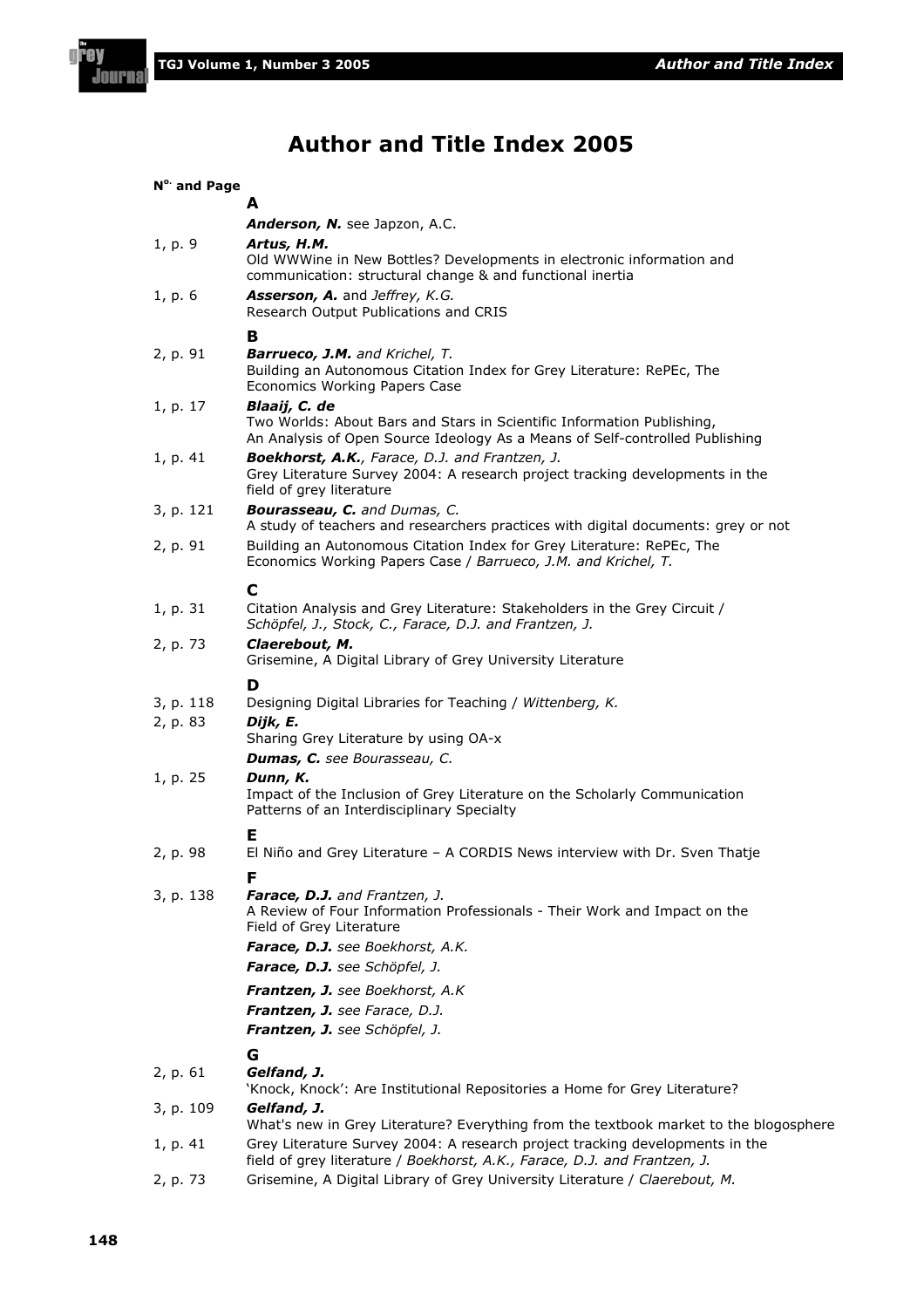# Author and Title Index 2005

| N°. and Page | |
|---|---|
| | **A** |
| | ***Anderson, N.*** see Japzon, A.C. |
| 1, p. 9 | ***Artus, H.M.*** Old WWWine in New Bottles? Developments in electronic information and communication: structural change & and functional inertia |
| 1, p. 6 | ***Asserson, A.*** and *Jeffrey, K.G.* Research Output Publications and CRIS |
| | **B** |
| 2, p. 91 | ***Barrueco, J.M.*** *and Krichel, T.* Building an Autonomous Citation Index for Grey Literature: RePEc, The Economics Working Papers Case |
| 1, p. 17 | ***Blaaij, C. de*** Two Worlds: About Bars and Stars in Scientific Information Publishing, An Analysis of Open Source Ideology As a Means of Self-controlled Publishing |
| 1, p. 41 | ***Boekhorst, A.K.****, Farace, D.J. and Frantzen, J.* Grey Literature Survey 2004: A research project tracking developments in the field of grey literature |
| 3, p. 121 | ***Bourasseau, C.*** *and Dumas, C.* A study of teachers and researchers practices with digital documents: grey or not |
| 2, p. 91 | Building an Autonomous Citation Index for Grey Literature: RePEc, The Economics Working Papers Case / *Barrueco, J.M. and Krichel, T.* |
| | **C** |
| 1, p. 31 | Citation Analysis and Grey Literature: Stakeholders in the Grey Circuit / *Schöpfel, J., Stock, C., Farace, D.J. and Frantzen, J.* |
| 2, p. 73 | ***Claerebout, M.*** Grisemine, A Digital Library of Grey University Literature |
| | **D** |
| 3, p. 118 | Designing Digital Libraries for Teaching / *Wittenberg, K.* |
| 2, p. 83 | ***Dijk, E.*** Sharing Grey Literature by using OA-x |
| | ***Dumas, C.*** *see Bourasseau, C.* |
| 1, p. 25 | ***Dunn, K.*** Impact of the Inclusion of Grey Literature on the Scholarly Communication Patterns of an Interdisciplinary Specialty |
| | **E** |
| 2, p. 98 | El Niño and Grey Literature – A CORDIS News interview with Dr. Sven Thatje |
| | **F** |
| 3, p. 138 | ***Farace, D.J.*** *and Frantzen, J.* A Review of Four Information Professionals - Their Work and Impact on the Field of Grey Literature |
| | ***Farace, D.J.*** *see Boekhorst, A.K.* |
| | ***Farace, D.J.*** *see Schöpfel, J.* |
| | ***Frantzen, J.*** *see Boekhorst, A.K* |
| | ***Frantzen, J.*** *see Farace, D.J.* |
| | ***Frantzen, J.*** *see Schöpfel, J.* |
| | **G** |
| 2, p. 61 | ***Gelfand, J.*** 'Knock, Knock': Are Institutional Repositories a Home for Grey Literature? |
| 3, p. 109 | ***Gelfand, J.*** What's new in Grey Literature? Everything from the textbook market to the blogosphere |
| 1, p. 41 | Grey Literature Survey 2004: A research project tracking developments in the field of grey literature / *Boekhorst, A.K., Farace, D.J. and Frantzen, J.* |
| 2, p. 73 | Grisemine, A Digital Library of Grey University Literature / *Claerebout, M.* |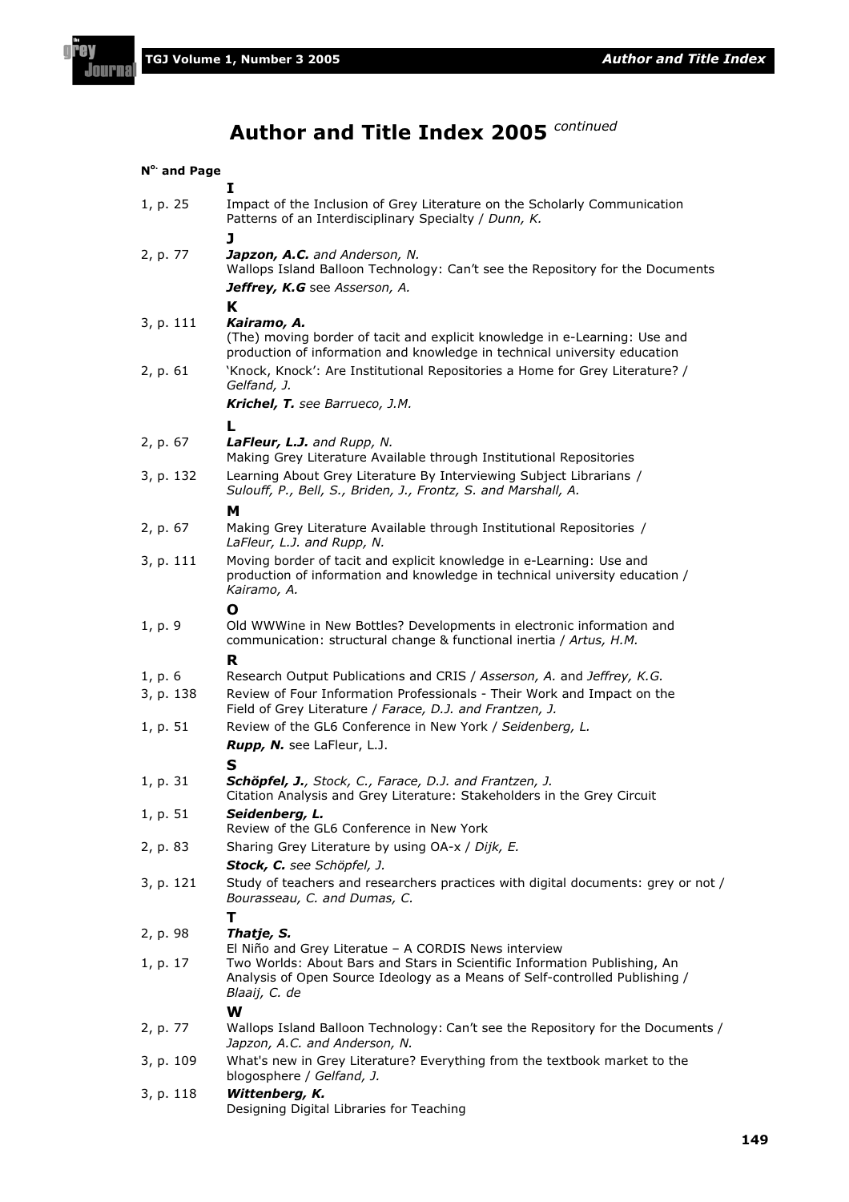# Author and Title Index 2005 *continued*

| Nº. and Page | |
|---|---|
| | **I** |
| 1, p. 25 | Impact of the Inclusion of Grey Literature on the Scholarly Communication Patterns of an Interdisciplinary Specialty / *Dunn, K.* |
| | **J** |
| 2, p. 77 | ***Japzon, A.C.*** *and Anderson, N.* Wallops Island Balloon Technology: Can't see the Repository for the Documents |
| | ***Jeffrey, K.G*** see *Asserson, A.* |
| | **K** |
| 3, p. 111 | ***Kairamo, A.*** (The) moving border of tacit and explicit knowledge in e-Learning: Use and production of information and knowledge in technical university education |
| 2, p. 61 | 'Knock, Knock': Are Institutional Repositories a Home for Grey Literature? / *Gelfand, J.* |
| | ***Krichel, T.*** *see Barrueco, J.M.* |
| | **L** |
| 2, p. 67 | ***LaFleur, L.J.*** *and Rupp, N.* Making Grey Literature Available through Institutional Repositories |
| 3, p. 132 | Learning About Grey Literature By Interviewing Subject Librarians / *Sulouff, P., Bell, S., Briden, J., Frontz, S. and Marshall, A.* |
| | **M** |
| 2, p. 67 | Making Grey Literature Available through Institutional Repositories / *LaFleur, L.J. and Rupp, N.* |
| 3, p. 111 | Moving border of tacit and explicit knowledge in e-Learning: Use and production of information and knowledge in technical university education / *Kairamo, A.* |
| | **O** |
| 1, p. 9 | Old WWWine in New Bottles? Developments in electronic information and communication: structural change & functional inertia / *Artus, H.M.* |
| | **R** |
| 1, p. 6 | Research Output Publications and CRIS / *Asserson, A.* and *Jeffrey, K.G.* |
| 3, p. 138 | Review of Four Information Professionals - Their Work and Impact on the Field of Grey Literature / *Farace, D.J. and Frantzen, J.* |
| 1, p. 51 | Review of the GL6 Conference in New York / *Seidenberg, L.* |
| | ***Rupp, N.*** see LaFleur, L.J. |
| | **S** |
| 1, p. 31 | ***Schöpfel, J.***, *Stock, C., Farace, D.J. and Frantzen, J.* Citation Analysis and Grey Literature: Stakeholders in the Grey Circuit |
| 1, p. 51 | ***Seidenberg, L.*** Review of the GL6 Conference in New York |
| 2, p. 83 | Sharing Grey Literature by using OA-x / *Dijk, E.* |
| | ***Stock, C.*** *see Schöpfel, J.* |
| 3, p. 121 | Study of teachers and researchers practices with digital documents: grey or not / *Bourasseau, C. and Dumas, C.* |
| | **T** |
| 2, p. 98 | ***Thatje, S.*** El Niño and Grey Literatue – A CORDIS News interview |
| 1, p. 17 | Two Worlds: About Bars and Stars in Scientific Information Publishing, An Analysis of Open Source Ideology as a Means of Self-controlled Publishing / *Blaaij, C. de* |
| | **W** |
| 2, p. 77 | Wallops Island Balloon Technology: Can't see the Repository for the Documents / *Japzon, A.C. and Anderson, N.* |
| 3, p. 109 | What's new in Grey Literature? Everything from the textbook market to the blogosphere / *Gelfand, J.* |
| 3, p. 118 | ***Wittenberg, K.*** Designing Digital Libraries for Teaching |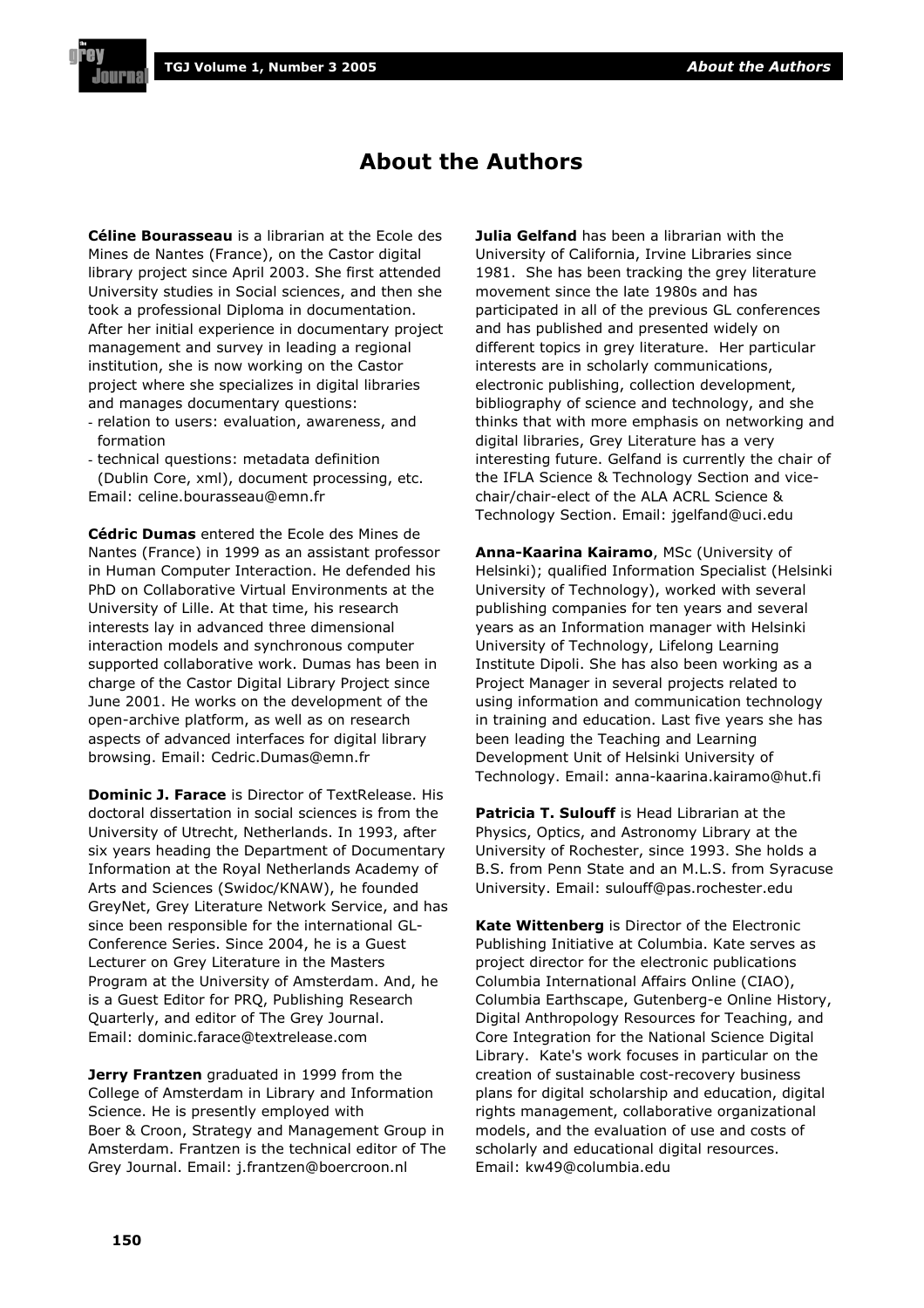# About the Authors

**Céline Bourasseau** is a librarian at the Ecole des Mines de Nantes (France), on the Castor digital library project since April 2003. She first attended University studies in Social sciences, and then she took a professional Diploma in documentation. After her initial experience in documentary project management and survey in leading a regional institution, she is now working on the Castor project where she specializes in digital libraries and manages documentary questions:

- relation to users: evaluation, awareness, and formation
- technical questions: metadata definition (Dublin Core, xml), document processing, etc.

Email: celine.bourasseau@emn.fr

**Cédric Dumas** entered the Ecole des Mines de Nantes (France) in 1999 as an assistant professor in Human Computer Interaction. He defended his PhD on Collaborative Virtual Environments at the University of Lille. At that time, his research interests lay in advanced three dimensional interaction models and synchronous computer supported collaborative work. Dumas has been in charge of the Castor Digital Library Project since June 2001. He works on the development of the open-archive platform, as well as on research aspects of advanced interfaces for digital library browsing. Email: Cedric.Dumas@emn.fr

**Dominic J. Farace** is Director of TextRelease. His doctoral dissertation in social sciences is from the University of Utrecht, Netherlands. In 1993, after six years heading the Department of Documentary Information at the Royal Netherlands Academy of Arts and Sciences (Swidoc/KNAW), he founded GreyNet, Grey Literature Network Service, and has since been responsible for the international GL-Conference Series. Since 2004, he is a Guest Lecturer on Grey Literature in the Masters Program at the University of Amsterdam. And, he is a Guest Editor for PRQ, Publishing Research Quarterly, and editor of The Grey Journal. Email: dominic.farace@textrelease.com

**Jerry Frantzen** graduated in 1999 from the College of Amsterdam in Library and Information Science. He is presently employed with Boer & Croon, Strategy and Management Group in Amsterdam. Frantzen is the technical editor of The Grey Journal. Email: j.frantzen@boercroon.nl

**Julia Gelfand** has been a librarian with the University of California, Irvine Libraries since 1981. She has been tracking the grey literature movement since the late 1980s and has participated in all of the previous GL conferences and has published and presented widely on different topics in grey literature. Her particular interests are in scholarly communications, electronic publishing, collection development, bibliography of science and technology, and she thinks that with more emphasis on networking and digital libraries, Grey Literature has a very interesting future. Gelfand is currently the chair of the IFLA Science & Technology Section and vice-chair/chair-elect of the ALA ACRL Science & Technology Section. Email: jgelfand@uci.edu

**Anna-Kaarina Kairamo**, MSc (University of Helsinki); qualified Information Specialist (Helsinki University of Technology), worked with several publishing companies for ten years and several years as an Information manager with Helsinki University of Technology, Lifelong Learning Institute Dipoli. She has also been working as a Project Manager in several projects related to using information and communication technology in training and education. Last five years she has been leading the Teaching and Learning Development Unit of Helsinki University of Technology. Email: anna-kaarina.kairamo@hut.fi

**Patricia T. Sulouff** is Head Librarian at the Physics, Optics, and Astronomy Library at the University of Rochester, since 1993. She holds a B.S. from Penn State and an M.L.S. from Syracuse University. Email: sulouff@pas.rochester.edu

**Kate Wittenberg** is Director of the Electronic Publishing Initiative at Columbia. Kate serves as project director for the electronic publications Columbia International Affairs Online (CIAO), Columbia Earthscape, Gutenberg-e Online History, Digital Anthropology Resources for Teaching, and Core Integration for the National Science Digital Library. Kate's work focuses in particular on the creation of sustainable cost-recovery business plans for digital scholarship and education, digital rights management, collaborative organizational models, and the evaluation of use and costs of scholarly and educational digital resources.
Email: kw49@columbia.edu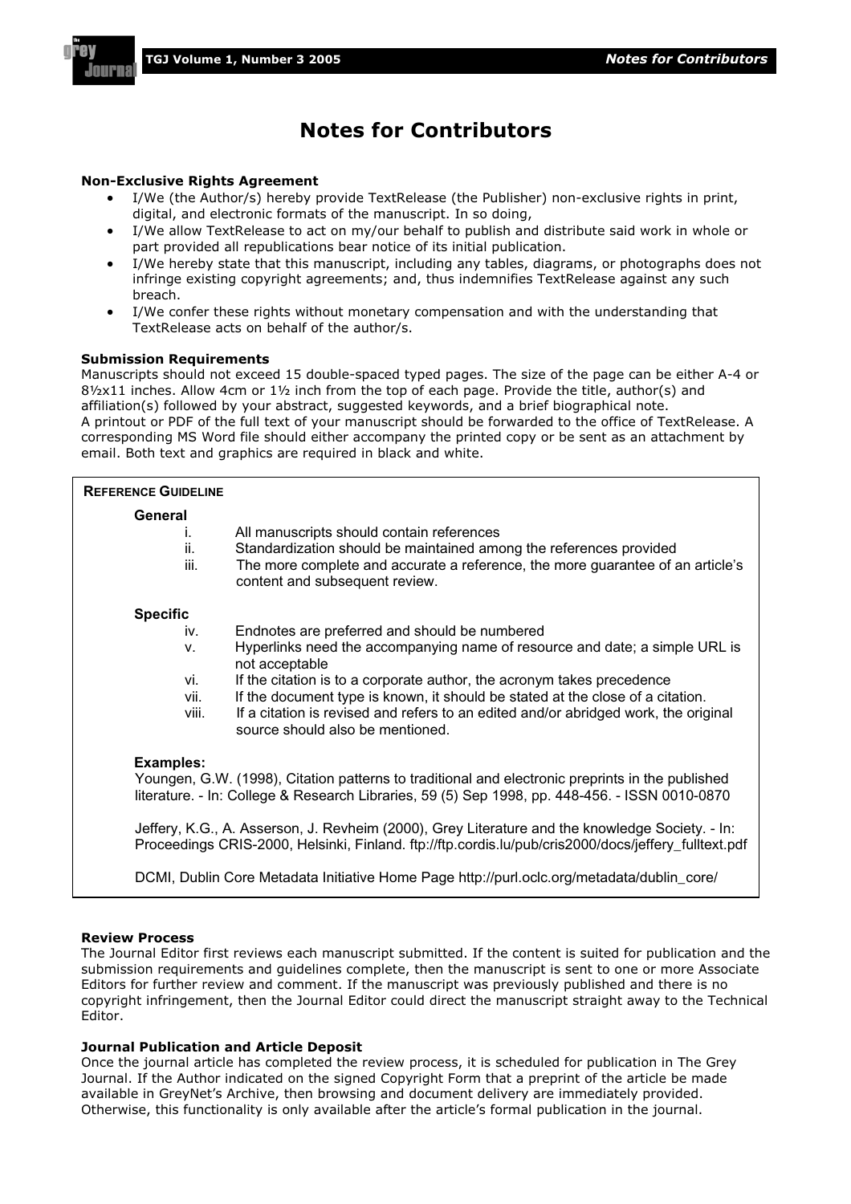# Notes for Contributors

**Non-Exclusive Rights Agreement**

- I/We (the Author/s) hereby provide TextRelease (the Publisher) non-exclusive rights in print, digital, and electronic formats of the manuscript. In so doing,
- I/We allow TextRelease to act on my/our behalf to publish and distribute said work in whole or part provided all republications bear notice of its initial publication.
- I/We hereby state that this manuscript, including any tables, diagrams, or photographs does not infringe existing copyright agreements; and, thus indemnifies TextRelease against any such breach.
- I/We confer these rights without monetary compensation and with the understanding that TextRelease acts on behalf of the author/s.

**Submission Requirements**

Manuscripts should not exceed 15 double-spaced typed pages. The size of the page can be either A-4 or 8½x11 inches. Allow 4cm or 1½ inch from the top of each page. Provide the title, author(s) and affiliation(s) followed by your abstract, suggested keywords, and a brief biographical note.
A printout or PDF of the full text of your manuscript should be forwarded to the office of TextRelease. A corresponding MS Word file should either accompany the printed copy or be sent as an attachment by email. Both text and graphics are required in black and white.

**REFERENCE GUIDELINE**

**General**

i. All manuscripts should contain references
ii. Standardization should be maintained among the references provided
iii. The more complete and accurate a reference, the more guarantee of an article's content and subsequent review.

**Specific**

iv. Endnotes are preferred and should be numbered
v. Hyperlinks need the accompanying name of resource and date; a simple URL is not acceptable
vi. If the citation is to a corporate author, the acronym takes precedence
vii. If the document type is known, it should be stated at the close of a citation.
viii. If a citation is revised and refers to an edited and/or abridged work, the original source should also be mentioned.

**Examples:**

Youngen, G.W. (1998), Citation patterns to traditional and electronic preprints in the published literature. - In: College & Research Libraries, 59 (5) Sep 1998, pp. 448-456. - ISSN 0010-0870

Jeffery, K.G., A. Asserson, J. Revheim (2000), Grey Literature and the knowledge Society. - In: Proceedings CRIS-2000, Helsinki, Finland. ftp://ftp.cordis.lu/pub/cris2000/docs/jeffery_fulltext.pdf

DCMI, Dublin Core Metadata Initiative Home Page http://purl.oclc.org/metadata/dublin_core/

**Review Process**

The Journal Editor first reviews each manuscript submitted. If the content is suited for publication and the submission requirements and guidelines complete, then the manuscript is sent to one or more Associate Editors for further review and comment. If the manuscript was previously published and there is no copyright infringement, then the Journal Editor could direct the manuscript straight away to the Technical Editor.

**Journal Publication and Article Deposit**

Once the journal article has completed the review process, it is scheduled for publication in The Grey Journal. If the Author indicated on the signed Copyright Form that a preprint of the article be made available in GreyNet's Archive, then browsing and document delivery are immediately provided. Otherwise, this functionality is only available after the article's formal publication in the journal.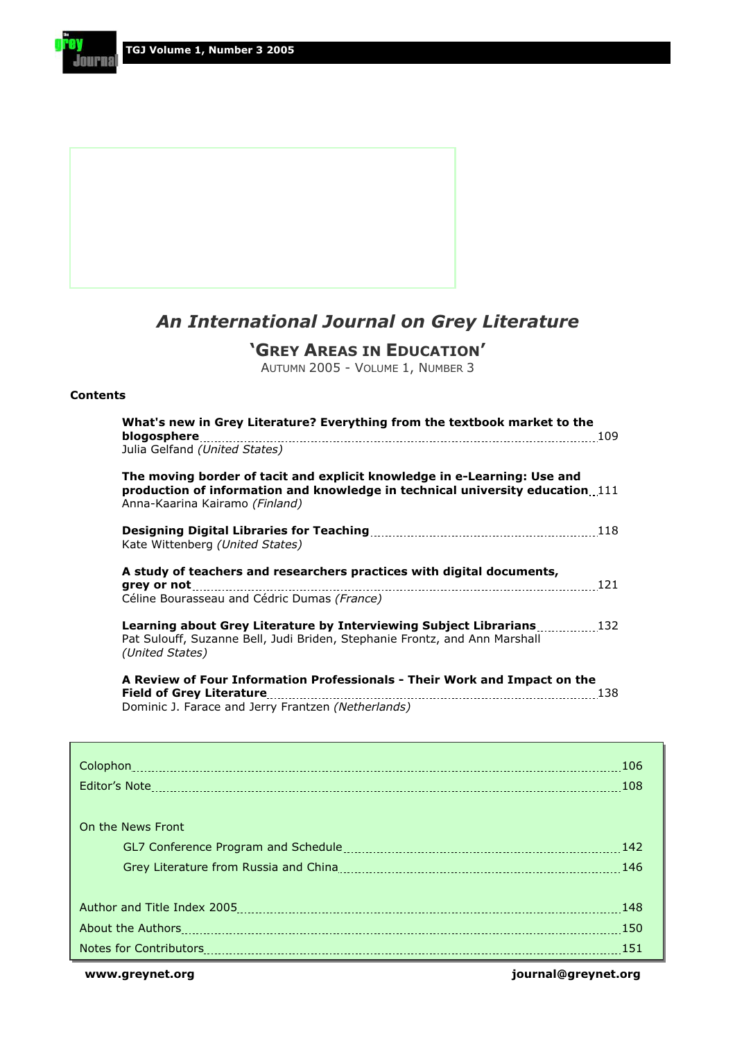# An International Journal on Grey Literature

## 'GREY AREAS IN EDUCATION'

AUTUMN 2005 - VOLUME 1, NUMBER 3

**Contents**

**What's new in Grey Literature? Everything from the textbook market to the blogosphere** ........ 109
Julia Gelfand *(United States)*

**The moving border of tacit and explicit knowledge in e-Learning: Use and production of information and knowledge in technical university education** ........ 111
Anna-Kaarina Kairamo *(Finland)*

**Designing Digital Libraries for Teaching** ........ 118
Kate Wittenberg *(United States)*

**A study of teachers and researchers practices with digital documents, grey or not** ........ 121
Céline Bourasseau and Cédric Dumas *(France)*

**Learning about Grey Literature by Interviewing Subject Librarians** ........ 132
Pat Sulouff, Suzanne Bell, Judi Briden, Stephanie Frontz, and Ann Marshall *(United States)*

**A Review of Four Information Professionals - Their Work and Impact on the Field of Grey Literature** ........ 138
Dominic J. Farace and Jerry Frantzen *(Netherlands)*

Colophon ........ 106

Editor's Note ........ 108

On the News Front

- GL7 Conference Program and Schedule ........ 142
- Grey Literature from Russia and China ........ 146

Author and Title Index 2005 ........ 148

About the Authors ........ 150

Notes for Contributors ........ 151

**www.greynet.org** **journal@greynet.org**